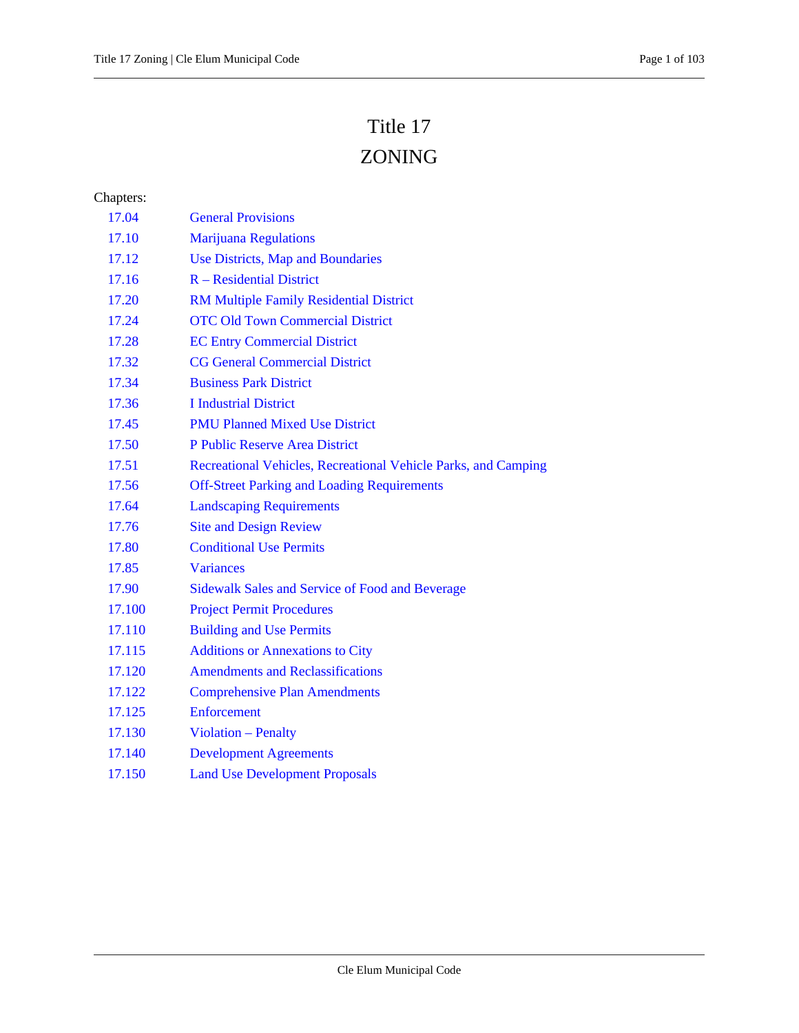# Title 17
# ZONING

Chapters:

| | |
|---|---|
| 17.04 | General Provisions |
| 17.10 | Marijuana Regulations |
| 17.12 | Use Districts, Map and Boundaries |
| 17.16 | R – Residential District |
| 17.20 | RM Multiple Family Residential District |
| 17.24 | OTC Old Town Commercial District |
| 17.28 | EC Entry Commercial District |
| 17.32 | CG General Commercial District |
| 17.34 | Business Park District |
| 17.36 | I Industrial District |
| 17.45 | PMU Planned Mixed Use District |
| 17.50 | P Public Reserve Area District |
| 17.51 | Recreational Vehicles, Recreational Vehicle Parks, and Camping |
| 17.56 | Off-Street Parking and Loading Requirements |
| 17.64 | Landscaping Requirements |
| 17.76 | Site and Design Review |
| 17.80 | Conditional Use Permits |
| 17.85 | Variances |
| 17.90 | Sidewalk Sales and Service of Food and Beverage |
| 17.100 | Project Permit Procedures |
| 17.110 | Building and Use Permits |
| 17.115 | Additions or Annexations to City |
| 17.120 | Amendments and Reclassifications |
| 17.122 | Comprehensive Plan Amendments |
| 17.125 | Enforcement |
| 17.130 | Violation – Penalty |
| 17.140 | Development Agreements |
| 17.150 | Land Use Development Proposals |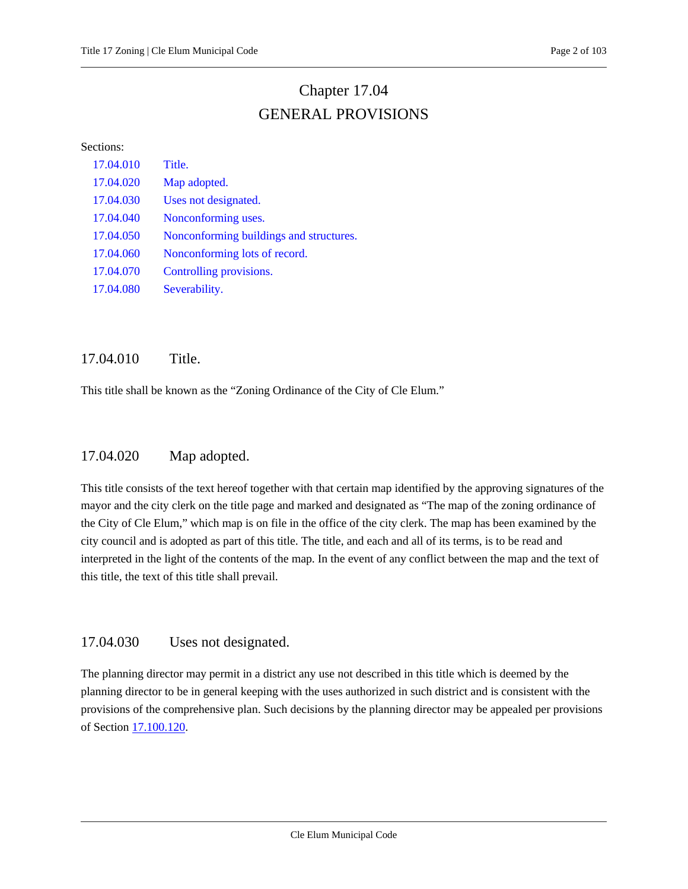# Chapter 17.04
# GENERAL PROVISIONS

Sections:

| | |
|---|---|
| 17.04.010 | Title. |
| 17.04.020 | Map adopted. |
| 17.04.030 | Uses not designated. |
| 17.04.040 | Nonconforming uses. |
| 17.04.050 | Nonconforming buildings and structures. |
| 17.04.060 | Nonconforming lots of record. |
| 17.04.070 | Controlling provisions. |
| 17.04.080 | Severability. |

## 17.04.010 Title.

This title shall be known as the "Zoning Ordinance of the City of Cle Elum."

## 17.04.020 Map adopted.

This title consists of the text hereof together with that certain map identified by the approving signatures of the mayor and the city clerk on the title page and marked and designated as "The map of the zoning ordinance of the City of Cle Elum," which map is on file in the office of the city clerk. The map has been examined by the city council and is adopted as part of this title. The title, and each and all of its terms, is to be read and interpreted in the light of the contents of the map. In the event of any conflict between the map and the text of this title, the text of this title shall prevail.

## 17.04.030 Uses not designated.

The planning director may permit in a district any use not described in this title which is deemed by the planning director to be in general keeping with the uses authorized in such district and is consistent with the provisions of the comprehensive plan. Such decisions by the planning director may be appealed per provisions of Section 17.100.120.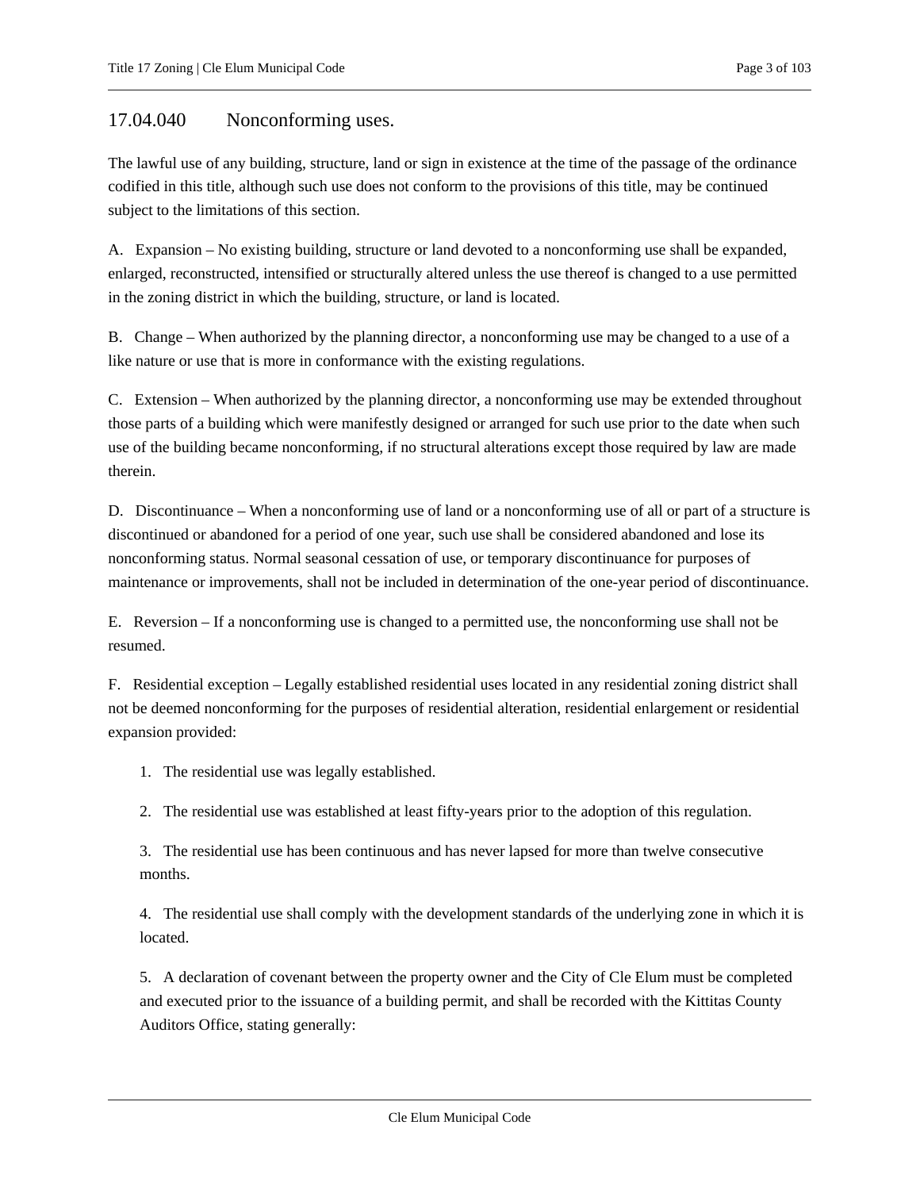## 17.04.040 Nonconforming uses.

The lawful use of any building, structure, land or sign in existence at the time of the passage of the ordinance codified in this title, although such use does not conform to the provisions of this title, may be continued subject to the limitations of this section.

A. Expansion – No existing building, structure or land devoted to a nonconforming use shall be expanded, enlarged, reconstructed, intensified or structurally altered unless the use thereof is changed to a use permitted in the zoning district in which the building, structure, or land is located.

B. Change – When authorized by the planning director, a nonconforming use may be changed to a use of a like nature or use that is more in conformance with the existing regulations.

C. Extension – When authorized by the planning director, a nonconforming use may be extended throughout those parts of a building which were manifestly designed or arranged for such use prior to the date when such use of the building became nonconforming, if no structural alterations except those required by law are made therein.

D. Discontinuance – When a nonconforming use of land or a nonconforming use of all or part of a structure is discontinued or abandoned for a period of one year, such use shall be considered abandoned and lose its nonconforming status. Normal seasonal cessation of use, or temporary discontinuance for purposes of maintenance or improvements, shall not be included in determination of the one-year period of discontinuance.

E. Reversion – If a nonconforming use is changed to a permitted use, the nonconforming use shall not be resumed.

F. Residential exception – Legally established residential uses located in any residential zoning district shall not be deemed nonconforming for the purposes of residential alteration, residential enlargement or residential expansion provided:

1. The residential use was legally established.

2. The residential use was established at least fifty-years prior to the adoption of this regulation.

3. The residential use has been continuous and has never lapsed for more than twelve consecutive months.

4. The residential use shall comply with the development standards of the underlying zone in which it is located.

5. A declaration of covenant between the property owner and the City of Cle Elum must be completed and executed prior to the issuance of a building permit, and shall be recorded with the Kittitas County Auditors Office, stating generally: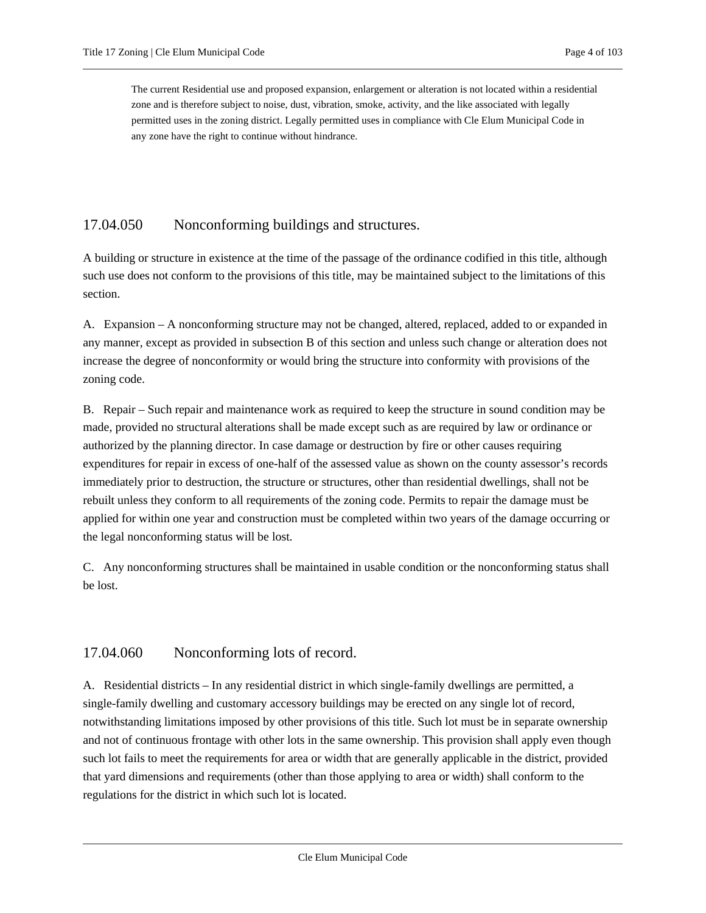> The current Residential use and proposed expansion, enlargement or alteration is not located within a residential zone and is therefore subject to noise, dust, vibration, smoke, activity, and the like associated with legally permitted uses in the zoning district. Legally permitted uses in compliance with Cle Elum Municipal Code in any zone have the right to continue without hindrance.

## 17.04.050 Nonconforming buildings and structures.

A building or structure in existence at the time of the passage of the ordinance codified in this title, although such use does not conform to the provisions of this title, may be maintained subject to the limitations of this section.

A. Expansion – A nonconforming structure may not be changed, altered, replaced, added to or expanded in any manner, except as provided in subsection B of this section and unless such change or alteration does not increase the degree of nonconformity or would bring the structure into conformity with provisions of the zoning code.

B. Repair – Such repair and maintenance work as required to keep the structure in sound condition may be made, provided no structural alterations shall be made except such as are required by law or ordinance or authorized by the planning director. In case damage or destruction by fire or other causes requiring expenditures for repair in excess of one-half of the assessed value as shown on the county assessor's records immediately prior to destruction, the structure or structures, other than residential dwellings, shall not be rebuilt unless they conform to all requirements of the zoning code. Permits to repair the damage must be applied for within one year and construction must be completed within two years of the damage occurring or the legal nonconforming status will be lost.

C. Any nonconforming structures shall be maintained in usable condition or the nonconforming status shall be lost.

## 17.04.060 Nonconforming lots of record.

A. Residential districts – In any residential district in which single-family dwellings are permitted, a single-family dwelling and customary accessory buildings may be erected on any single lot of record, notwithstanding limitations imposed by other provisions of this title. Such lot must be in separate ownership and not of continuous frontage with other lots in the same ownership. This provision shall apply even though such lot fails to meet the requirements for area or width that are generally applicable in the district, provided that yard dimensions and requirements (other than those applying to area or width) shall conform to the regulations for the district in which such lot is located.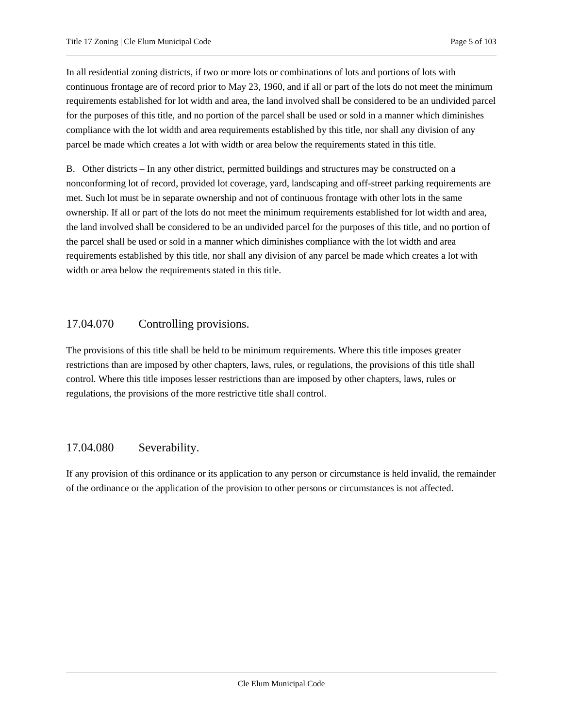In all residential zoning districts, if two or more lots or combinations of lots and portions of lots with continuous frontage are of record prior to May 23, 1960, and if all or part of the lots do not meet the minimum requirements established for lot width and area, the land involved shall be considered to be an undivided parcel for the purposes of this title, and no portion of the parcel shall be used or sold in a manner which diminishes compliance with the lot width and area requirements established by this title, nor shall any division of any parcel be made which creates a lot with width or area below the requirements stated in this title.

B. Other districts – In any other district, permitted buildings and structures may be constructed on a nonconforming lot of record, provided lot coverage, yard, landscaping and off-street parking requirements are met. Such lot must be in separate ownership and not of continuous frontage with other lots in the same ownership. If all or part of the lots do not meet the minimum requirements established for lot width and area, the land involved shall be considered to be an undivided parcel for the purposes of this title, and no portion of the parcel shall be used or sold in a manner which diminishes compliance with the lot width and area requirements established by this title, nor shall any division of any parcel be made which creates a lot with width or area below the requirements stated in this title.

## 17.04.070 Controlling provisions.

The provisions of this title shall be held to be minimum requirements. Where this title imposes greater restrictions than are imposed by other chapters, laws, rules, or regulations, the provisions of this title shall control. Where this title imposes lesser restrictions than are imposed by other chapters, laws, rules or regulations, the provisions of the more restrictive title shall control.

## 17.04.080 Severability.

If any provision of this ordinance or its application to any person or circumstance is held invalid, the remainder of the ordinance or the application of the provision to other persons or circumstances is not affected.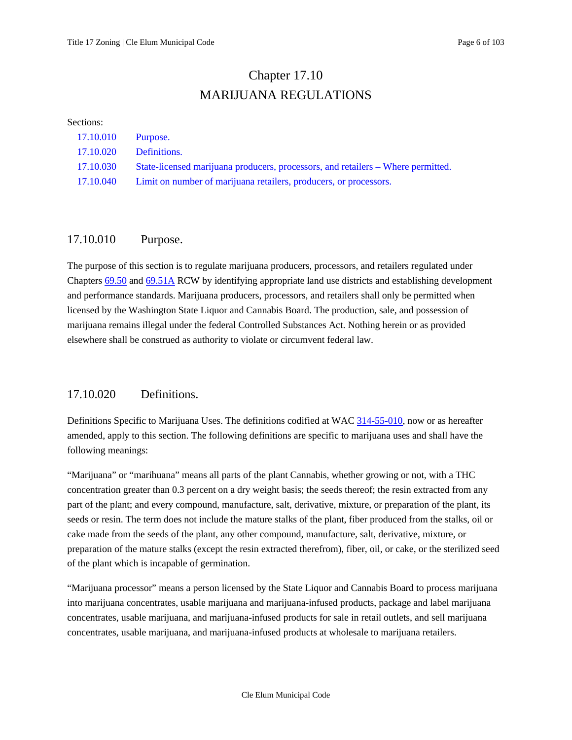# Chapter 17.10
# MARIJUANA REGULATIONS

Sections:

- 17.10.010 Purpose.
- 17.10.020 Definitions.
- 17.10.030 State-licensed marijuana producers, processors, and retailers – Where permitted.
- 17.10.040 Limit on number of marijuana retailers, producers, or processors.

## 17.10.010 Purpose.

The purpose of this section is to regulate marijuana producers, processors, and retailers regulated under Chapters 69.50 and 69.51A RCW by identifying appropriate land use districts and establishing development and performance standards. Marijuana producers, processors, and retailers shall only be permitted when licensed by the Washington State Liquor and Cannabis Board. The production, sale, and possession of marijuana remains illegal under the federal Controlled Substances Act. Nothing herein or as provided elsewhere shall be construed as authority to violate or circumvent federal law.

## 17.10.020 Definitions.

Definitions Specific to Marijuana Uses. The definitions codified at WAC 314-55-010, now or as hereafter amended, apply to this section. The following definitions are specific to marijuana uses and shall have the following meanings:

"Marijuana" or "marihuana" means all parts of the plant Cannabis, whether growing or not, with a THC concentration greater than 0.3 percent on a dry weight basis; the seeds thereof; the resin extracted from any part of the plant; and every compound, manufacture, salt, derivative, mixture, or preparation of the plant, its seeds or resin. The term does not include the mature stalks of the plant, fiber produced from the stalks, oil or cake made from the seeds of the plant, any other compound, manufacture, salt, derivative, mixture, or preparation of the mature stalks (except the resin extracted therefrom), fiber, oil, or cake, or the sterilized seed of the plant which is incapable of germination.

"Marijuana processor" means a person licensed by the State Liquor and Cannabis Board to process marijuana into marijuana concentrates, usable marijuana and marijuana-infused products, package and label marijuana concentrates, usable marijuana, and marijuana-infused products for sale in retail outlets, and sell marijuana concentrates, usable marijuana, and marijuana-infused products at wholesale to marijuana retailers.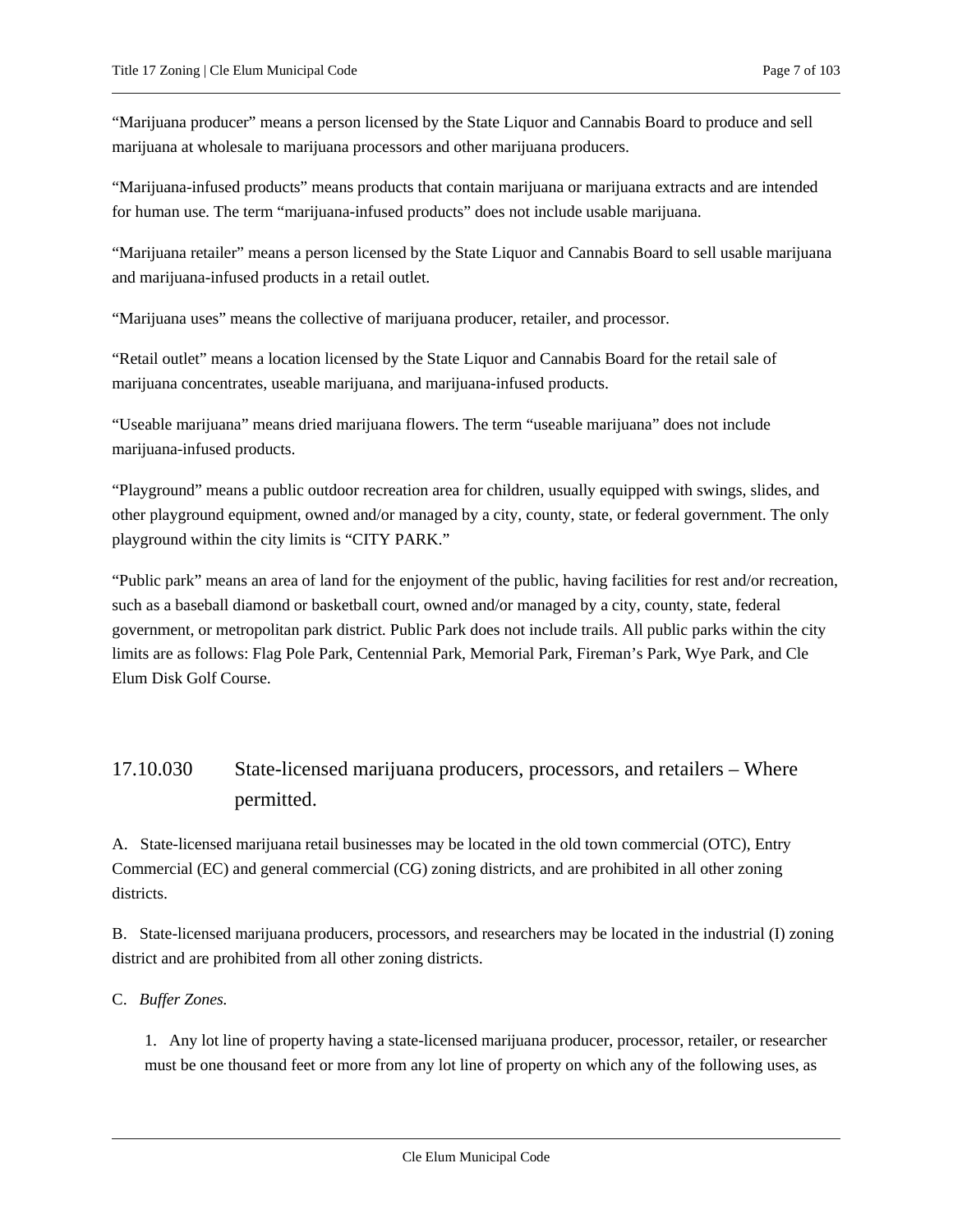"Marijuana producer" means a person licensed by the State Liquor and Cannabis Board to produce and sell marijuana at wholesale to marijuana processors and other marijuana producers.

"Marijuana-infused products" means products that contain marijuana or marijuana extracts and are intended for human use. The term "marijuana-infused products" does not include usable marijuana.

"Marijuana retailer" means a person licensed by the State Liquor and Cannabis Board to sell usable marijuana and marijuana-infused products in a retail outlet.

"Marijuana uses" means the collective of marijuana producer, retailer, and processor.

"Retail outlet" means a location licensed by the State Liquor and Cannabis Board for the retail sale of marijuana concentrates, useable marijuana, and marijuana-infused products.

"Useable marijuana" means dried marijuana flowers. The term "useable marijuana" does not include marijuana-infused products.

"Playground" means a public outdoor recreation area for children, usually equipped with swings, slides, and other playground equipment, owned and/or managed by a city, county, state, or federal government. The only playground within the city limits is "CITY PARK."

"Public park" means an area of land for the enjoyment of the public, having facilities for rest and/or recreation, such as a baseball diamond or basketball court, owned and/or managed by a city, county, state, federal government, or metropolitan park district. Public Park does not include trails. All public parks within the city limits are as follows: Flag Pole Park, Centennial Park, Memorial Park, Fireman's Park, Wye Park, and Cle Elum Disk Golf Course.

## 17.10.030 State-licensed marijuana producers, processors, and retailers – Where permitted.

A. State-licensed marijuana retail businesses may be located in the old town commercial (OTC), Entry Commercial (EC) and general commercial (CG) zoning districts, and are prohibited in all other zoning districts.

B. State-licensed marijuana producers, processors, and researchers may be located in the industrial (I) zoning district and are prohibited from all other zoning districts.

C. *Buffer Zones.*

1. Any lot line of property having a state-licensed marijuana producer, processor, retailer, or researcher must be one thousand feet or more from any lot line of property on which any of the following uses, as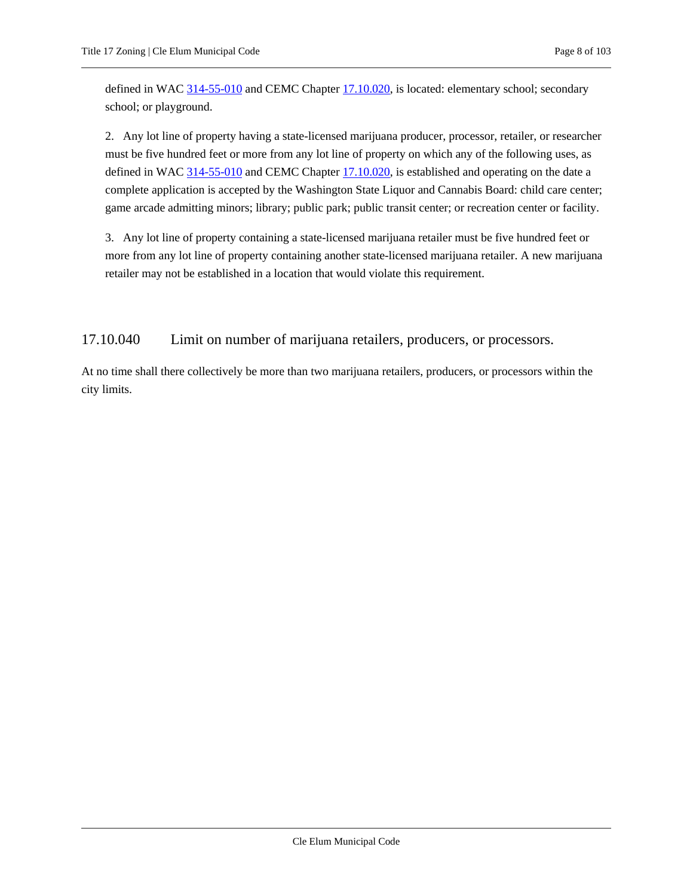defined in WAC 314-55-010 and CEMC Chapter 17.10.020, is located: elementary school; secondary school; or playground.

2. Any lot line of property having a state-licensed marijuana producer, processor, retailer, or researcher must be five hundred feet or more from any lot line of property on which any of the following uses, as defined in WAC 314-55-010 and CEMC Chapter 17.10.020, is established and operating on the date a complete application is accepted by the Washington State Liquor and Cannabis Board: child care center; game arcade admitting minors; library; public park; public transit center; or recreation center or facility.

3. Any lot line of property containing a state-licensed marijuana retailer must be five hundred feet or more from any lot line of property containing another state-licensed marijuana retailer. A new marijuana retailer may not be established in a location that would violate this requirement.

## 17.10.040 Limit on number of marijuana retailers, producers, or processors.

At no time shall there collectively be more than two marijuana retailers, producers, or processors within the city limits.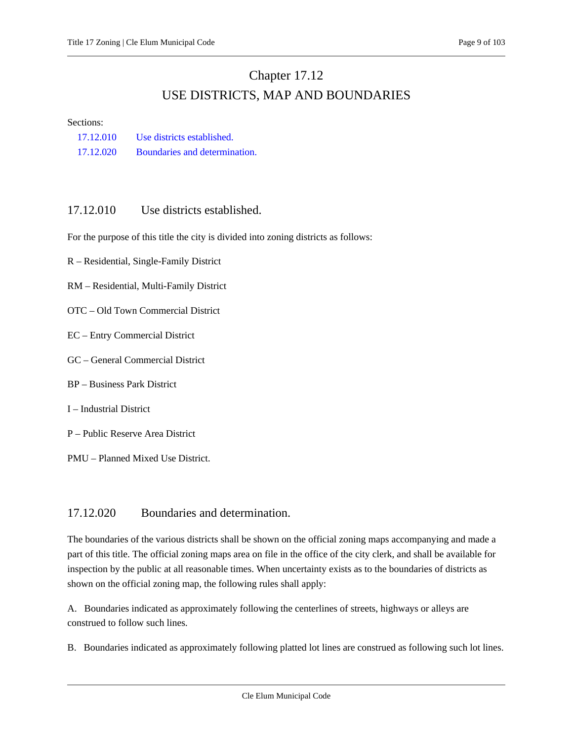# Chapter 17.12
# USE DISTRICTS, MAP AND BOUNDARIES

Sections:

- 17.12.010 Use districts established.
- 17.12.020 Boundaries and determination.

## 17.12.010 Use districts established.

For the purpose of this title the city is divided into zoning districts as follows:

R – Residential, Single-Family District

RM – Residential, Multi-Family District

OTC – Old Town Commercial District

EC – Entry Commercial District

GC – General Commercial District

BP – Business Park District

I – Industrial District

P – Public Reserve Area District

PMU – Planned Mixed Use District.

## 17.12.020 Boundaries and determination.

The boundaries of the various districts shall be shown on the official zoning maps accompanying and made a part of this title. The official zoning maps area on file in the office of the city clerk, and shall be available for inspection by the public at all reasonable times. When uncertainty exists as to the boundaries of districts as shown on the official zoning map, the following rules shall apply:

A. Boundaries indicated as approximately following the centerlines of streets, highways or alleys are construed to follow such lines.

B. Boundaries indicated as approximately following platted lot lines are construed as following such lot lines.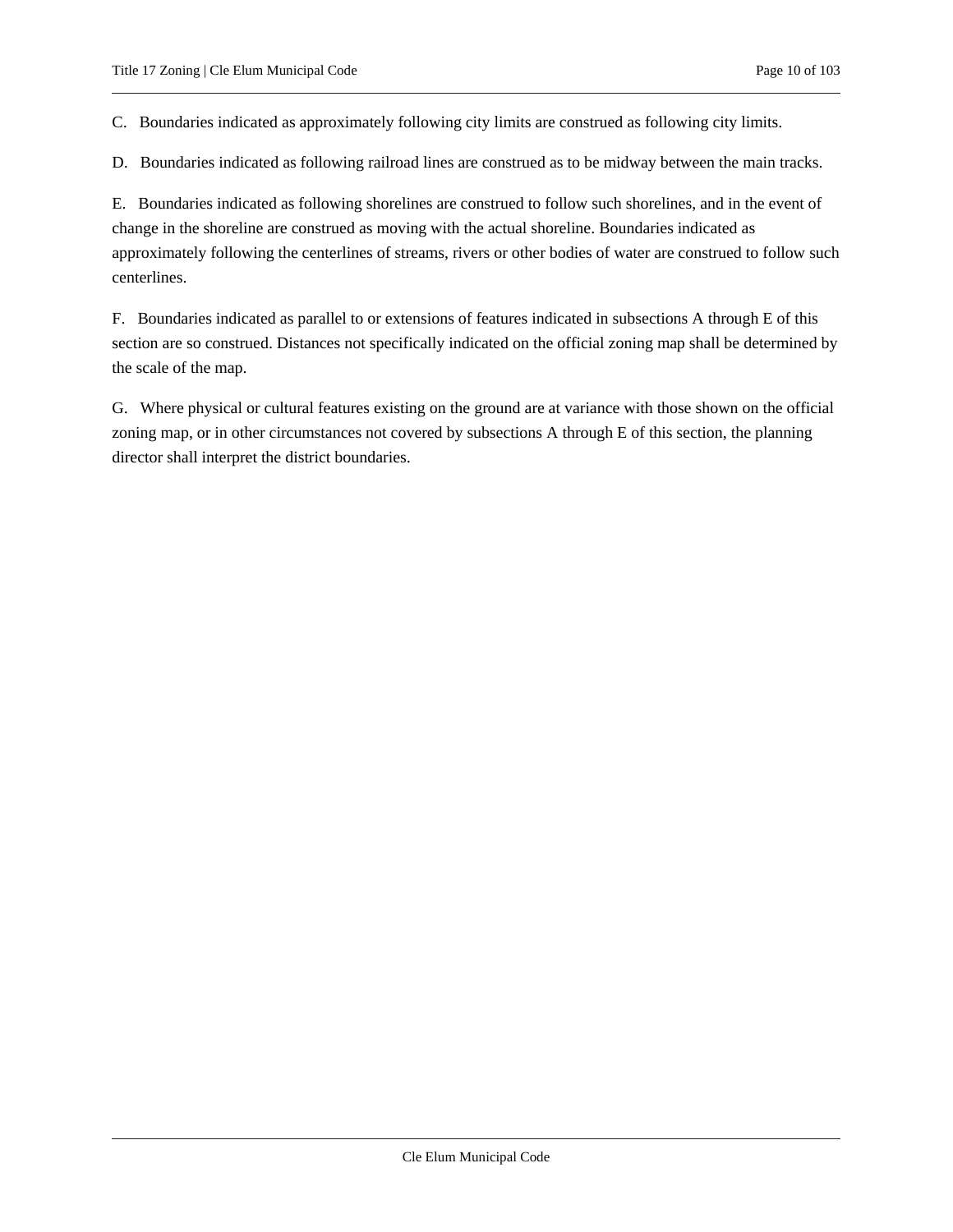C. Boundaries indicated as approximately following city limits are construed as following city limits.

D. Boundaries indicated as following railroad lines are construed as to be midway between the main tracks.

E. Boundaries indicated as following shorelines are construed to follow such shorelines, and in the event of change in the shoreline are construed as moving with the actual shoreline. Boundaries indicated as approximately following the centerlines of streams, rivers or other bodies of water are construed to follow such centerlines.

F. Boundaries indicated as parallel to or extensions of features indicated in subsections A through E of this section are so construed. Distances not specifically indicated on the official zoning map shall be determined by the scale of the map.

G. Where physical or cultural features existing on the ground are at variance with those shown on the official zoning map, or in other circumstances not covered by subsections A through E of this section, the planning director shall interpret the district boundaries.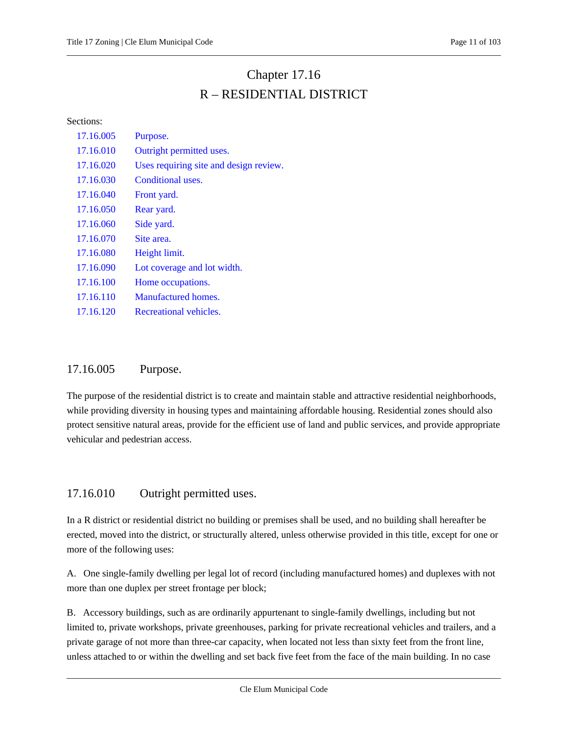# Chapter 17.16
# R – RESIDENTIAL DISTRICT

Sections:

| | |
|---|---|
| 17.16.005 | Purpose. |
| 17.16.010 | Outright permitted uses. |
| 17.16.020 | Uses requiring site and design review. |
| 17.16.030 | Conditional uses. |
| 17.16.040 | Front yard. |
| 17.16.050 | Rear yard. |
| 17.16.060 | Side yard. |
| 17.16.070 | Site area. |
| 17.16.080 | Height limit. |
| 17.16.090 | Lot coverage and lot width. |
| 17.16.100 | Home occupations. |
| 17.16.110 | Manufactured homes. |
| 17.16.120 | Recreational vehicles. |

## 17.16.005 Purpose.

The purpose of the residential district is to create and maintain stable and attractive residential neighborhoods, while providing diversity in housing types and maintaining affordable housing. Residential zones should also protect sensitive natural areas, provide for the efficient use of land and public services, and provide appropriate vehicular and pedestrian access.

## 17.16.010 Outright permitted uses.

In a R district or residential district no building or premises shall be used, and no building shall hereafter be erected, moved into the district, or structurally altered, unless otherwise provided in this title, except for one or more of the following uses:

A. One single-family dwelling per legal lot of record (including manufactured homes) and duplexes with not more than one duplex per street frontage per block;

B. Accessory buildings, such as are ordinarily appurtenant to single-family dwellings, including but not limited to, private workshops, private greenhouses, parking for private recreational vehicles and trailers, and a private garage of not more than three-car capacity, when located not less than sixty feet from the front line, unless attached to or within the dwelling and set back five feet from the face of the main building. In no case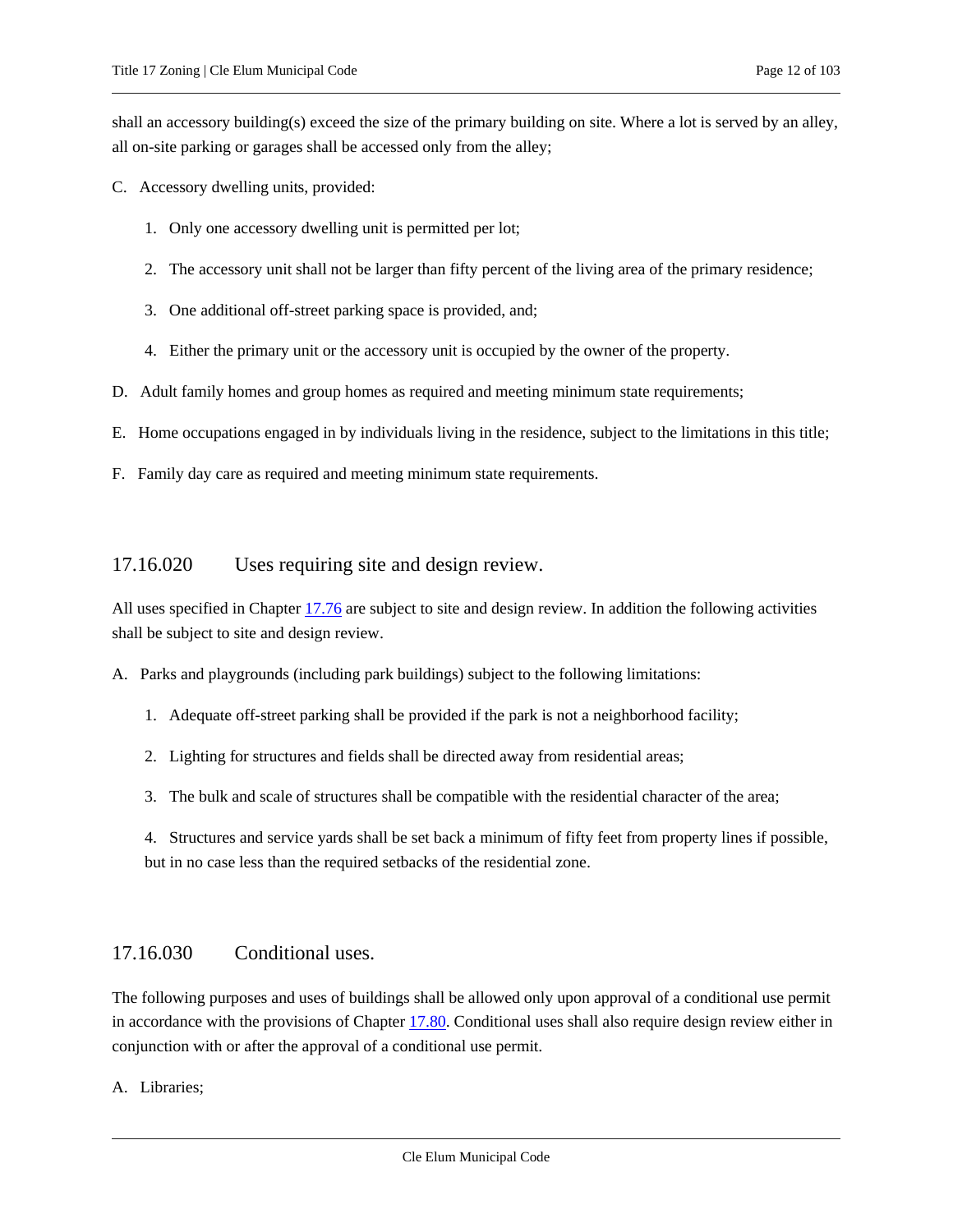shall an accessory building(s) exceed the size of the primary building on site. Where a lot is served by an alley, all on-site parking or garages shall be accessed only from the alley;

C. Accessory dwelling units, provided:

1. Only one accessory dwelling unit is permitted per lot;

2. The accessory unit shall not be larger than fifty percent of the living area of the primary residence;

3. One additional off-street parking space is provided, and;

4. Either the primary unit or the accessory unit is occupied by the owner of the property.

D. Adult family homes and group homes as required and meeting minimum state requirements;

E. Home occupations engaged in by individuals living in the residence, subject to the limitations in this title;

F. Family day care as required and meeting minimum state requirements.

## 17.16.020 Uses requiring site and design review.

All uses specified in Chapter [17.76](17.76) are subject to site and design review. In addition the following activities shall be subject to site and design review.

A. Parks and playgrounds (including park buildings) subject to the following limitations:

1. Adequate off-street parking shall be provided if the park is not a neighborhood facility;

2. Lighting for structures and fields shall be directed away from residential areas;

3. The bulk and scale of structures shall be compatible with the residential character of the area;

4. Structures and service yards shall be set back a minimum of fifty feet from property lines if possible, but in no case less than the required setbacks of the residential zone.

## 17.16.030 Conditional uses.

The following purposes and uses of buildings shall be allowed only upon approval of a conditional use permit in accordance with the provisions of Chapter [17.80](17.80). Conditional uses shall also require design review either in conjunction with or after the approval of a conditional use permit.

A. Libraries;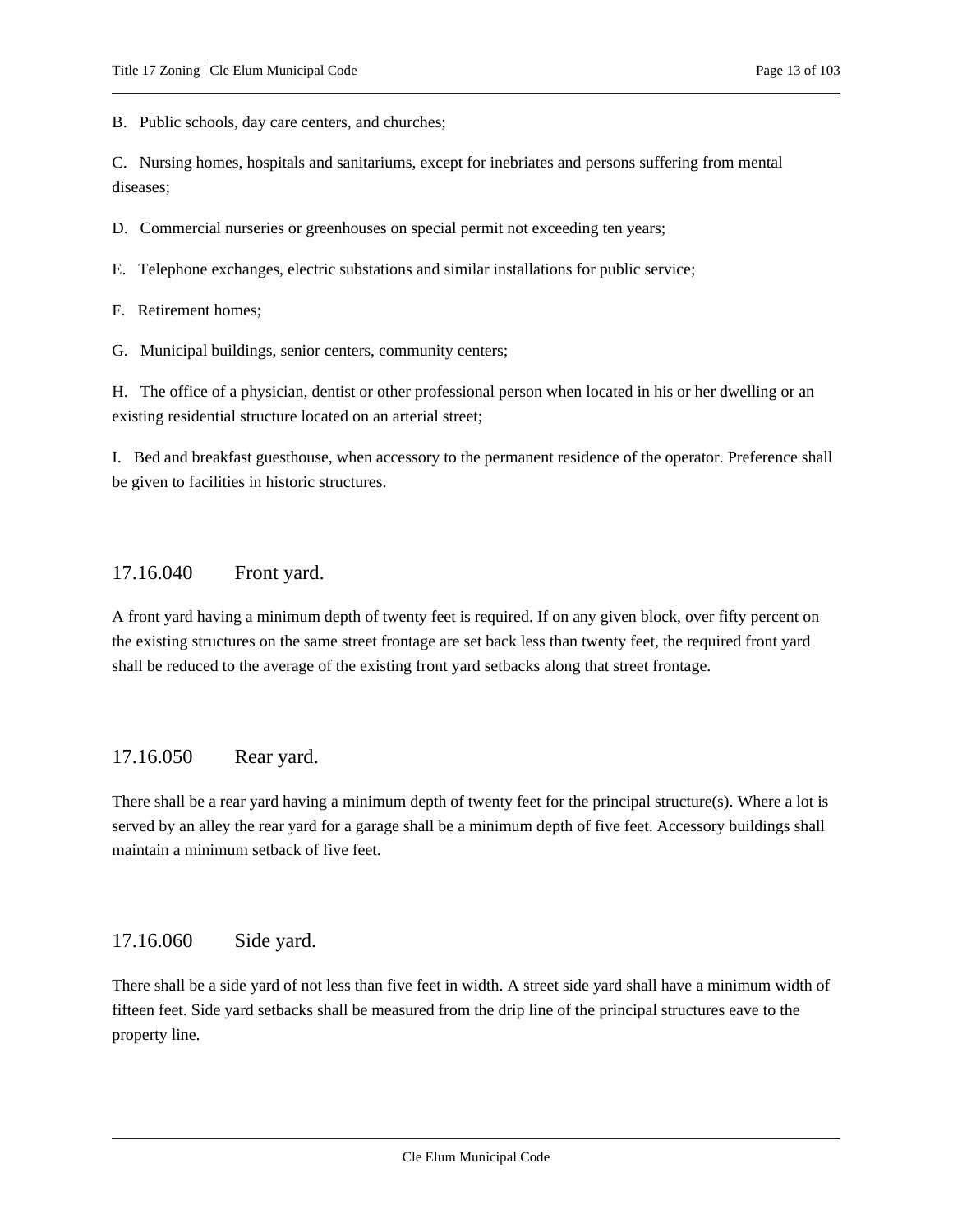B. Public schools, day care centers, and churches;

C. Nursing homes, hospitals and sanitariums, except for inebriates and persons suffering from mental diseases;

D. Commercial nurseries or greenhouses on special permit not exceeding ten years;

E. Telephone exchanges, electric substations and similar installations for public service;

F. Retirement homes;

G. Municipal buildings, senior centers, community centers;

H. The office of a physician, dentist or other professional person when located in his or her dwelling or an existing residential structure located on an arterial street;

I. Bed and breakfast guesthouse, when accessory to the permanent residence of the operator. Preference shall be given to facilities in historic structures.

## 17.16.040 Front yard.

A front yard having a minimum depth of twenty feet is required. If on any given block, over fifty percent on the existing structures on the same street frontage are set back less than twenty feet, the required front yard shall be reduced to the average of the existing front yard setbacks along that street frontage.

## 17.16.050 Rear yard.

There shall be a rear yard having a minimum depth of twenty feet for the principal structure(s). Where a lot is served by an alley the rear yard for a garage shall be a minimum depth of five feet. Accessory buildings shall maintain a minimum setback of five feet.

## 17.16.060 Side yard.

There shall be a side yard of not less than five feet in width. A street side yard shall have a minimum width of fifteen feet. Side yard setbacks shall be measured from the drip line of the principal structures eave to the property line.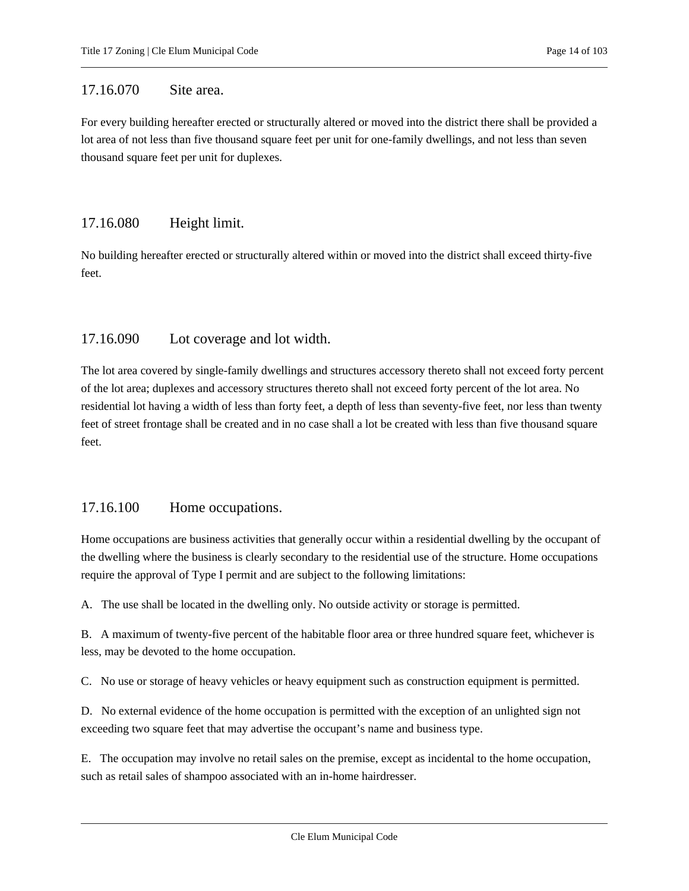## 17.16.070 Site area.

For every building hereafter erected or structurally altered or moved into the district there shall be provided a lot area of not less than five thousand square feet per unit for one-family dwellings, and not less than seven thousand square feet per unit for duplexes.

## 17.16.080 Height limit.

No building hereafter erected or structurally altered within or moved into the district shall exceed thirty-five feet.

## 17.16.090 Lot coverage and lot width.

The lot area covered by single-family dwellings and structures accessory thereto shall not exceed forty percent of the lot area; duplexes and accessory structures thereto shall not exceed forty percent of the lot area. No residential lot having a width of less than forty feet, a depth of less than seventy-five feet, nor less than twenty feet of street frontage shall be created and in no case shall a lot be created with less than five thousand square feet.

## 17.16.100 Home occupations.

Home occupations are business activities that generally occur within a residential dwelling by the occupant of the dwelling where the business is clearly secondary to the residential use of the structure. Home occupations require the approval of Type I permit and are subject to the following limitations:

A. The use shall be located in the dwelling only. No outside activity or storage is permitted.

B. A maximum of twenty-five percent of the habitable floor area or three hundred square feet, whichever is less, may be devoted to the home occupation.

C. No use or storage of heavy vehicles or heavy equipment such as construction equipment is permitted.

D. No external evidence of the home occupation is permitted with the exception of an unlighted sign not exceeding two square feet that may advertise the occupant's name and business type.

E. The occupation may involve no retail sales on the premise, except as incidental to the home occupation, such as retail sales of shampoo associated with an in-home hairdresser.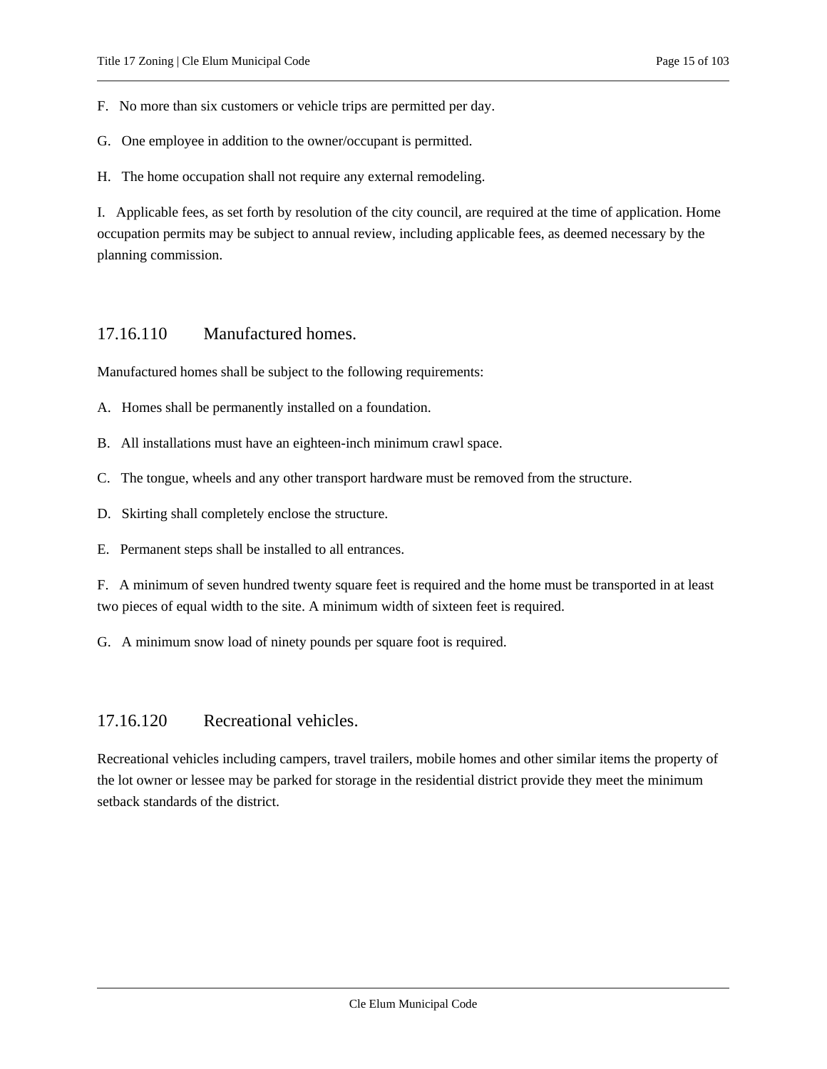F. No more than six customers or vehicle trips are permitted per day.

G. One employee in addition to the owner/occupant is permitted.

H. The home occupation shall not require any external remodeling.

I. Applicable fees, as set forth by resolution of the city council, are required at the time of application. Home occupation permits may be subject to annual review, including applicable fees, as deemed necessary by the planning commission.

## 17.16.110 Manufactured homes.

Manufactured homes shall be subject to the following requirements:

A. Homes shall be permanently installed on a foundation.

B. All installations must have an eighteen-inch minimum crawl space.

C. The tongue, wheels and any other transport hardware must be removed from the structure.

D. Skirting shall completely enclose the structure.

E. Permanent steps shall be installed to all entrances.

F. A minimum of seven hundred twenty square feet is required and the home must be transported in at least two pieces of equal width to the site. A minimum width of sixteen feet is required.

G. A minimum snow load of ninety pounds per square foot is required.

## 17.16.120 Recreational vehicles.

Recreational vehicles including campers, travel trailers, mobile homes and other similar items the property of the lot owner or lessee may be parked for storage in the residential district provide they meet the minimum setback standards of the district.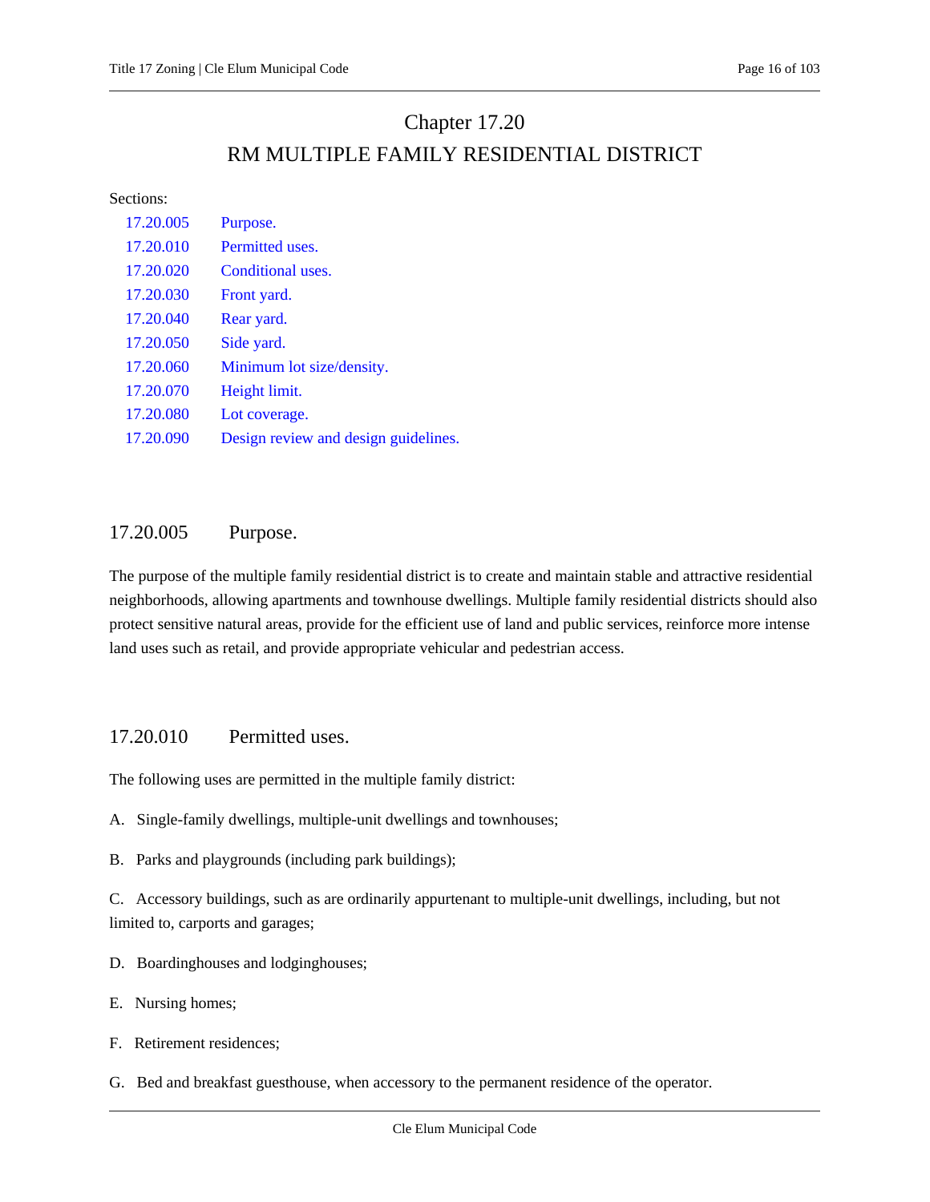# Chapter 17.20

# RM MULTIPLE FAMILY RESIDENTIAL DISTRICT

Sections:

| | |
|---|---|
| 17.20.005 | Purpose. |
| 17.20.010 | Permitted uses. |
| 17.20.020 | Conditional uses. |
| 17.20.030 | Front yard. |
| 17.20.040 | Rear yard. |
| 17.20.050 | Side yard. |
| 17.20.060 | Minimum lot size/density. |
| 17.20.070 | Height limit. |
| 17.20.080 | Lot coverage. |
| 17.20.090 | Design review and design guidelines. |

## 17.20.005 Purpose.

The purpose of the multiple family residential district is to create and maintain stable and attractive residential neighborhoods, allowing apartments and townhouse dwellings. Multiple family residential districts should also protect sensitive natural areas, provide for the efficient use of land and public services, reinforce more intense land uses such as retail, and provide appropriate vehicular and pedestrian access.

## 17.20.010 Permitted uses.

The following uses are permitted in the multiple family district:

A. Single-family dwellings, multiple-unit dwellings and townhouses;

B. Parks and playgrounds (including park buildings);

C. Accessory buildings, such as are ordinarily appurtenant to multiple-unit dwellings, including, but not limited to, carports and garages;

D. Boardinghouses and lodginghouses;

E. Nursing homes;

F. Retirement residences;

G. Bed and breakfast guesthouse, when accessory to the permanent residence of the operator.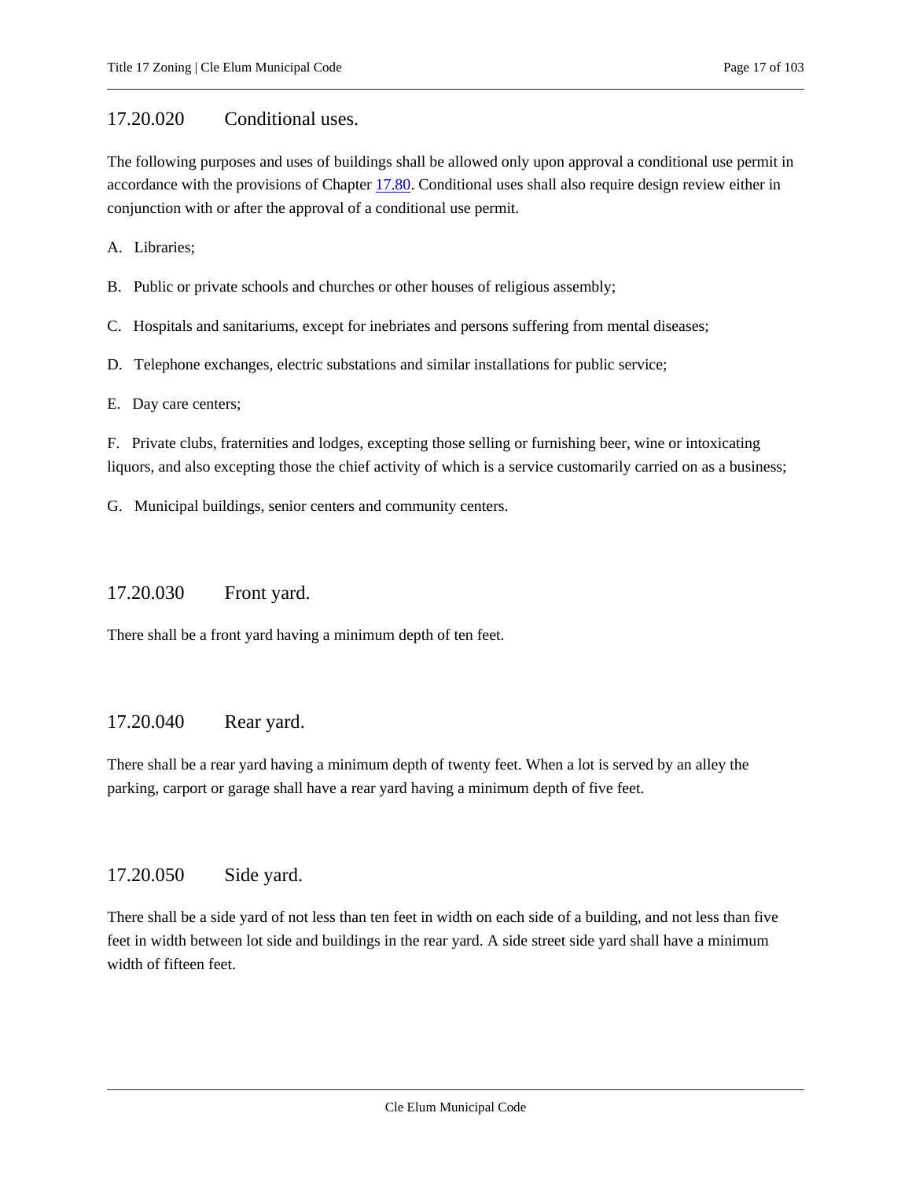## 17.20.020 Conditional uses.

The following purposes and uses of buildings shall be allowed only upon approval a conditional use permit in accordance with the provisions of Chapter [17.80](17.80). Conditional uses shall also require design review either in conjunction with or after the approval of a conditional use permit.

A. Libraries;

B. Public or private schools and churches or other houses of religious assembly;

C. Hospitals and sanitariums, except for inebriates and persons suffering from mental diseases;

D. Telephone exchanges, electric substations and similar installations for public service;

E. Day care centers;

F. Private clubs, fraternities and lodges, excepting those selling or furnishing beer, wine or intoxicating liquors, and also excepting those the chief activity of which is a service customarily carried on as a business;

G. Municipal buildings, senior centers and community centers.

## 17.20.030 Front yard.

There shall be a front yard having a minimum depth of ten feet.

## 17.20.040 Rear yard.

There shall be a rear yard having a minimum depth of twenty feet. When a lot is served by an alley the parking, carport or garage shall have a rear yard having a minimum depth of five feet.

## 17.20.050 Side yard.

There shall be a side yard of not less than ten feet in width on each side of a building, and not less than five feet in width between lot side and buildings in the rear yard. A side street side yard shall have a minimum width of fifteen feet.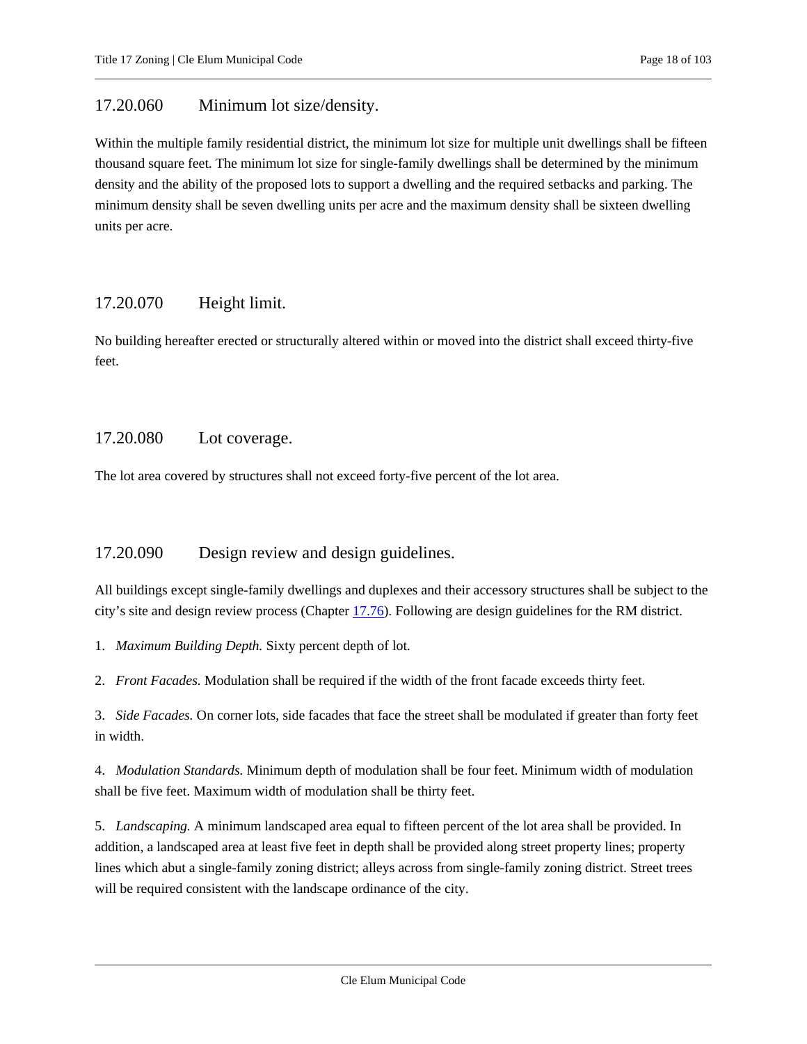## 17.20.060 Minimum lot size/density.

Within the multiple family residential district, the minimum lot size for multiple unit dwellings shall be fifteen thousand square feet. The minimum lot size for single-family dwellings shall be determined by the minimum density and the ability of the proposed lots to support a dwelling and the required setbacks and parking. The minimum density shall be seven dwelling units per acre and the maximum density shall be sixteen dwelling units per acre.

## 17.20.070 Height limit.

No building hereafter erected or structurally altered within or moved into the district shall exceed thirty-five feet.

## 17.20.080 Lot coverage.

The lot area covered by structures shall not exceed forty-five percent of the lot area.

## 17.20.090 Design review and design guidelines.

All buildings except single-family dwellings and duplexes and their accessory structures shall be subject to the city's site and design review process (Chapter 17.76). Following are design guidelines for the RM district.

1. *Maximum Building Depth.* Sixty percent depth of lot.

2. *Front Facades.* Modulation shall be required if the width of the front facade exceeds thirty feet.

3. *Side Facades.* On corner lots, side facades that face the street shall be modulated if greater than forty feet in width.

4. *Modulation Standards.* Minimum depth of modulation shall be four feet. Minimum width of modulation shall be five feet. Maximum width of modulation shall be thirty feet.

5. *Landscaping.* A minimum landscaped area equal to fifteen percent of the lot area shall be provided. In addition, a landscaped area at least five feet in depth shall be provided along street property lines; property lines which abut a single-family zoning district; alleys across from single-family zoning district. Street trees will be required consistent with the landscape ordinance of the city.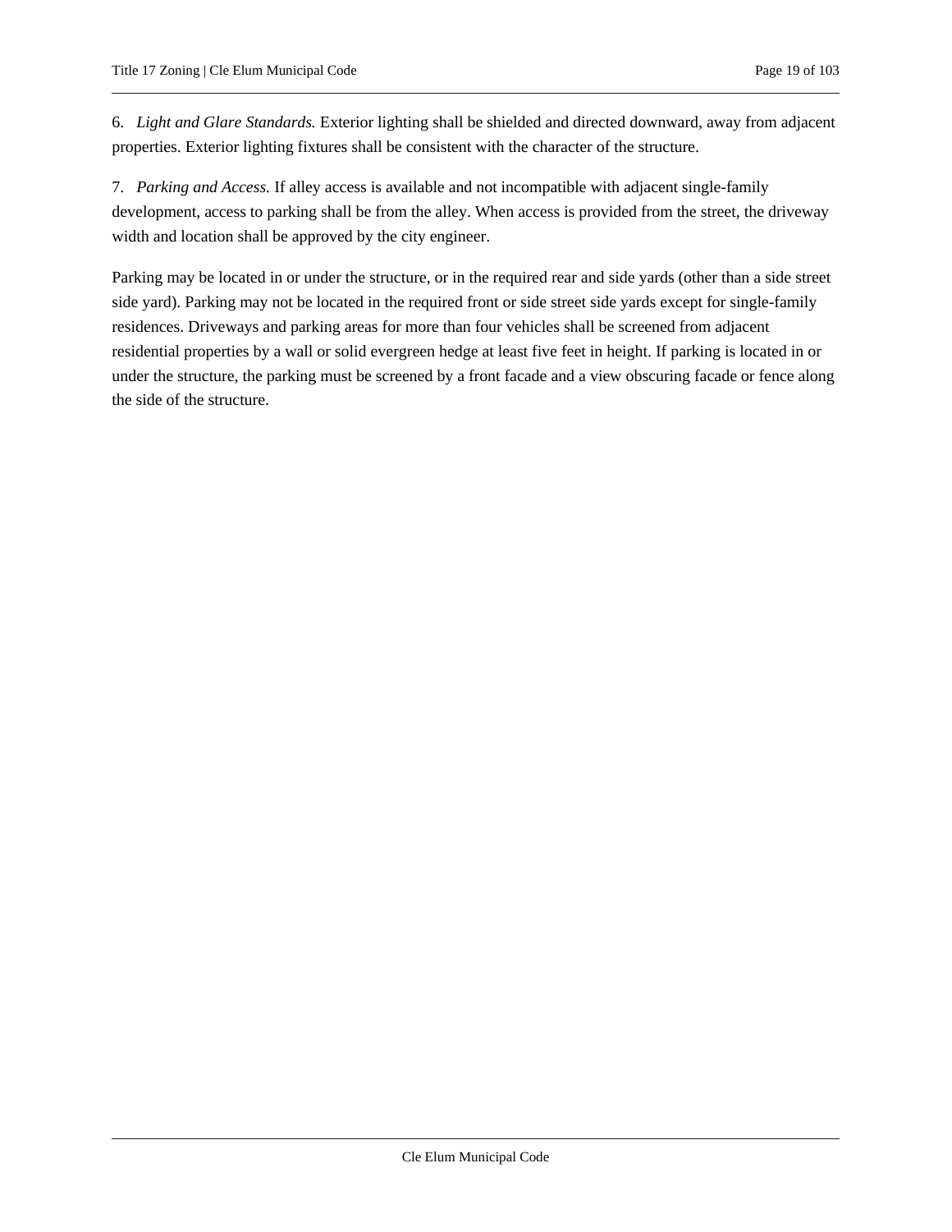6. *Light and Glare Standards.* Exterior lighting shall be shielded and directed downward, away from adjacent properties. Exterior lighting fixtures shall be consistent with the character of the structure.

7. *Parking and Access.* If alley access is available and not incompatible with adjacent single-family development, access to parking shall be from the alley. When access is provided from the street, the driveway width and location shall be approved by the city engineer.

Parking may be located in or under the structure, or in the required rear and side yards (other than a side street side yard). Parking may not be located in the required front or side street side yards except for single-family residences. Driveways and parking areas for more than four vehicles shall be screened from adjacent residential properties by a wall or solid evergreen hedge at least five feet in height. If parking is located in or under the structure, the parking must be screened by a front facade and a view obscuring facade or fence along the side of the structure.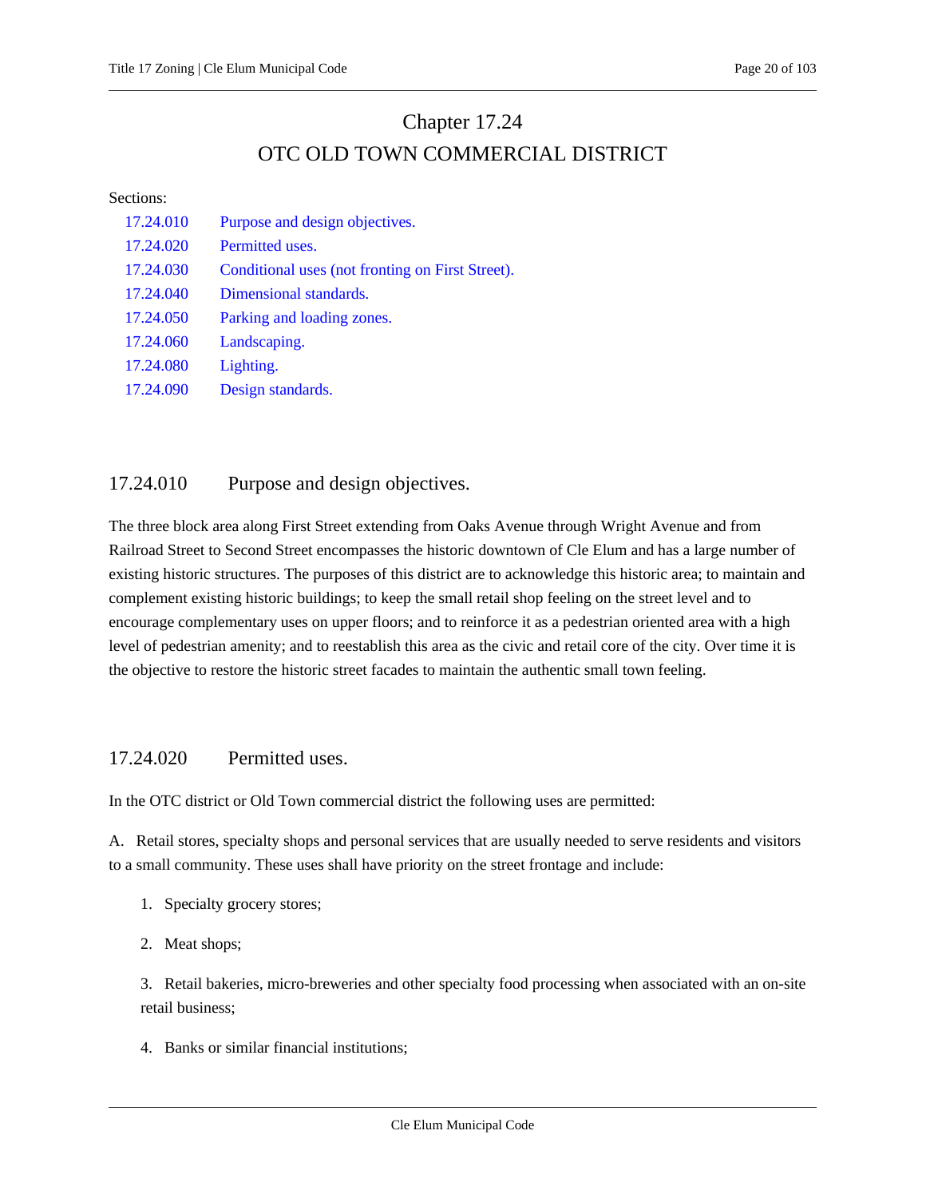# Chapter 17.24
# OTC OLD TOWN COMMERCIAL DISTRICT

Sections:

| | |
|---|---|
| 17.24.010 | Purpose and design objectives. |
| 17.24.020 | Permitted uses. |
| 17.24.030 | Conditional uses (not fronting on First Street). |
| 17.24.040 | Dimensional standards. |
| 17.24.050 | Parking and loading zones. |
| 17.24.060 | Landscaping. |
| 17.24.080 | Lighting. |
| 17.24.090 | Design standards. |

## 17.24.010 Purpose and design objectives.

The three block area along First Street extending from Oaks Avenue through Wright Avenue and from Railroad Street to Second Street encompasses the historic downtown of Cle Elum and has a large number of existing historic structures. The purposes of this district are to acknowledge this historic area; to maintain and complement existing historic buildings; to keep the small retail shop feeling on the street level and to encourage complementary uses on upper floors; and to reinforce it as a pedestrian oriented area with a high level of pedestrian amenity; and to reestablish this area as the civic and retail core of the city. Over time it is the objective to restore the historic street facades to maintain the authentic small town feeling.

## 17.24.020 Permitted uses.

In the OTC district or Old Town commercial district the following uses are permitted:

A. Retail stores, specialty shops and personal services that are usually needed to serve residents and visitors to a small community. These uses shall have priority on the street frontage and include:

1. Specialty grocery stores;

2. Meat shops;

3. Retail bakeries, micro-breweries and other specialty food processing when associated with an on-site retail business;

4. Banks or similar financial institutions;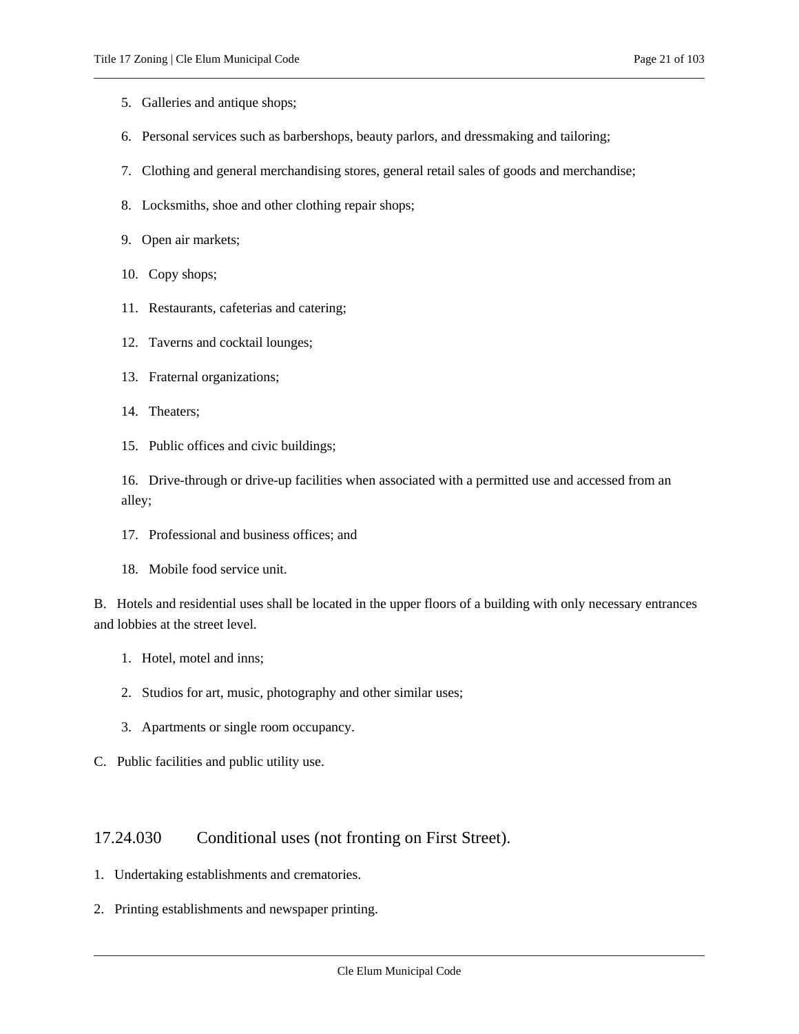5. Galleries and antique shops;

6. Personal services such as barbershops, beauty parlors, and dressmaking and tailoring;

7. Clothing and general merchandising stores, general retail sales of goods and merchandise;

8. Locksmiths, shoe and other clothing repair shops;

9. Open air markets;

10. Copy shops;

11. Restaurants, cafeterias and catering;

12. Taverns and cocktail lounges;

13. Fraternal organizations;

14. Theaters;

15. Public offices and civic buildings;

16. Drive-through or drive-up facilities when associated with a permitted use and accessed from an alley;

17. Professional and business offices; and

18. Mobile food service unit.

B. Hotels and residential uses shall be located in the upper floors of a building with only necessary entrances and lobbies at the street level.

1. Hotel, motel and inns;

2. Studios for art, music, photography and other similar uses;

3. Apartments or single room occupancy.

C. Public facilities and public utility use.

## 17.24.030 Conditional uses (not fronting on First Street).

1. Undertaking establishments and crematories.

2. Printing establishments and newspaper printing.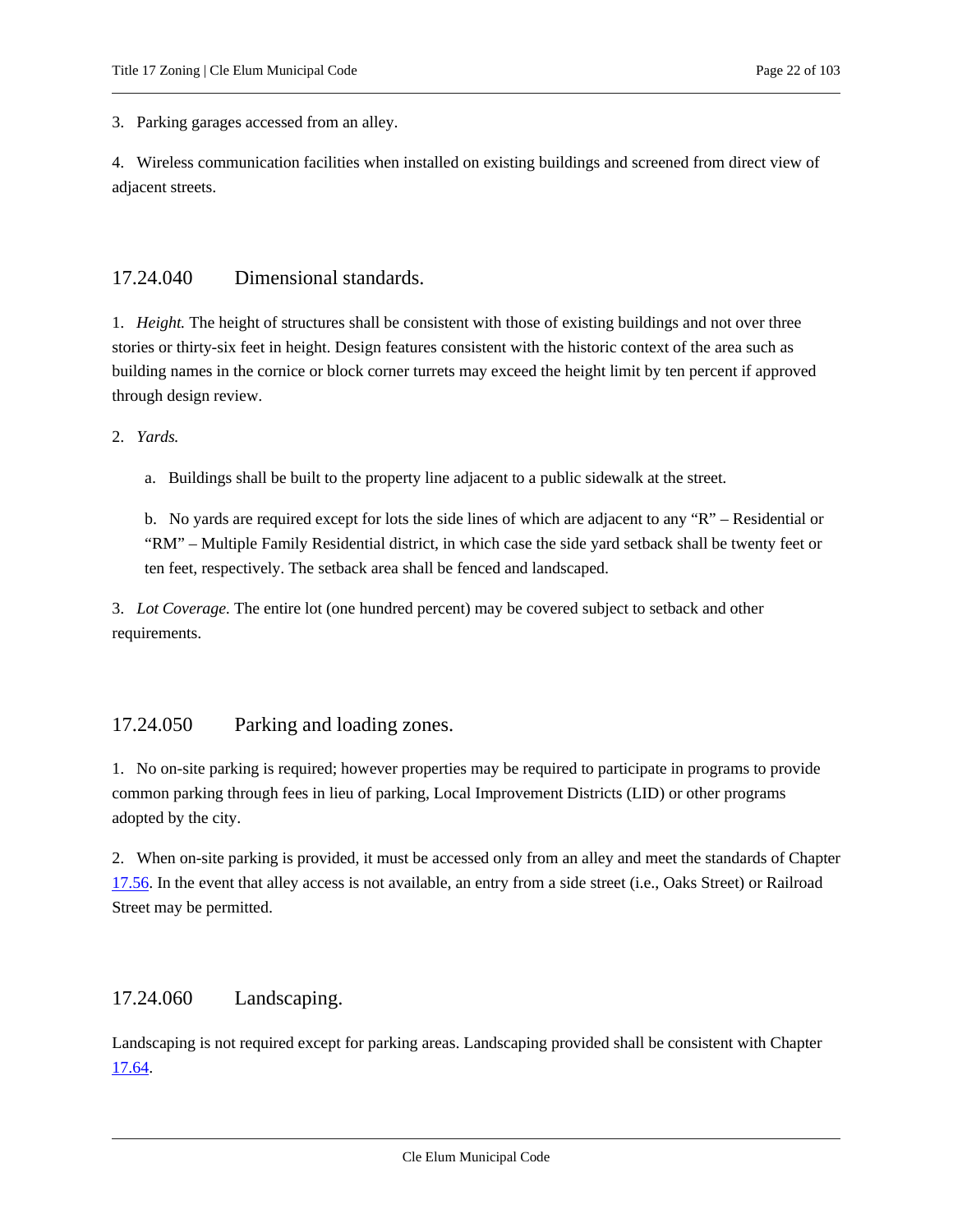3. Parking garages accessed from an alley.

4. Wireless communication facilities when installed on existing buildings and screened from direct view of adjacent streets.

## 17.24.040 Dimensional standards.

1. *Height.* The height of structures shall be consistent with those of existing buildings and not over three stories or thirty-six feet in height. Design features consistent with the historic context of the area such as building names in the cornice or block corner turrets may exceed the height limit by ten percent if approved through design review.

2. *Yards.*

   a. Buildings shall be built to the property line adjacent to a public sidewalk at the street.

   b. No yards are required except for lots the side lines of which are adjacent to any "R" – Residential or "RM" – Multiple Family Residential district, in which case the side yard setback shall be twenty feet or ten feet, respectively. The setback area shall be fenced and landscaped.

3. *Lot Coverage.* The entire lot (one hundred percent) may be covered subject to setback and other requirements.

## 17.24.050 Parking and loading zones.

1. No on-site parking is required; however properties may be required to participate in programs to provide common parking through fees in lieu of parking, Local Improvement Districts (LID) or other programs adopted by the city.

2. When on-site parking is provided, it must be accessed only from an alley and meet the standards of Chapter 17.56. In the event that alley access is not available, an entry from a side street (i.e., Oaks Street) or Railroad Street may be permitted.

## 17.24.060 Landscaping.

Landscaping is not required except for parking areas. Landscaping provided shall be consistent with Chapter 17.64.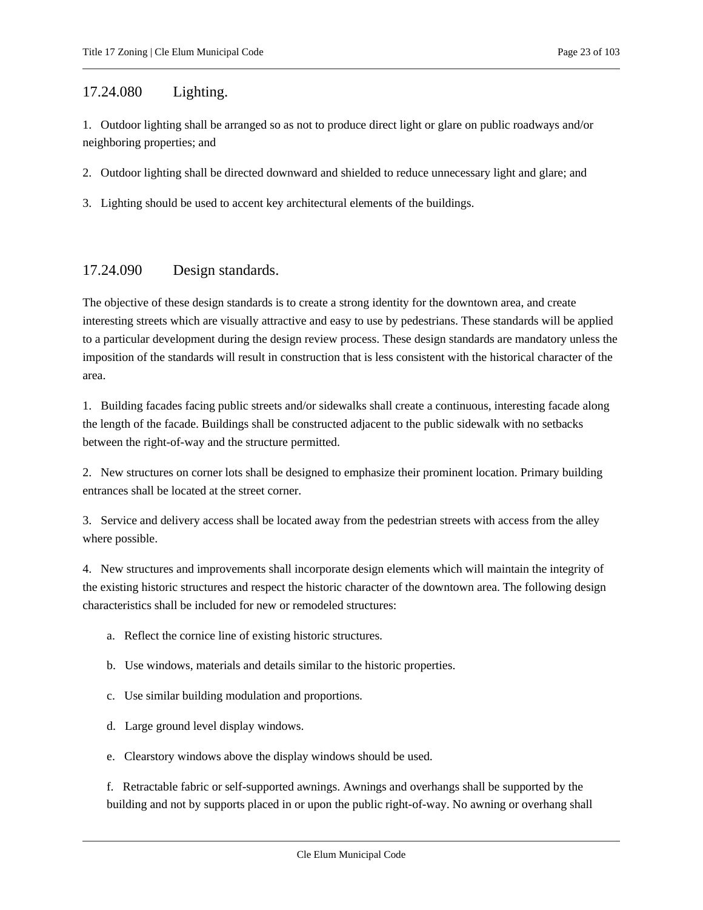## 17.24.080 Lighting.

1. Outdoor lighting shall be arranged so as not to produce direct light or glare on public roadways and/or neighboring properties; and

2. Outdoor lighting shall be directed downward and shielded to reduce unnecessary light and glare; and

3. Lighting should be used to accent key architectural elements of the buildings.

## 17.24.090 Design standards.

The objective of these design standards is to create a strong identity for the downtown area, and create interesting streets which are visually attractive and easy to use by pedestrians. These standards will be applied to a particular development during the design review process. These design standards are mandatory unless the imposition of the standards will result in construction that is less consistent with the historical character of the area.

1. Building facades facing public streets and/or sidewalks shall create a continuous, interesting facade along the length of the facade. Buildings shall be constructed adjacent to the public sidewalk with no setbacks between the right-of-way and the structure permitted.

2. New structures on corner lots shall be designed to emphasize their prominent location. Primary building entrances shall be located at the street corner.

3. Service and delivery access shall be located away from the pedestrian streets with access from the alley where possible.

4. New structures and improvements shall incorporate design elements which will maintain the integrity of the existing historic structures and respect the historic character of the downtown area. The following design characteristics shall be included for new or remodeled structures:

   a. Reflect the cornice line of existing historic structures.

   b. Use windows, materials and details similar to the historic properties.

   c. Use similar building modulation and proportions.

   d. Large ground level display windows.

   e. Clearstory windows above the display windows should be used.

   f. Retractable fabric or self-supported awnings. Awnings and overhangs shall be supported by the building and not by supports placed in or upon the public right-of-way. No awning or overhang shall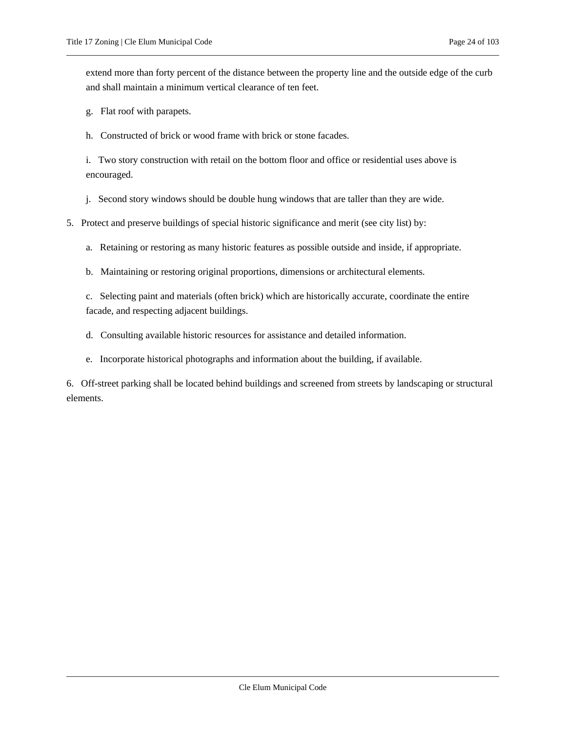extend more than forty percent of the distance between the property line and the outside edge of the curb and shall maintain a minimum vertical clearance of ten feet.

g. Flat roof with parapets.

h. Constructed of brick or wood frame with brick or stone facades.

i. Two story construction with retail on the bottom floor and office or residential uses above is encouraged.

j. Second story windows should be double hung windows that are taller than they are wide.

5. Protect and preserve buildings of special historic significance and merit (see city list) by:

a. Retaining or restoring as many historic features as possible outside and inside, if appropriate.

b. Maintaining or restoring original proportions, dimensions or architectural elements.

c. Selecting paint and materials (often brick) which are historically accurate, coordinate the entire facade, and respecting adjacent buildings.

d. Consulting available historic resources for assistance and detailed information.

e. Incorporate historical photographs and information about the building, if available.

6. Off-street parking shall be located behind buildings and screened from streets by landscaping or structural elements.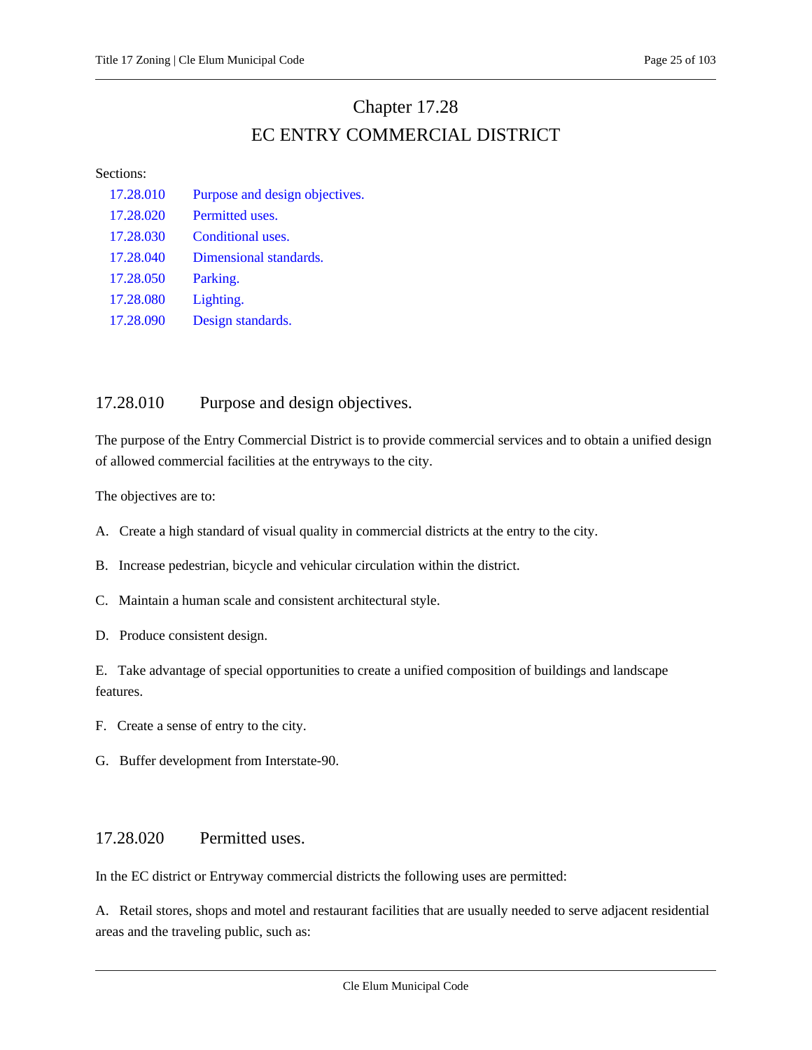# Chapter 17.28
# EC ENTRY COMMERCIAL DISTRICT

Sections:

| | |
|---|---|
| 17.28.010 | Purpose and design objectives. |
| 17.28.020 | Permitted uses. |
| 17.28.030 | Conditional uses. |
| 17.28.040 | Dimensional standards. |
| 17.28.050 | Parking. |
| 17.28.080 | Lighting. |
| 17.28.090 | Design standards. |

## 17.28.010 Purpose and design objectives.

The purpose of the Entry Commercial District is to provide commercial services and to obtain a unified design of allowed commercial facilities at the entryways to the city.

The objectives are to:

A. Create a high standard of visual quality in commercial districts at the entry to the city.

B. Increase pedestrian, bicycle and vehicular circulation within the district.

C. Maintain a human scale and consistent architectural style.

D. Produce consistent design.

E. Take advantage of special opportunities to create a unified composition of buildings and landscape features.

F. Create a sense of entry to the city.

G. Buffer development from Interstate-90.

## 17.28.020 Permitted uses.

In the EC district or Entryway commercial districts the following uses are permitted:

A. Retail stores, shops and motel and restaurant facilities that are usually needed to serve adjacent residential areas and the traveling public, such as: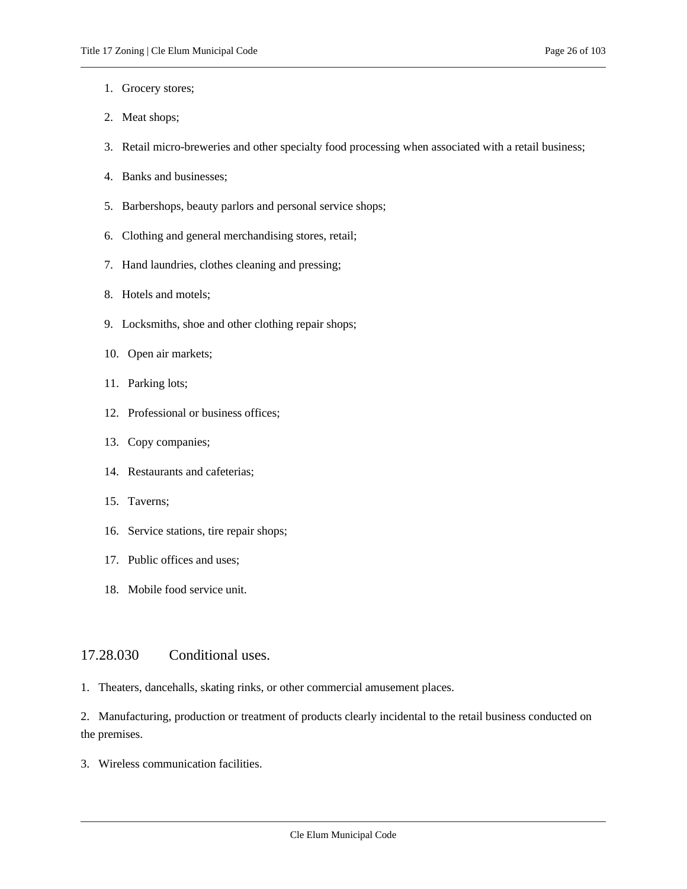1. Grocery stores;
2. Meat shops;
3. Retail micro-breweries and other specialty food processing when associated with a retail business;
4. Banks and businesses;
5. Barbershops, beauty parlors and personal service shops;
6. Clothing and general merchandising stores, retail;
7. Hand laundries, clothes cleaning and pressing;
8. Hotels and motels;
9. Locksmiths, shoe and other clothing repair shops;
10. Open air markets;
11. Parking lots;
12. Professional or business offices;
13. Copy companies;
14. Restaurants and cafeterias;
15. Taverns;
16. Service stations, tire repair shops;
17. Public offices and uses;
18. Mobile food service unit.

## 17.28.030 Conditional uses.

1. Theaters, dancehalls, skating rinks, or other commercial amusement places.

2. Manufacturing, production or treatment of products clearly incidental to the retail business conducted on the premises.

3. Wireless communication facilities.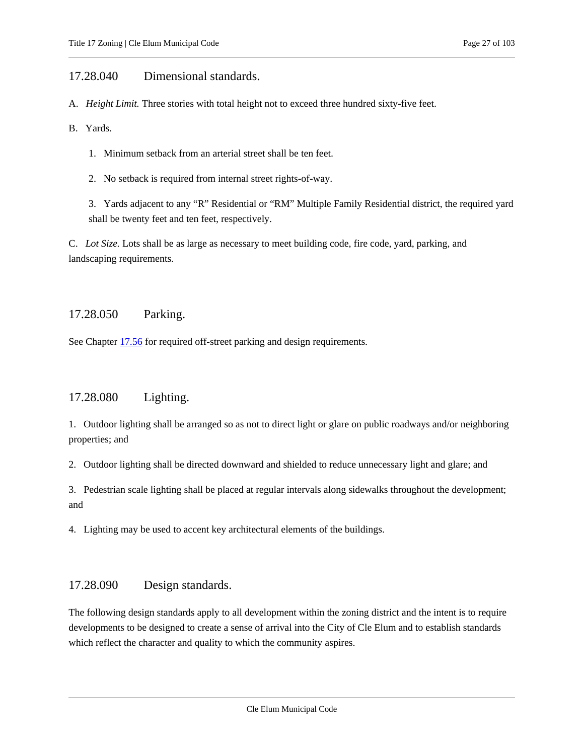## 17.28.040 Dimensional standards.

A. *Height Limit.* Three stories with total height not to exceed three hundred sixty-five feet.

B. Yards.

1. Minimum setback from an arterial street shall be ten feet.

2. No setback is required from internal street rights-of-way.

3. Yards adjacent to any "R" Residential or "RM" Multiple Family Residential district, the required yard shall be twenty feet and ten feet, respectively.

C. *Lot Size.* Lots shall be as large as necessary to meet building code, fire code, yard, parking, and landscaping requirements.

## 17.28.050 Parking.

See Chapter [17.56](17.56) for required off-street parking and design requirements.

## 17.28.080 Lighting.

1. Outdoor lighting shall be arranged so as not to direct light or glare on public roadways and/or neighboring properties; and

2. Outdoor lighting shall be directed downward and shielded to reduce unnecessary light and glare; and

3. Pedestrian scale lighting shall be placed at regular intervals along sidewalks throughout the development; and

4. Lighting may be used to accent key architectural elements of the buildings.

## 17.28.090 Design standards.

The following design standards apply to all development within the zoning district and the intent is to require developments to be designed to create a sense of arrival into the City of Cle Elum and to establish standards which reflect the character and quality to which the community aspires.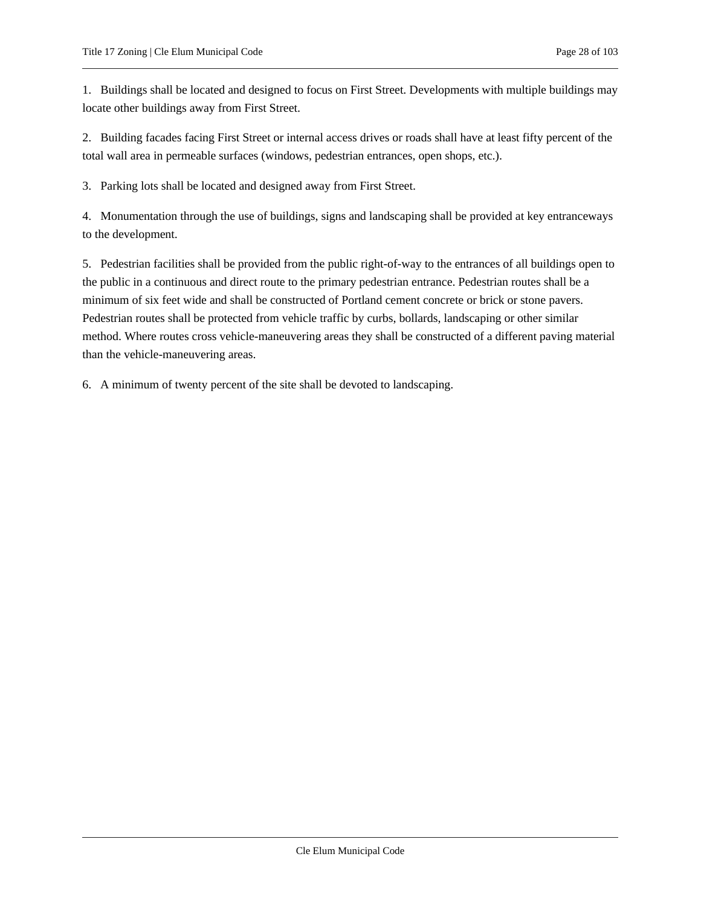1. Buildings shall be located and designed to focus on First Street. Developments with multiple buildings may locate other buildings away from First Street.

2. Building facades facing First Street or internal access drives or roads shall have at least fifty percent of the total wall area in permeable surfaces (windows, pedestrian entrances, open shops, etc.).

3. Parking lots shall be located and designed away from First Street.

4. Monumentation through the use of buildings, signs and landscaping shall be provided at key entranceways to the development.

5. Pedestrian facilities shall be provided from the public right-of-way to the entrances of all buildings open to the public in a continuous and direct route to the primary pedestrian entrance. Pedestrian routes shall be a minimum of six feet wide and shall be constructed of Portland cement concrete or brick or stone pavers. Pedestrian routes shall be protected from vehicle traffic by curbs, bollards, landscaping or other similar method. Where routes cross vehicle-maneuvering areas they shall be constructed of a different paving material than the vehicle-maneuvering areas.

6. A minimum of twenty percent of the site shall be devoted to landscaping.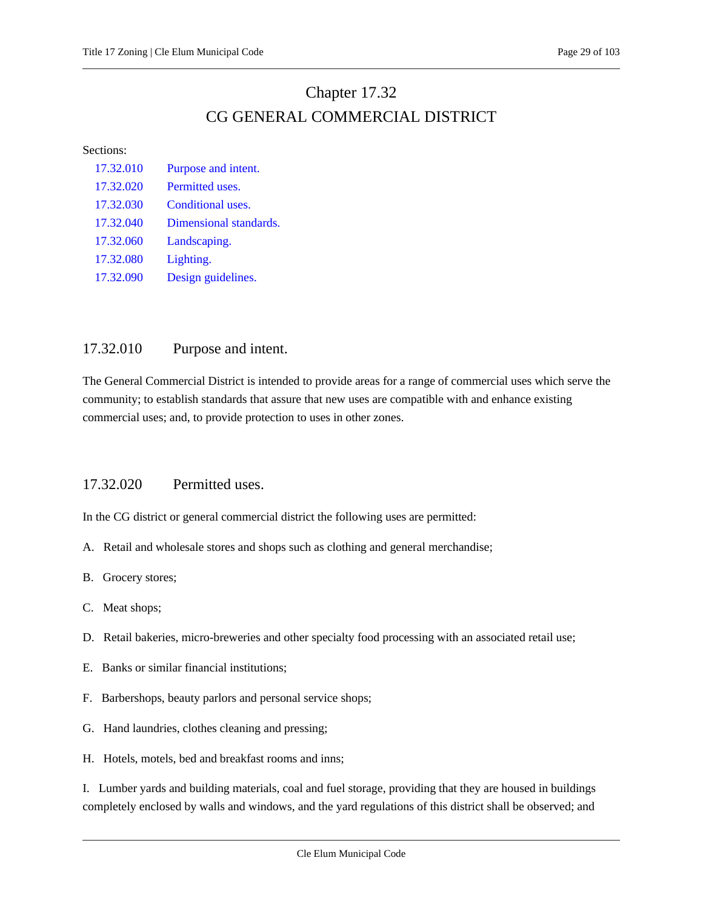# Chapter 17.32
# CG GENERAL COMMERCIAL DISTRICT

Sections:

| | |
|---|---|
| 17.32.010 | Purpose and intent. |
| 17.32.020 | Permitted uses. |
| 17.32.030 | Conditional uses. |
| 17.32.040 | Dimensional standards. |
| 17.32.060 | Landscaping. |
| 17.32.080 | Lighting. |
| 17.32.090 | Design guidelines. |

## 17.32.010 Purpose and intent.

The General Commercial District is intended to provide areas for a range of commercial uses which serve the community; to establish standards that assure that new uses are compatible with and enhance existing commercial uses; and, to provide protection to uses in other zones.

## 17.32.020 Permitted uses.

In the CG district or general commercial district the following uses are permitted:

A. Retail and wholesale stores and shops such as clothing and general merchandise;

B. Grocery stores;

C. Meat shops;

D. Retail bakeries, micro-breweries and other specialty food processing with an associated retail use;

E. Banks or similar financial institutions;

F. Barbershops, beauty parlors and personal service shops;

G. Hand laundries, clothes cleaning and pressing;

H. Hotels, motels, bed and breakfast rooms and inns;

I. Lumber yards and building materials, coal and fuel storage, providing that they are housed in buildings completely enclosed by walls and windows, and the yard regulations of this district shall be observed; and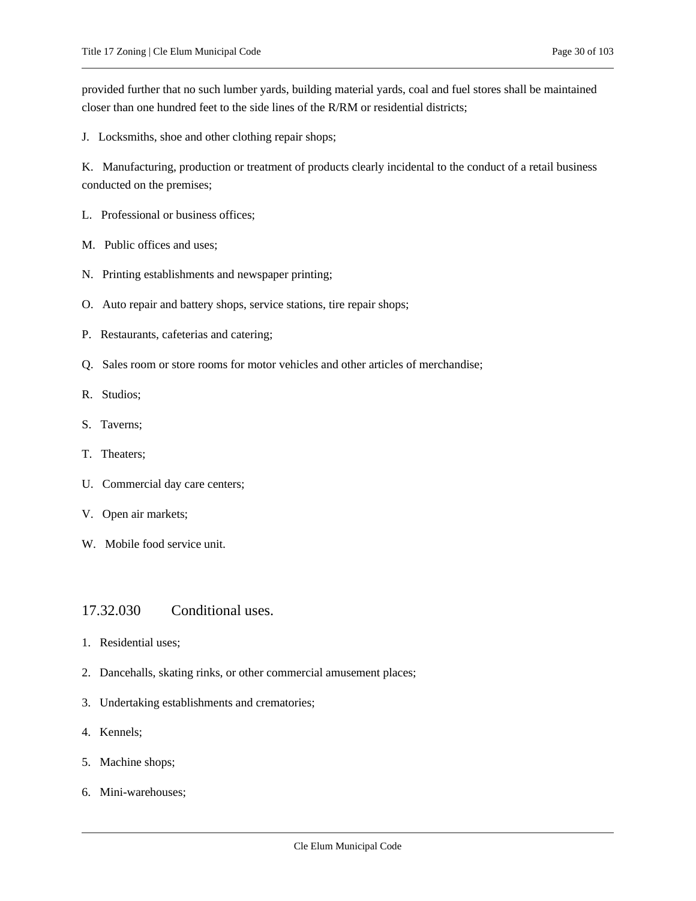provided further that no such lumber yards, building material yards, coal and fuel stores shall be maintained closer than one hundred feet to the side lines of the R/RM or residential districts;

J. Locksmiths, shoe and other clothing repair shops;

K. Manufacturing, production or treatment of products clearly incidental to the conduct of a retail business conducted on the premises;

L. Professional or business offices;

M. Public offices and uses;

N. Printing establishments and newspaper printing;

O. Auto repair and battery shops, service stations, tire repair shops;

P. Restaurants, cafeterias and catering;

Q. Sales room or store rooms for motor vehicles and other articles of merchandise;

R. Studios;

S. Taverns;

T. Theaters;

U. Commercial day care centers;

V. Open air markets;

W. Mobile food service unit.

## 17.32.030 Conditional uses.

1. Residential uses;
2. Dancehalls, skating rinks, or other commercial amusement places;
3. Undertaking establishments and crematories;
4. Kennels;
5. Machine shops;
6. Mini-warehouses;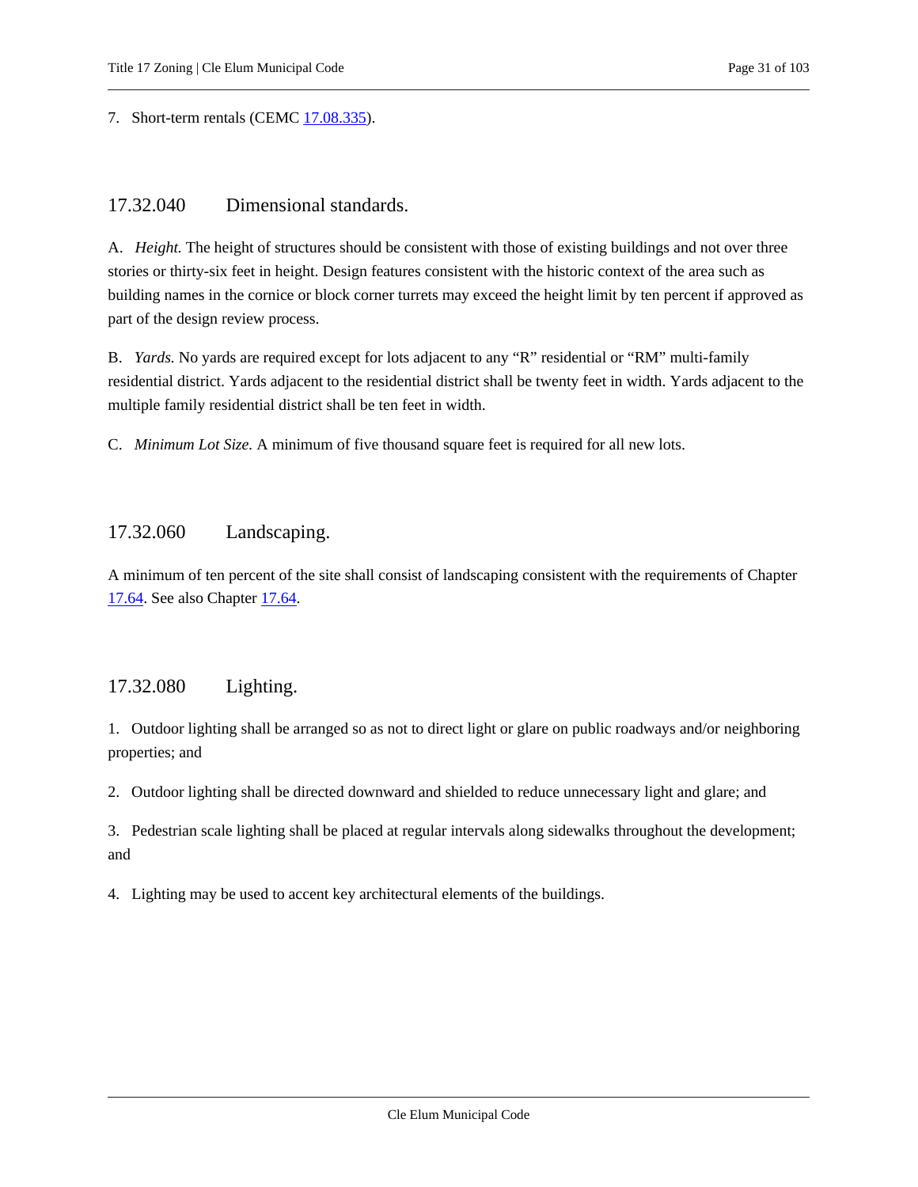7. Short-term rentals (CEMC 17.08.335).

## 17.32.040 Dimensional standards.

A. *Height.* The height of structures should be consistent with those of existing buildings and not over three stories or thirty-six feet in height. Design features consistent with the historic context of the area such as building names in the cornice or block corner turrets may exceed the height limit by ten percent if approved as part of the design review process.

B. *Yards.* No yards are required except for lots adjacent to any "R" residential or "RM" multi-family residential district. Yards adjacent to the residential district shall be twenty feet in width. Yards adjacent to the multiple family residential district shall be ten feet in width.

C. *Minimum Lot Size.* A minimum of five thousand square feet is required for all new lots.

## 17.32.060 Landscaping.

A minimum of ten percent of the site shall consist of landscaping consistent with the requirements of Chapter 17.64. See also Chapter 17.64.

## 17.32.080 Lighting.

1. Outdoor lighting shall be arranged so as not to direct light or glare on public roadways and/or neighboring properties; and

2. Outdoor lighting shall be directed downward and shielded to reduce unnecessary light and glare; and

3. Pedestrian scale lighting shall be placed at regular intervals along sidewalks throughout the development; and

4. Lighting may be used to accent key architectural elements of the buildings.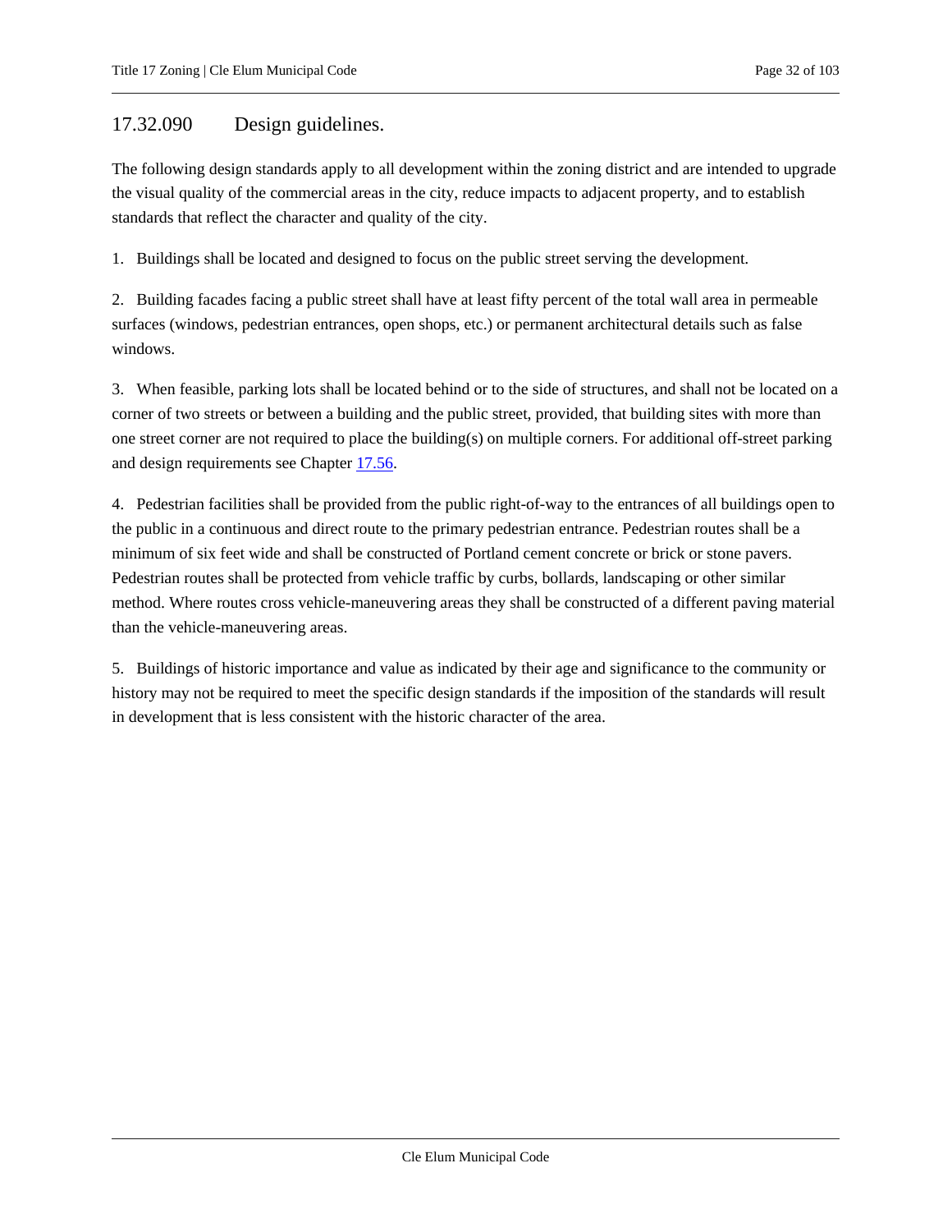## 17.32.090 Design guidelines.

The following design standards apply to all development within the zoning district and are intended to upgrade the visual quality of the commercial areas in the city, reduce impacts to adjacent property, and to establish standards that reflect the character and quality of the city.

1. Buildings shall be located and designed to focus on the public street serving the development.

2. Building facades facing a public street shall have at least fifty percent of the total wall area in permeable surfaces (windows, pedestrian entrances, open shops, etc.) or permanent architectural details such as false windows.

3. When feasible, parking lots shall be located behind or to the side of structures, and shall not be located on a corner of two streets or between a building and the public street, provided, that building sites with more than one street corner are not required to place the building(s) on multiple corners. For additional off-street parking and design requirements see Chapter 17.56.

4. Pedestrian facilities shall be provided from the public right-of-way to the entrances of all buildings open to the public in a continuous and direct route to the primary pedestrian entrance. Pedestrian routes shall be a minimum of six feet wide and shall be constructed of Portland cement concrete or brick or stone pavers. Pedestrian routes shall be protected from vehicle traffic by curbs, bollards, landscaping or other similar method. Where routes cross vehicle-maneuvering areas they shall be constructed of a different paving material than the vehicle-maneuvering areas.

5. Buildings of historic importance and value as indicated by their age and significance to the community or history may not be required to meet the specific design standards if the imposition of the standards will result in development that is less consistent with the historic character of the area.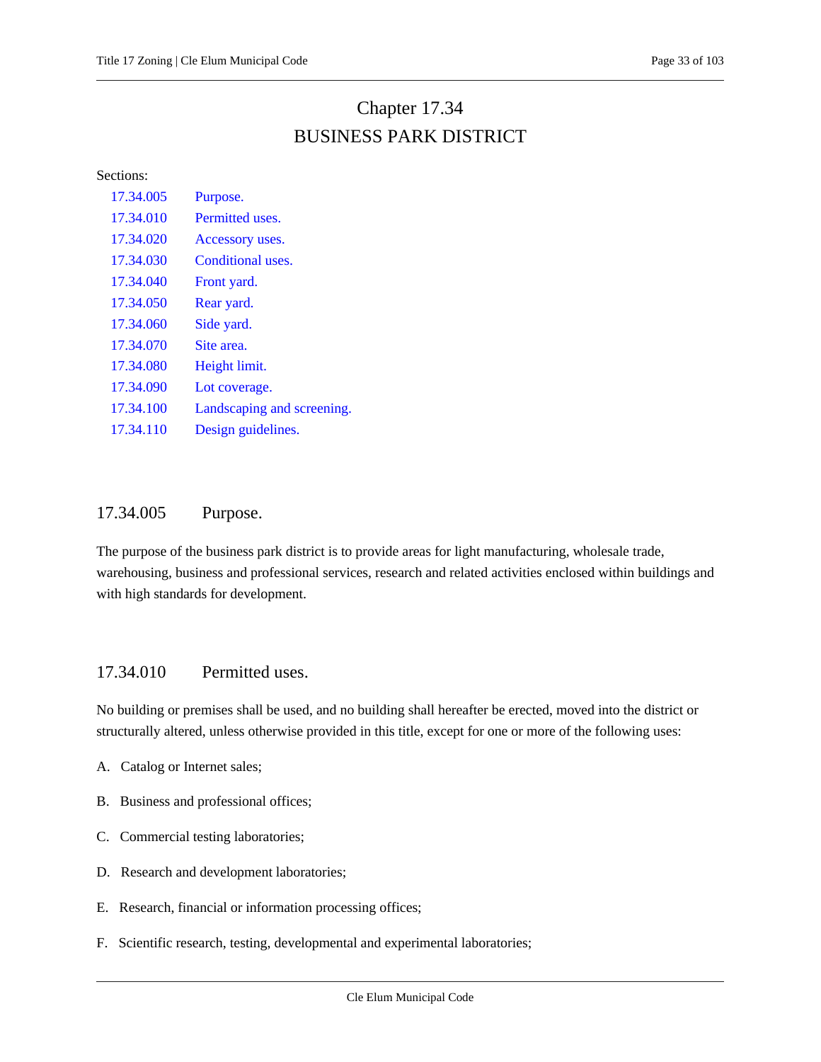# Chapter 17.34
# BUSINESS PARK DISTRICT

Sections:

| | |
|---|---|
| 17.34.005 | Purpose. |
| 17.34.010 | Permitted uses. |
| 17.34.020 | Accessory uses. |
| 17.34.030 | Conditional uses. |
| 17.34.040 | Front yard. |
| 17.34.050 | Rear yard. |
| 17.34.060 | Side yard. |
| 17.34.070 | Site area. |
| 17.34.080 | Height limit. |
| 17.34.090 | Lot coverage. |
| 17.34.100 | Landscaping and screening. |
| 17.34.110 | Design guidelines. |

## 17.34.005 Purpose.

The purpose of the business park district is to provide areas for light manufacturing, wholesale trade, warehousing, business and professional services, research and related activities enclosed within buildings and with high standards for development.

## 17.34.010 Permitted uses.

No building or premises shall be used, and no building shall hereafter be erected, moved into the district or structurally altered, unless otherwise provided in this title, except for one or more of the following uses:

A. Catalog or Internet sales;

B. Business and professional offices;

C. Commercial testing laboratories;

D. Research and development laboratories;

E. Research, financial or information processing offices;

F. Scientific research, testing, developmental and experimental laboratories;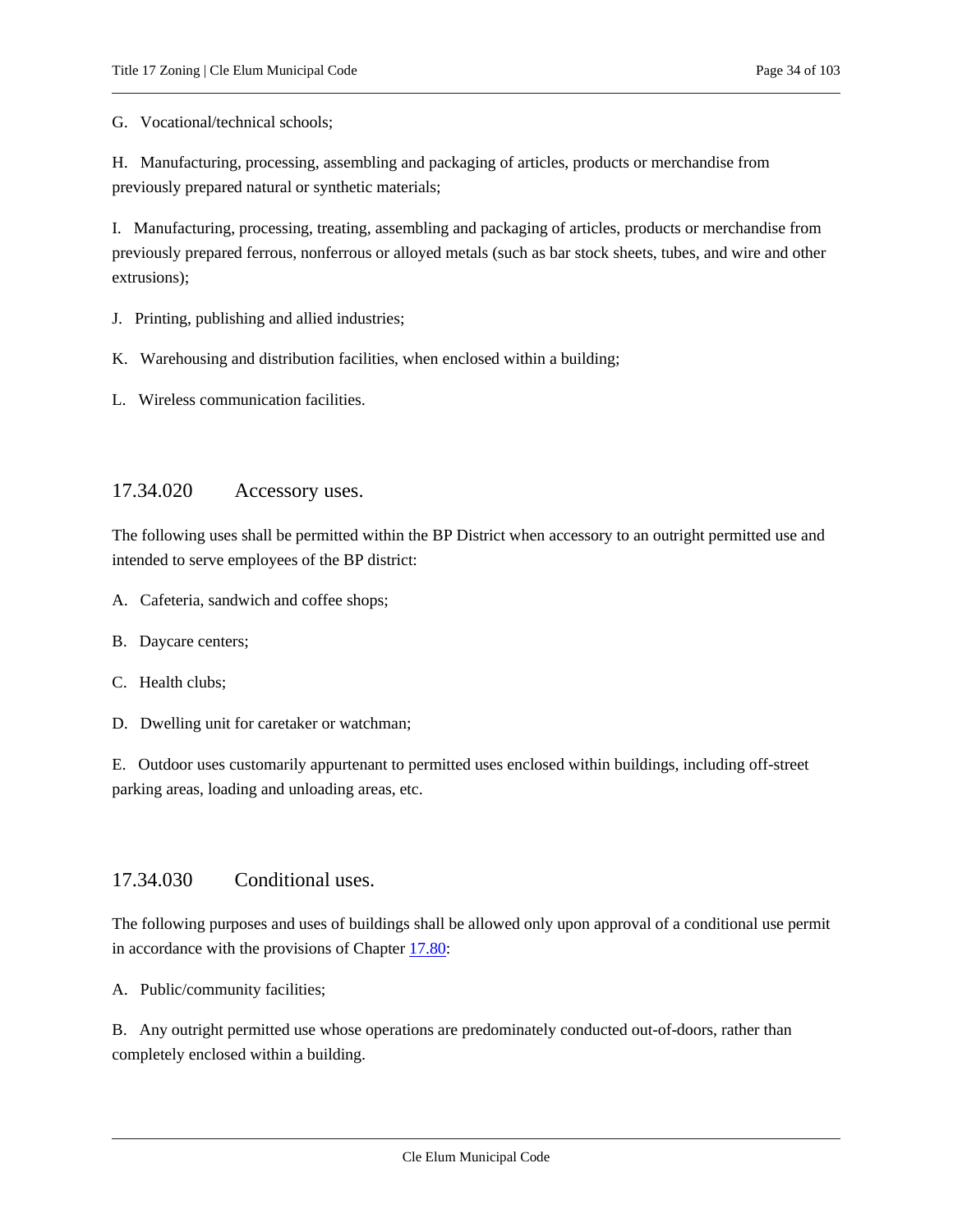G. Vocational/technical schools;

H. Manufacturing, processing, assembling and packaging of articles, products or merchandise from previously prepared natural or synthetic materials;

I. Manufacturing, processing, treating, assembling and packaging of articles, products or merchandise from previously prepared ferrous, nonferrous or alloyed metals (such as bar stock sheets, tubes, and wire and other extrusions);

J. Printing, publishing and allied industries;

K. Warehousing and distribution facilities, when enclosed within a building;

L. Wireless communication facilities.

## 17.34.020 Accessory uses.

The following uses shall be permitted within the BP District when accessory to an outright permitted use and intended to serve employees of the BP district:

A. Cafeteria, sandwich and coffee shops;

B. Daycare centers;

C. Health clubs;

D. Dwelling unit for caretaker or watchman;

E. Outdoor uses customarily appurtenant to permitted uses enclosed within buildings, including off-street parking areas, loading and unloading areas, etc.

## 17.34.030 Conditional uses.

The following purposes and uses of buildings shall be allowed only upon approval of a conditional use permit in accordance with the provisions of Chapter 17.80:

A. Public/community facilities;

B. Any outright permitted use whose operations are predominately conducted out-of-doors, rather than completely enclosed within a building.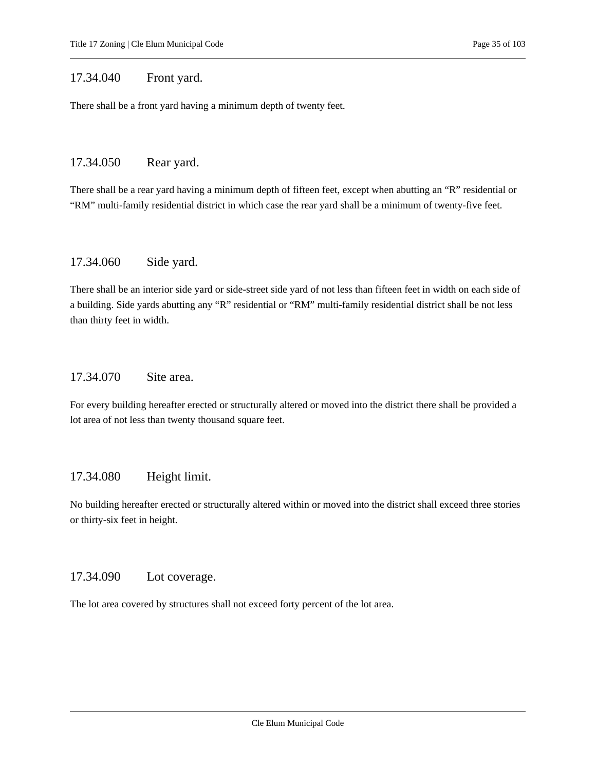## 17.34.040 Front yard.

There shall be a front yard having a minimum depth of twenty feet.

## 17.34.050 Rear yard.

There shall be a rear yard having a minimum depth of fifteen feet, except when abutting an "R" residential or "RM" multi-family residential district in which case the rear yard shall be a minimum of twenty-five feet.

## 17.34.060 Side yard.

There shall be an interior side yard or side-street side yard of not less than fifteen feet in width on each side of a building. Side yards abutting any "R" residential or "RM" multi-family residential district shall be not less than thirty feet in width.

## 17.34.070 Site area.

For every building hereafter erected or structurally altered or moved into the district there shall be provided a lot area of not less than twenty thousand square feet.

## 17.34.080 Height limit.

No building hereafter erected or structurally altered within or moved into the district shall exceed three stories or thirty-six feet in height.

## 17.34.090 Lot coverage.

The lot area covered by structures shall not exceed forty percent of the lot area.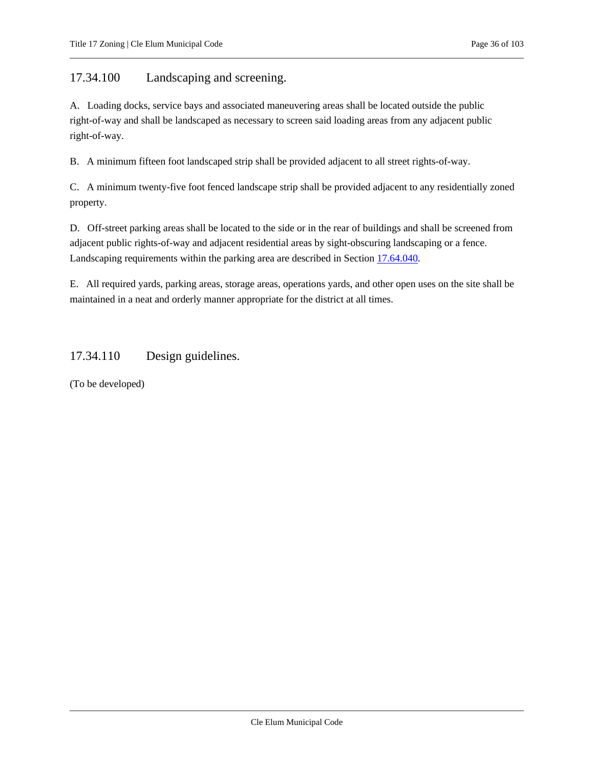## 17.34.100 Landscaping and screening.

A. Loading docks, service bays and associated maneuvering areas shall be located outside the public right-of-way and shall be landscaped as necessary to screen said loading areas from any adjacent public right-of-way.

B. A minimum fifteen foot landscaped strip shall be provided adjacent to all street rights-of-way.

C. A minimum twenty-five foot fenced landscape strip shall be provided adjacent to any residentially zoned property.

D. Off-street parking areas shall be located to the side or in the rear of buildings and shall be screened from adjacent public rights-of-way and adjacent residential areas by sight-obscuring landscaping or a fence. Landscaping requirements within the parking area are described in Section 17.64.040.

E. All required yards, parking areas, storage areas, operations yards, and other open uses on the site shall be maintained in a neat and orderly manner appropriate for the district at all times.

## 17.34.110 Design guidelines.

(To be developed)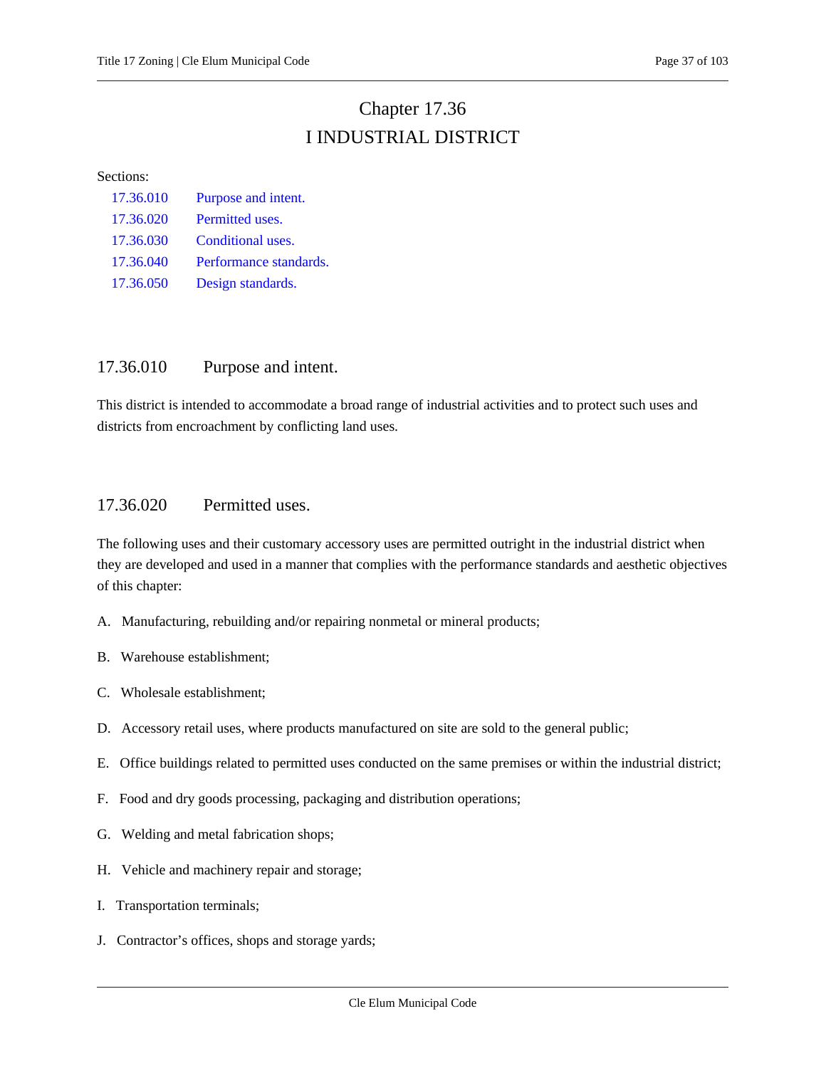# Chapter 17.36
# I INDUSTRIAL DISTRICT

Sections:

| | |
|---|---|
| 17.36.010 | Purpose and intent. |
| 17.36.020 | Permitted uses. |
| 17.36.030 | Conditional uses. |
| 17.36.040 | Performance standards. |
| 17.36.050 | Design standards. |

## 17.36.010 Purpose and intent.

This district is intended to accommodate a broad range of industrial activities and to protect such uses and districts from encroachment by conflicting land uses.

## 17.36.020 Permitted uses.

The following uses and their customary accessory uses are permitted outright in the industrial district when they are developed and used in a manner that complies with the performance standards and aesthetic objectives of this chapter:

A. Manufacturing, rebuilding and/or repairing nonmetal or mineral products;

B. Warehouse establishment;

C. Wholesale establishment;

D. Accessory retail uses, where products manufactured on site are sold to the general public;

E. Office buildings related to permitted uses conducted on the same premises or within the industrial district;

F. Food and dry goods processing, packaging and distribution operations;

G. Welding and metal fabrication shops;

H. Vehicle and machinery repair and storage;

I. Transportation terminals;

J. Contractor's offices, shops and storage yards;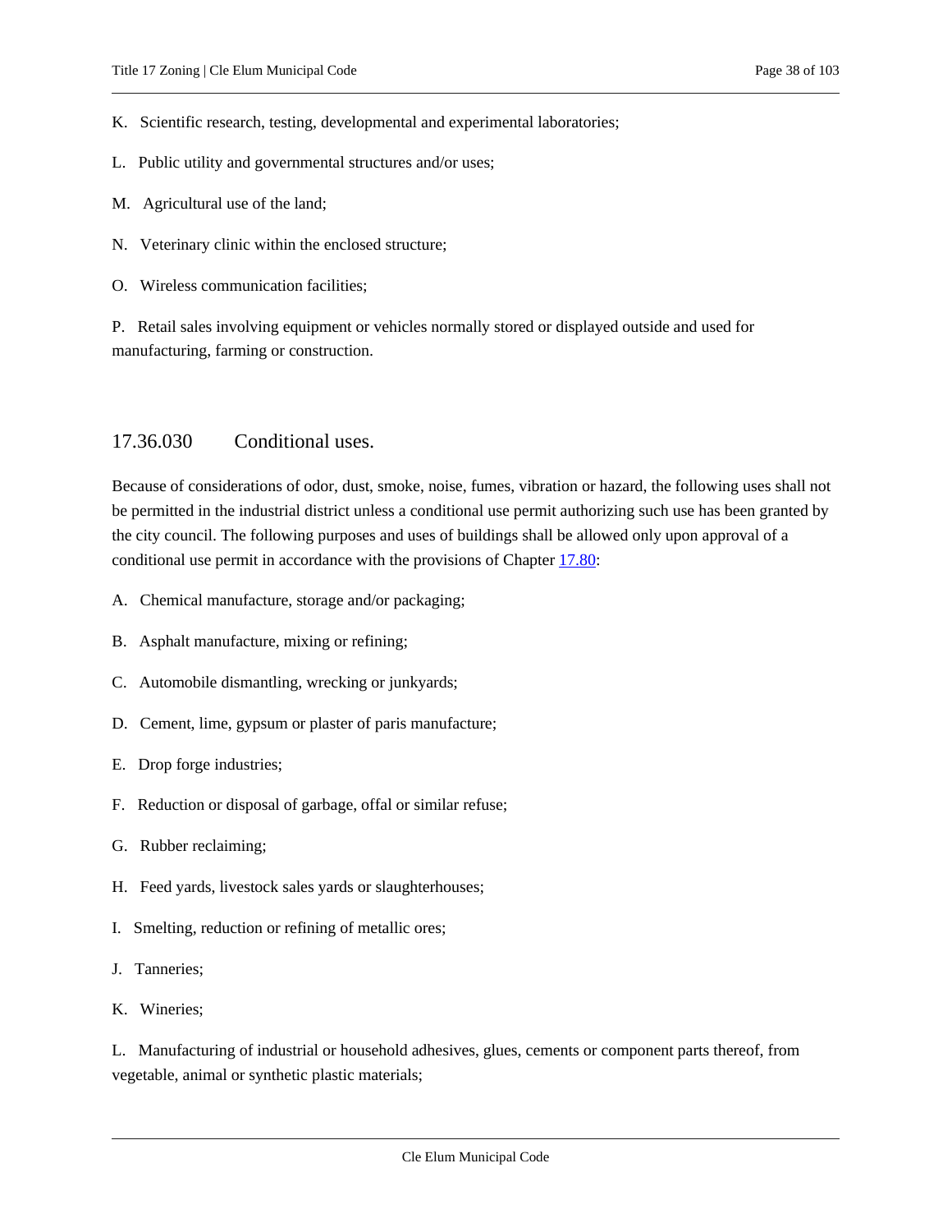K. Scientific research, testing, developmental and experimental laboratories;

L. Public utility and governmental structures and/or uses;

M. Agricultural use of the land;

N. Veterinary clinic within the enclosed structure;

O. Wireless communication facilities;

P. Retail sales involving equipment or vehicles normally stored or displayed outside and used for manufacturing, farming or construction.

## 17.36.030 Conditional uses.

Because of considerations of odor, dust, smoke, noise, fumes, vibration or hazard, the following uses shall not be permitted in the industrial district unless a conditional use permit authorizing such use has been granted by the city council. The following purposes and uses of buildings shall be allowed only upon approval of a conditional use permit in accordance with the provisions of Chapter [17.80](17.80):

A. Chemical manufacture, storage and/or packaging;

B. Asphalt manufacture, mixing or refining;

C. Automobile dismantling, wrecking or junkyards;

D. Cement, lime, gypsum or plaster of paris manufacture;

E. Drop forge industries;

F. Reduction or disposal of garbage, offal or similar refuse;

G. Rubber reclaiming;

H. Feed yards, livestock sales yards or slaughterhouses;

I. Smelting, reduction or refining of metallic ores;

J. Tanneries;

K. Wineries;

L. Manufacturing of industrial or household adhesives, glues, cements or component parts thereof, from vegetable, animal or synthetic plastic materials;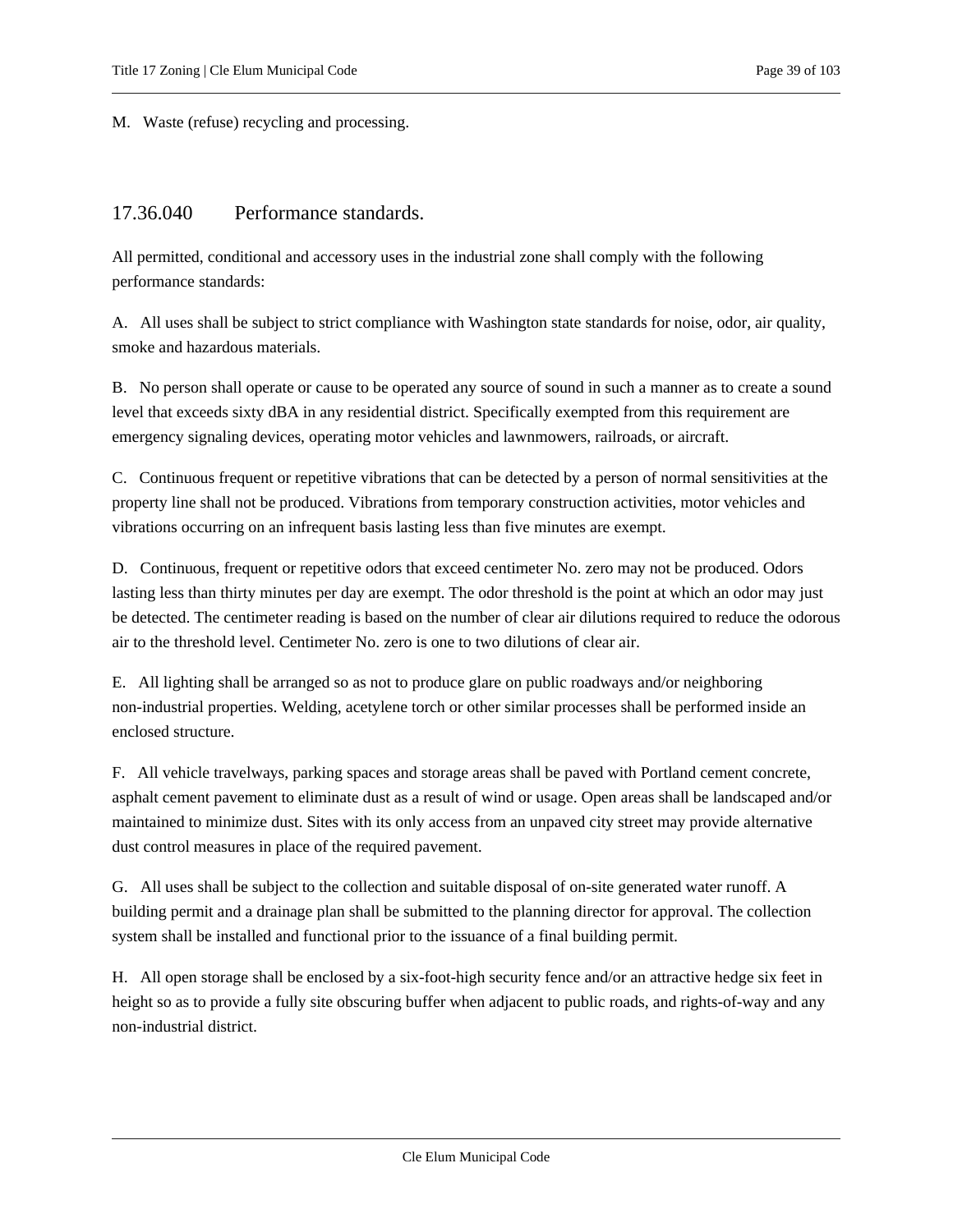M. Waste (refuse) recycling and processing.

## 17.36.040 Performance standards.

All permitted, conditional and accessory uses in the industrial zone shall comply with the following performance standards:

A. All uses shall be subject to strict compliance with Washington state standards for noise, odor, air quality, smoke and hazardous materials.

B. No person shall operate or cause to be operated any source of sound in such a manner as to create a sound level that exceeds sixty dBA in any residential district. Specifically exempted from this requirement are emergency signaling devices, operating motor vehicles and lawnmowers, railroads, or aircraft.

C. Continuous frequent or repetitive vibrations that can be detected by a person of normal sensitivities at the property line shall not be produced. Vibrations from temporary construction activities, motor vehicles and vibrations occurring on an infrequent basis lasting less than five minutes are exempt.

D. Continuous, frequent or repetitive odors that exceed centimeter No. zero may not be produced. Odors lasting less than thirty minutes per day are exempt. The odor threshold is the point at which an odor may just be detected. The centimeter reading is based on the number of clear air dilutions required to reduce the odorous air to the threshold level. Centimeter No. zero is one to two dilutions of clear air.

E. All lighting shall be arranged so as not to produce glare on public roadways and/or neighboring non-industrial properties. Welding, acetylene torch or other similar processes shall be performed inside an enclosed structure.

F. All vehicle travelways, parking spaces and storage areas shall be paved with Portland cement concrete, asphalt cement pavement to eliminate dust as a result of wind or usage. Open areas shall be landscaped and/or maintained to minimize dust. Sites with its only access from an unpaved city street may provide alternative dust control measures in place of the required pavement.

G. All uses shall be subject to the collection and suitable disposal of on-site generated water runoff. A building permit and a drainage plan shall be submitted to the planning director for approval. The collection system shall be installed and functional prior to the issuance of a final building permit.

H. All open storage shall be enclosed by a six-foot-high security fence and/or an attractive hedge six feet in height so as to provide a fully site obscuring buffer when adjacent to public roads, and rights-of-way and any non-industrial district.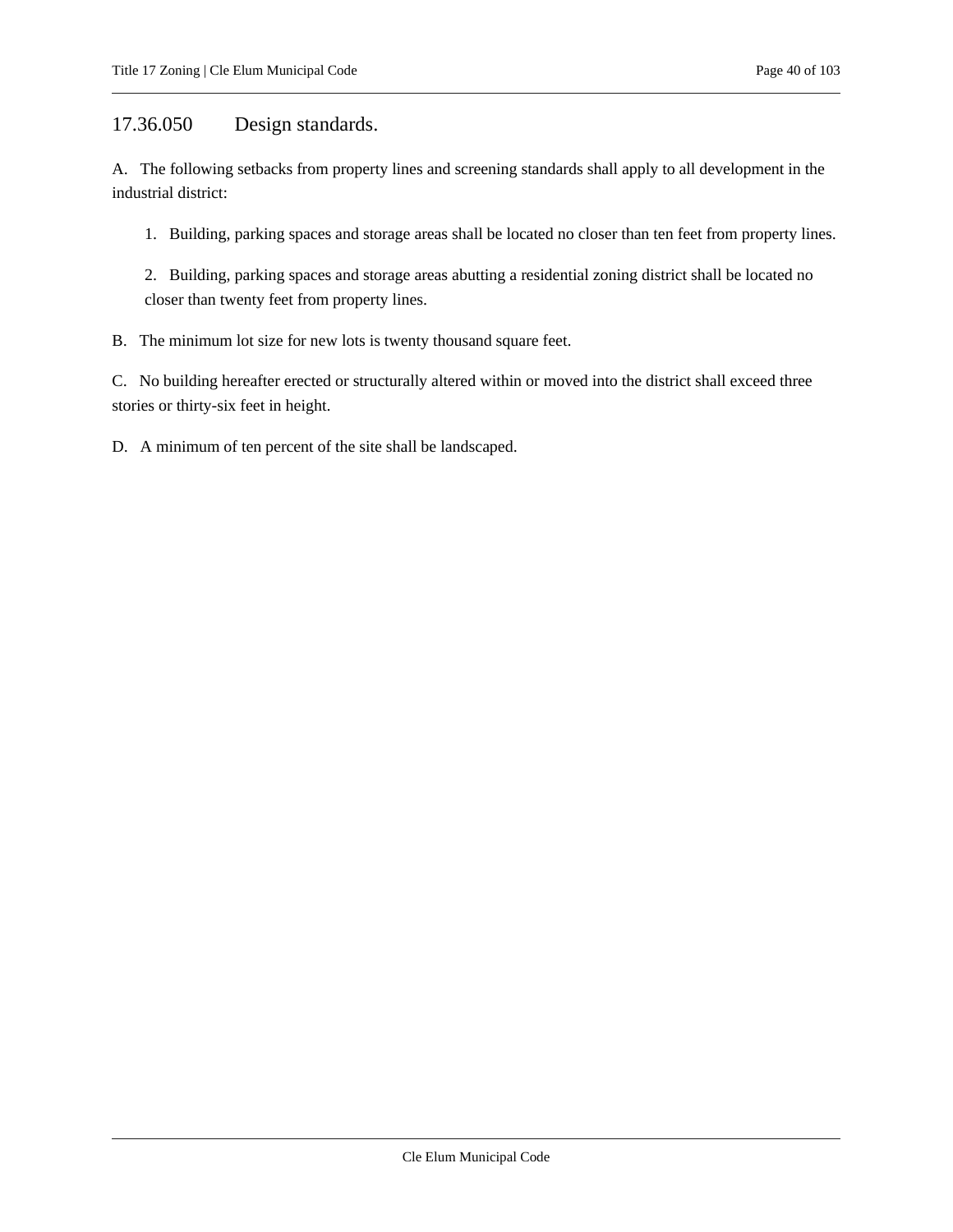## 17.36.050 Design standards.

A. The following setbacks from property lines and screening standards shall apply to all development in the industrial district:

1. Building, parking spaces and storage areas shall be located no closer than ten feet from property lines.

2. Building, parking spaces and storage areas abutting a residential zoning district shall be located no closer than twenty feet from property lines.

B. The minimum lot size for new lots is twenty thousand square feet.

C. No building hereafter erected or structurally altered within or moved into the district shall exceed three stories or thirty-six feet in height.

D. A minimum of ten percent of the site shall be landscaped.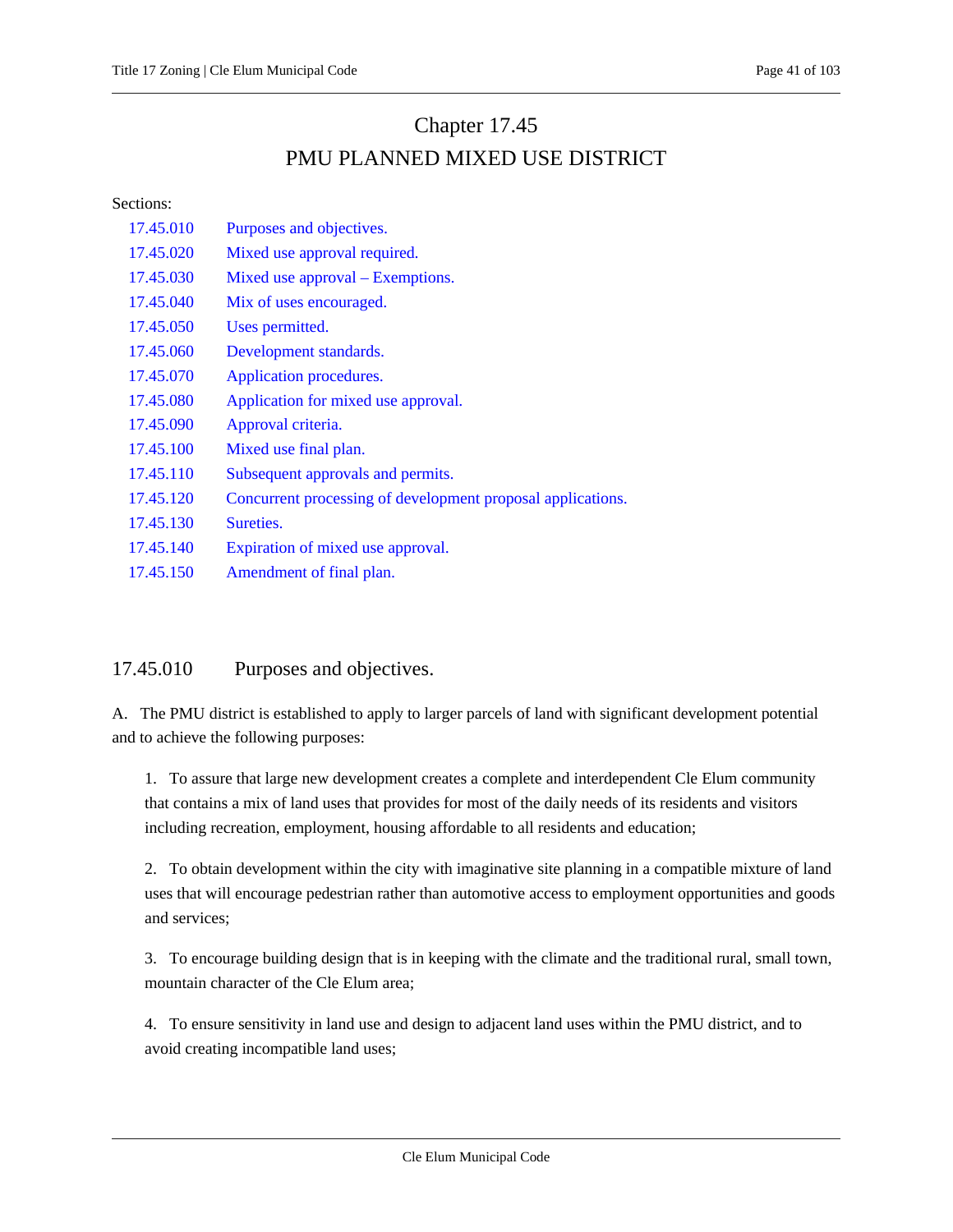# Chapter 17.45

# PMU PLANNED MIXED USE DISTRICT

Sections:

| | |
|---|---|
| 17.45.010 | Purposes and objectives. |
| 17.45.020 | Mixed use approval required. |
| 17.45.030 | Mixed use approval – Exemptions. |
| 17.45.040 | Mix of uses encouraged. |
| 17.45.050 | Uses permitted. |
| 17.45.060 | Development standards. |
| 17.45.070 | Application procedures. |
| 17.45.080 | Application for mixed use approval. |
| 17.45.090 | Approval criteria. |
| 17.45.100 | Mixed use final plan. |
| 17.45.110 | Subsequent approvals and permits. |
| 17.45.120 | Concurrent processing of development proposal applications. |
| 17.45.130 | Sureties. |
| 17.45.140 | Expiration of mixed use approval. |
| 17.45.150 | Amendment of final plan. |

## 17.45.010 Purposes and objectives.

A. The PMU district is established to apply to larger parcels of land with significant development potential and to achieve the following purposes:

1. To assure that large new development creates a complete and interdependent Cle Elum community that contains a mix of land uses that provides for most of the daily needs of its residents and visitors including recreation, employment, housing affordable to all residents and education;

2. To obtain development within the city with imaginative site planning in a compatible mixture of land uses that will encourage pedestrian rather than automotive access to employment opportunities and goods and services;

3. To encourage building design that is in keeping with the climate and the traditional rural, small town, mountain character of the Cle Elum area;

4. To ensure sensitivity in land use and design to adjacent land uses within the PMU district, and to avoid creating incompatible land uses;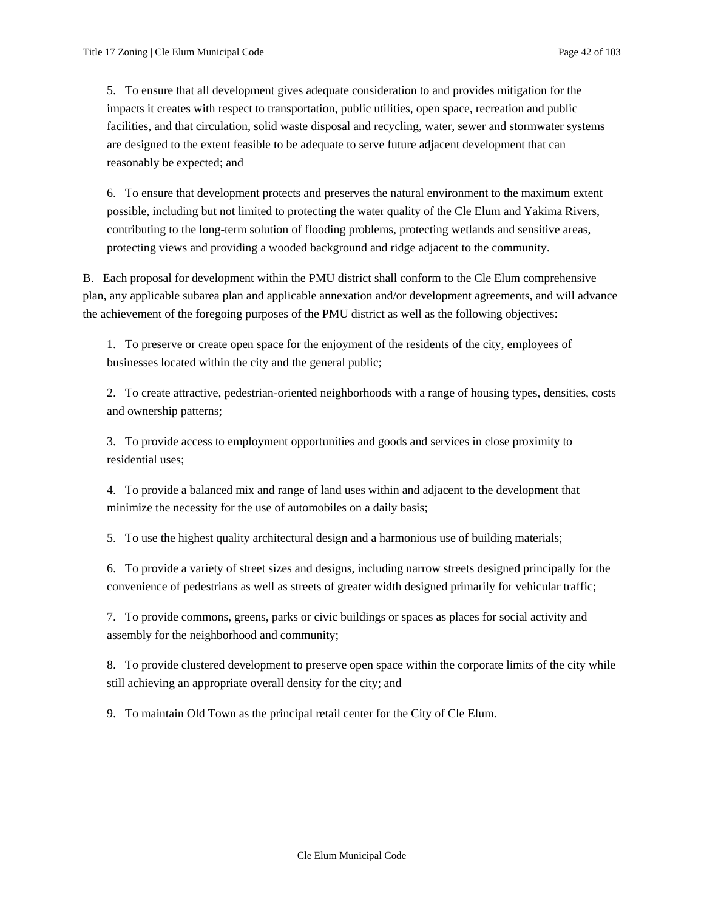5. To ensure that all development gives adequate consideration to and provides mitigation for the impacts it creates with respect to transportation, public utilities, open space, recreation and public facilities, and that circulation, solid waste disposal and recycling, water, sewer and stormwater systems are designed to the extent feasible to be adequate to serve future adjacent development that can reasonably be expected; and

6. To ensure that development protects and preserves the natural environment to the maximum extent possible, including but not limited to protecting the water quality of the Cle Elum and Yakima Rivers, contributing to the long-term solution of flooding problems, protecting wetlands and sensitive areas, protecting views and providing a wooded background and ridge adjacent to the community.

B. Each proposal for development within the PMU district shall conform to the Cle Elum comprehensive plan, any applicable subarea plan and applicable annexation and/or development agreements, and will advance the achievement of the foregoing purposes of the PMU district as well as the following objectives:

1. To preserve or create open space for the enjoyment of the residents of the city, employees of businesses located within the city and the general public;

2. To create attractive, pedestrian-oriented neighborhoods with a range of housing types, densities, costs and ownership patterns;

3. To provide access to employment opportunities and goods and services in close proximity to residential uses;

4. To provide a balanced mix and range of land uses within and adjacent to the development that minimize the necessity for the use of automobiles on a daily basis;

5. To use the highest quality architectural design and a harmonious use of building materials;

6. To provide a variety of street sizes and designs, including narrow streets designed principally for the convenience of pedestrians as well as streets of greater width designed primarily for vehicular traffic;

7. To provide commons, greens, parks or civic buildings or spaces as places for social activity and assembly for the neighborhood and community;

8. To provide clustered development to preserve open space within the corporate limits of the city while still achieving an appropriate overall density for the city; and

9. To maintain Old Town as the principal retail center for the City of Cle Elum.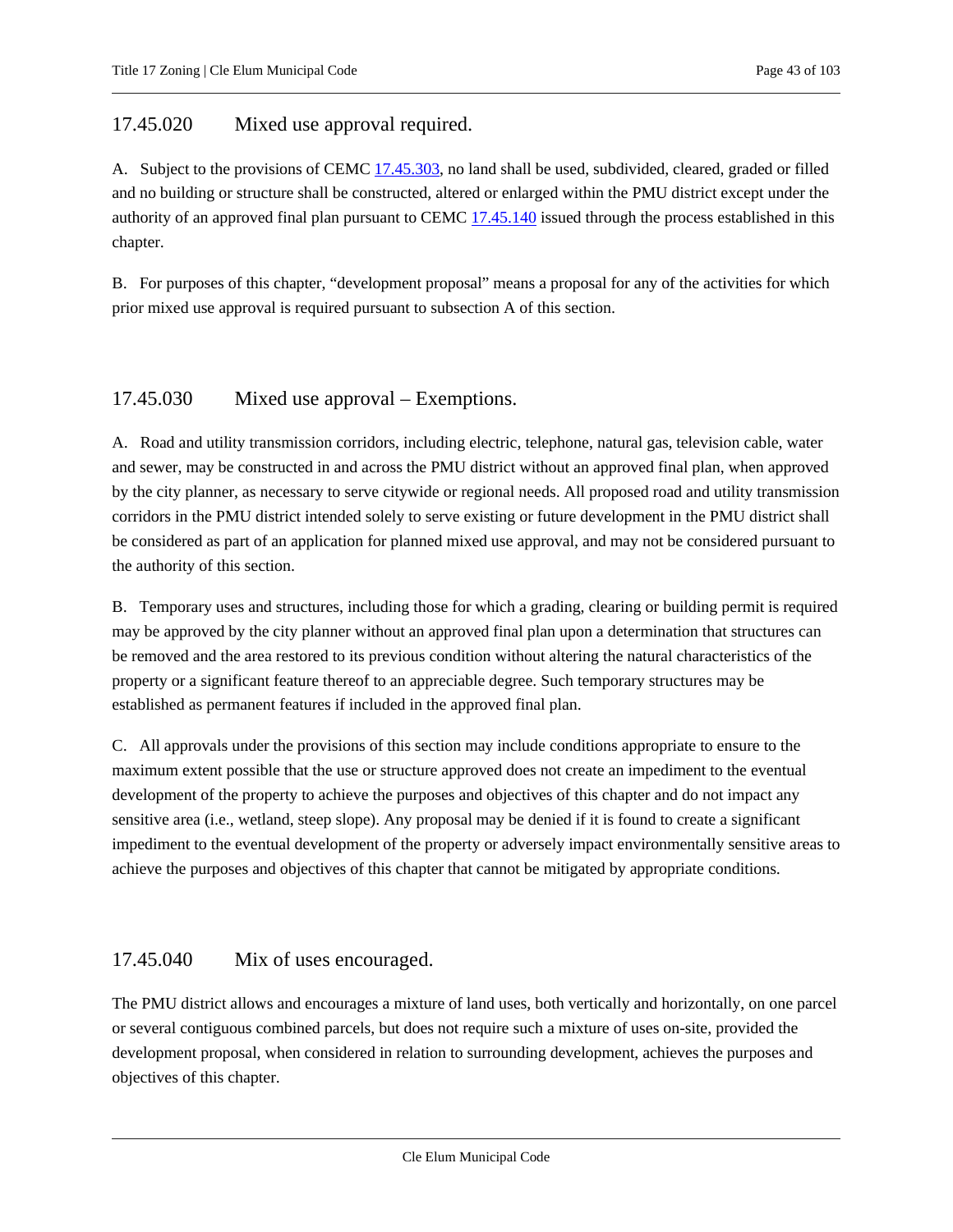## 17.45.020 Mixed use approval required.

A. Subject to the provisions of CEMC 17.45.303, no land shall be used, subdivided, cleared, graded or filled and no building or structure shall be constructed, altered or enlarged within the PMU district except under the authority of an approved final plan pursuant to CEMC 17.45.140 issued through the process established in this chapter.

B. For purposes of this chapter, "development proposal" means a proposal for any of the activities for which prior mixed use approval is required pursuant to subsection A of this section.

## 17.45.030 Mixed use approval – Exemptions.

A. Road and utility transmission corridors, including electric, telephone, natural gas, television cable, water and sewer, may be constructed in and across the PMU district without an approved final plan, when approved by the city planner, as necessary to serve citywide or regional needs. All proposed road and utility transmission corridors in the PMU district intended solely to serve existing or future development in the PMU district shall be considered as part of an application for planned mixed use approval, and may not be considered pursuant to the authority of this section.

B. Temporary uses and structures, including those for which a grading, clearing or building permit is required may be approved by the city planner without an approved final plan upon a determination that structures can be removed and the area restored to its previous condition without altering the natural characteristics of the property or a significant feature thereof to an appreciable degree. Such temporary structures may be established as permanent features if included in the approved final plan.

C. All approvals under the provisions of this section may include conditions appropriate to ensure to the maximum extent possible that the use or structure approved does not create an impediment to the eventual development of the property to achieve the purposes and objectives of this chapter and do not impact any sensitive area (i.e., wetland, steep slope). Any proposal may be denied if it is found to create a significant impediment to the eventual development of the property or adversely impact environmentally sensitive areas to achieve the purposes and objectives of this chapter that cannot be mitigated by appropriate conditions.

## 17.45.040 Mix of uses encouraged.

The PMU district allows and encourages a mixture of land uses, both vertically and horizontally, on one parcel or several contiguous combined parcels, but does not require such a mixture of uses on-site, provided the development proposal, when considered in relation to surrounding development, achieves the purposes and objectives of this chapter.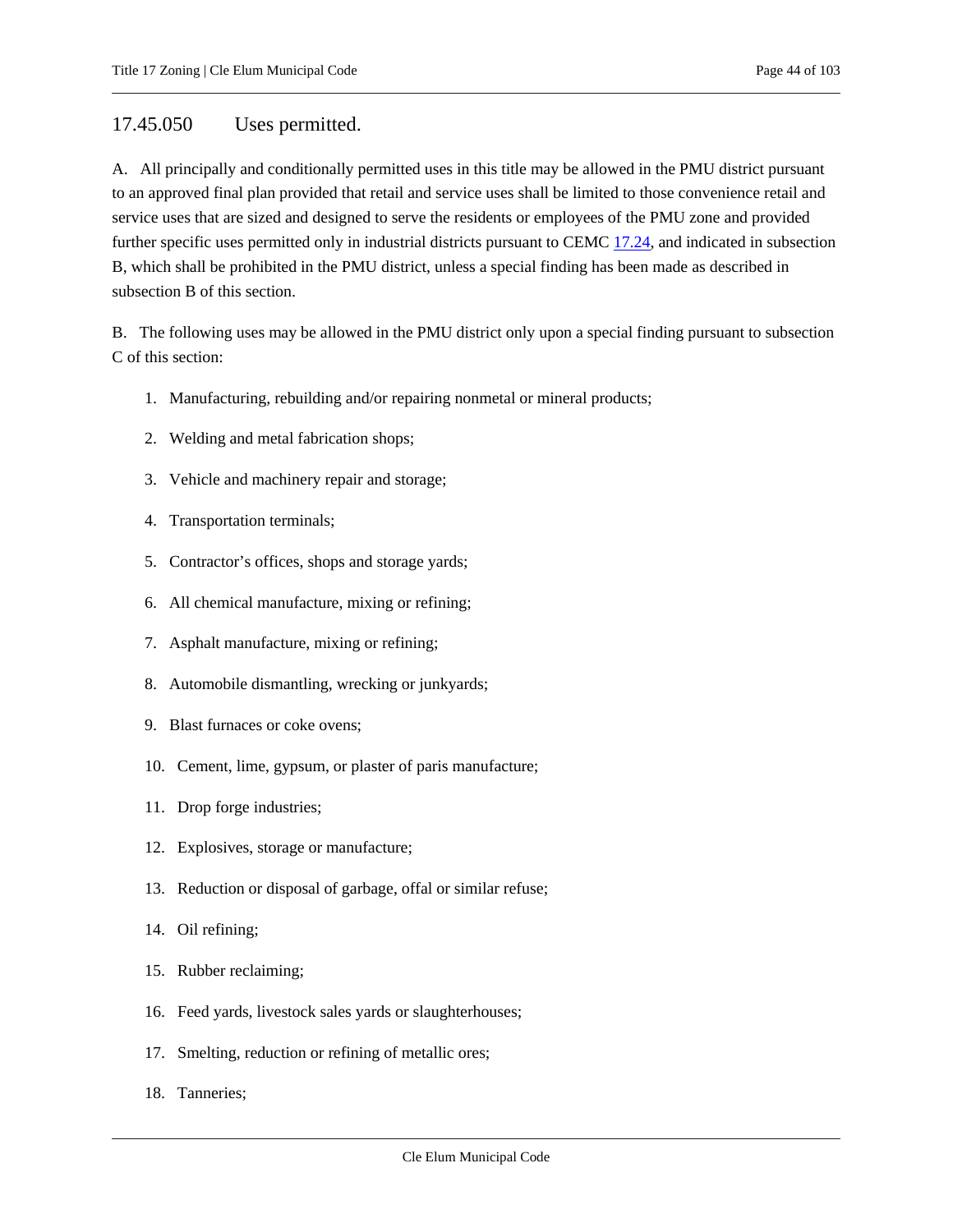## 17.45.050 Uses permitted.

A. All principally and conditionally permitted uses in this title may be allowed in the PMU district pursuant to an approved final plan provided that retail and service uses shall be limited to those convenience retail and service uses that are sized and designed to serve the residents or employees of the PMU zone and provided further specific uses permitted only in industrial districts pursuant to CEMC 17.24, and indicated in subsection B, which shall be prohibited in the PMU district, unless a special finding has been made as described in subsection B of this section.

B. The following uses may be allowed in the PMU district only upon a special finding pursuant to subsection C of this section:

1. Manufacturing, rebuilding and/or repairing nonmetal or mineral products;
2. Welding and metal fabrication shops;
3. Vehicle and machinery repair and storage;
4. Transportation terminals;
5. Contractor's offices, shops and storage yards;
6. All chemical manufacture, mixing or refining;
7. Asphalt manufacture, mixing or refining;
8. Automobile dismantling, wrecking or junkyards;
9. Blast furnaces or coke ovens;
10. Cement, lime, gypsum, or plaster of paris manufacture;
11. Drop forge industries;
12. Explosives, storage or manufacture;
13. Reduction or disposal of garbage, offal or similar refuse;
14. Oil refining;
15. Rubber reclaiming;
16. Feed yards, livestock sales yards or slaughterhouses;
17. Smelting, reduction or refining of metallic ores;
18. Tanneries;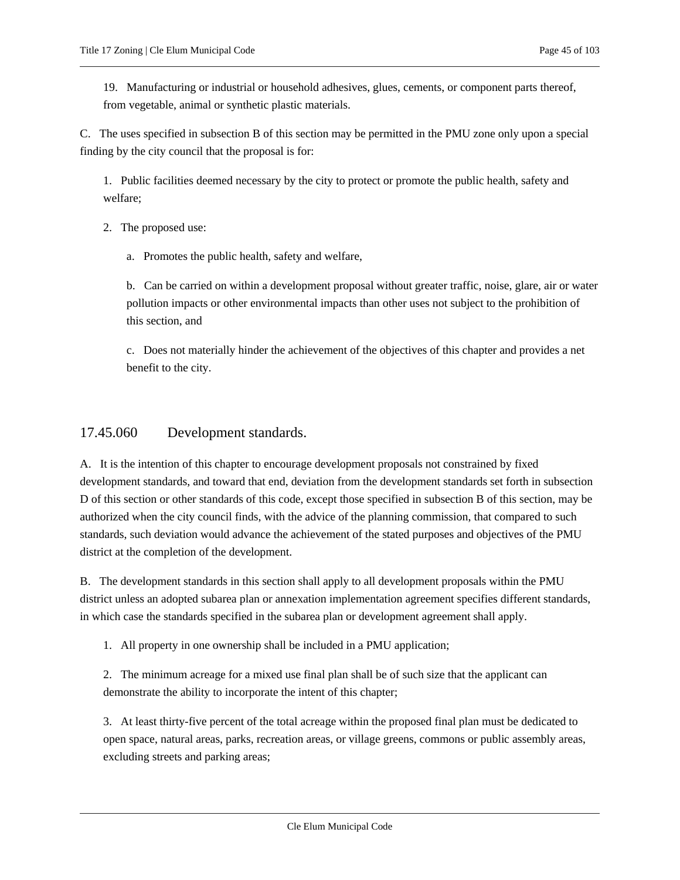19. Manufacturing or industrial or household adhesives, glues, cements, or component parts thereof, from vegetable, animal or synthetic plastic materials.

C. The uses specified in subsection B of this section may be permitted in the PMU zone only upon a special finding by the city council that the proposal is for:

1. Public facilities deemed necessary by the city to protect or promote the public health, safety and welfare;

2. The proposed use:

a. Promotes the public health, safety and welfare,

b. Can be carried on within a development proposal without greater traffic, noise, glare, air or water pollution impacts or other environmental impacts than other uses not subject to the prohibition of this section, and

c. Does not materially hinder the achievement of the objectives of this chapter and provides a net benefit to the city.

## 17.45.060 Development standards.

A. It is the intention of this chapter to encourage development proposals not constrained by fixed development standards, and toward that end, deviation from the development standards set forth in subsection D of this section or other standards of this code, except those specified in subsection B of this section, may be authorized when the city council finds, with the advice of the planning commission, that compared to such standards, such deviation would advance the achievement of the stated purposes and objectives of the PMU district at the completion of the development.

B. The development standards in this section shall apply to all development proposals within the PMU district unless an adopted subarea plan or annexation implementation agreement specifies different standards, in which case the standards specified in the subarea plan or development agreement shall apply.

1. All property in one ownership shall be included in a PMU application;

2. The minimum acreage for a mixed use final plan shall be of such size that the applicant can demonstrate the ability to incorporate the intent of this chapter;

3. At least thirty-five percent of the total acreage within the proposed final plan must be dedicated to open space, natural areas, parks, recreation areas, or village greens, commons or public assembly areas, excluding streets and parking areas;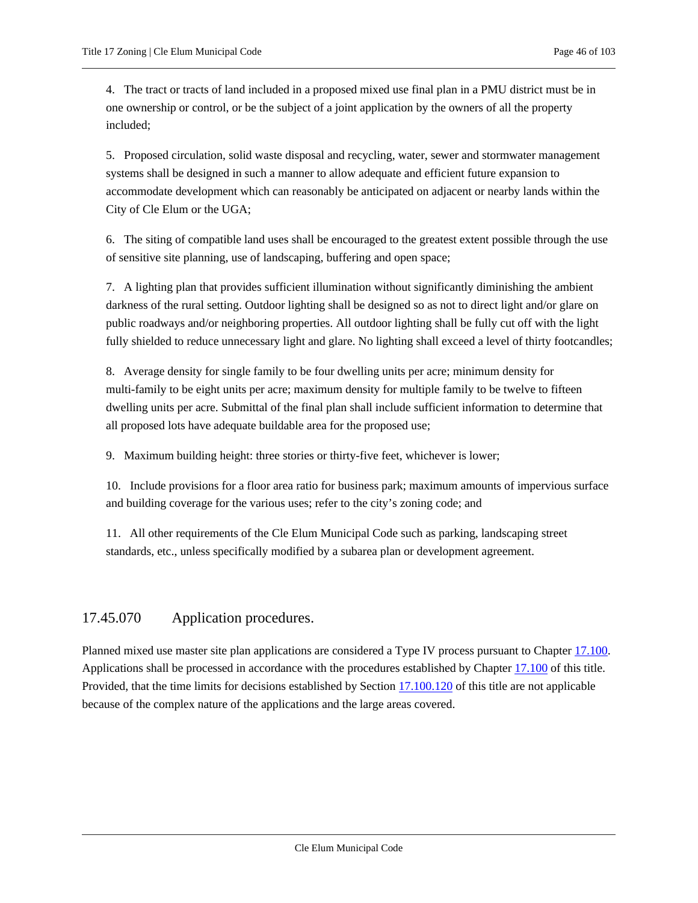4. The tract or tracts of land included in a proposed mixed use final plan in a PMU district must be in one ownership or control, or be the subject of a joint application by the owners of all the property included;

5. Proposed circulation, solid waste disposal and recycling, water, sewer and stormwater management systems shall be designed in such a manner to allow adequate and efficient future expansion to accommodate development which can reasonably be anticipated on adjacent or nearby lands within the City of Cle Elum or the UGA;

6. The siting of compatible land uses shall be encouraged to the greatest extent possible through the use of sensitive site planning, use of landscaping, buffering and open space;

7. A lighting plan that provides sufficient illumination without significantly diminishing the ambient darkness of the rural setting. Outdoor lighting shall be designed so as not to direct light and/or glare on public roadways and/or neighboring properties. All outdoor lighting shall be fully cut off with the light fully shielded to reduce unnecessary light and glare. No lighting shall exceed a level of thirty footcandles;

8. Average density for single family to be four dwelling units per acre; minimum density for multi-family to be eight units per acre; maximum density for multiple family to be twelve to fifteen dwelling units per acre. Submittal of the final plan shall include sufficient information to determine that all proposed lots have adequate buildable area for the proposed use;

9. Maximum building height: three stories or thirty-five feet, whichever is lower;

10. Include provisions for a floor area ratio for business park; maximum amounts of impervious surface and building coverage for the various uses; refer to the city's zoning code; and

11. All other requirements of the Cle Elum Municipal Code such as parking, landscaping street standards, etc., unless specifically modified by a subarea plan or development agreement.

## 17.45.070 Application procedures.

Planned mixed use master site plan applications are considered a Type IV process pursuant to Chapter 17.100. Applications shall be processed in accordance with the procedures established by Chapter 17.100 of this title. Provided, that the time limits for decisions established by Section 17.100.120 of this title are not applicable because of the complex nature of the applications and the large areas covered.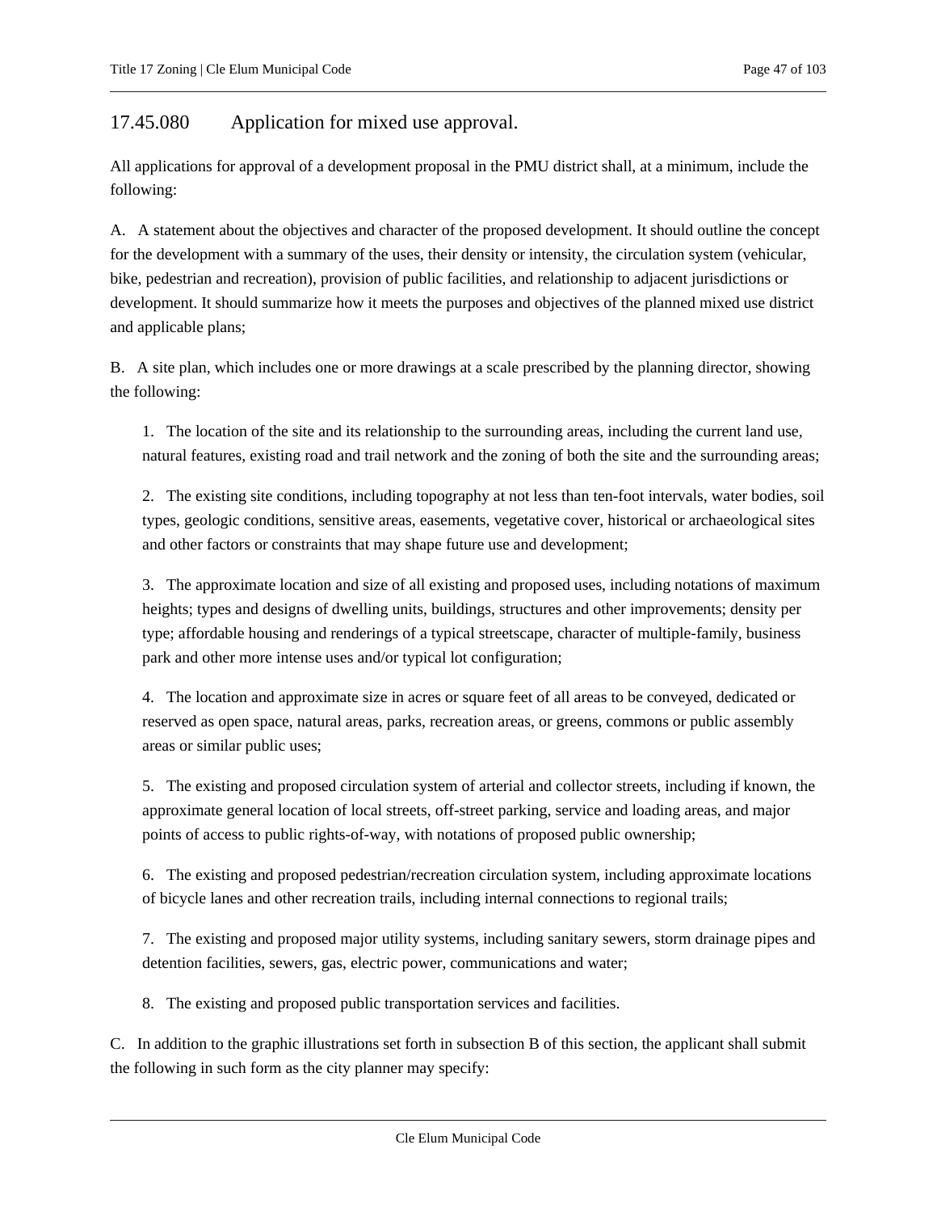## 17.45.080 Application for mixed use approval.

All applications for approval of a development proposal in the PMU district shall, at a minimum, include the following:

A. A statement about the objectives and character of the proposed development. It should outline the concept for the development with a summary of the uses, their density or intensity, the circulation system (vehicular, bike, pedestrian and recreation), provision of public facilities, and relationship to adjacent jurisdictions or development. It should summarize how it meets the purposes and objectives of the planned mixed use district and applicable plans;

B. A site plan, which includes one or more drawings at a scale prescribed by the planning director, showing the following:

1. The location of the site and its relationship to the surrounding areas, including the current land use, natural features, existing road and trail network and the zoning of both the site and the surrounding areas;

2. The existing site conditions, including topography at not less than ten-foot intervals, water bodies, soil types, geologic conditions, sensitive areas, easements, vegetative cover, historical or archaeological sites and other factors or constraints that may shape future use and development;

3. The approximate location and size of all existing and proposed uses, including notations of maximum heights; types and designs of dwelling units, buildings, structures and other improvements; density per type; affordable housing and renderings of a typical streetscape, character of multiple-family, business park and other more intense uses and/or typical lot configuration;

4. The location and approximate size in acres or square feet of all areas to be conveyed, dedicated or reserved as open space, natural areas, parks, recreation areas, or greens, commons or public assembly areas or similar public uses;

5. The existing and proposed circulation system of arterial and collector streets, including if known, the approximate general location of local streets, off-street parking, service and loading areas, and major points of access to public rights-of-way, with notations of proposed public ownership;

6. The existing and proposed pedestrian/recreation circulation system, including approximate locations of bicycle lanes and other recreation trails, including internal connections to regional trails;

7. The existing and proposed major utility systems, including sanitary sewers, storm drainage pipes and detention facilities, sewers, gas, electric power, communications and water;

8. The existing and proposed public transportation services and facilities.

C. In addition to the graphic illustrations set forth in subsection B of this section, the applicant shall submit the following in such form as the city planner may specify: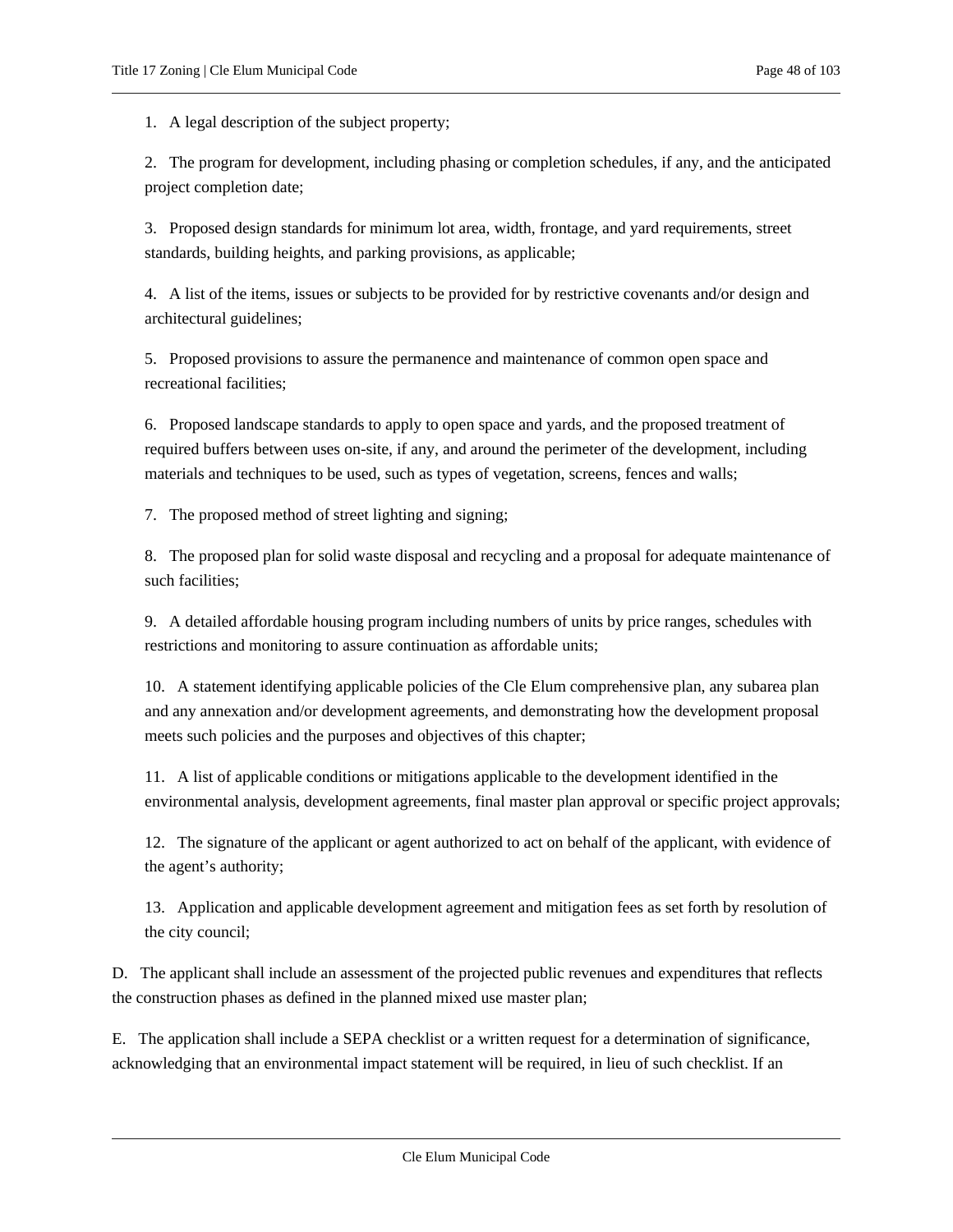1. A legal description of the subject property;

2. The program for development, including phasing or completion schedules, if any, and the anticipated project completion date;

3. Proposed design standards for minimum lot area, width, frontage, and yard requirements, street standards, building heights, and parking provisions, as applicable;

4. A list of the items, issues or subjects to be provided for by restrictive covenants and/or design and architectural guidelines;

5. Proposed provisions to assure the permanence and maintenance of common open space and recreational facilities;

6. Proposed landscape standards to apply to open space and yards, and the proposed treatment of required buffers between uses on-site, if any, and around the perimeter of the development, including materials and techniques to be used, such as types of vegetation, screens, fences and walls;

7. The proposed method of street lighting and signing;

8. The proposed plan for solid waste disposal and recycling and a proposal for adequate maintenance of such facilities;

9. A detailed affordable housing program including numbers of units by price ranges, schedules with restrictions and monitoring to assure continuation as affordable units;

10. A statement identifying applicable policies of the Cle Elum comprehensive plan, any subarea plan and any annexation and/or development agreements, and demonstrating how the development proposal meets such policies and the purposes and objectives of this chapter;

11. A list of applicable conditions or mitigations applicable to the development identified in the environmental analysis, development agreements, final master plan approval or specific project approvals;

12. The signature of the applicant or agent authorized to act on behalf of the applicant, with evidence of the agent's authority;

13. Application and applicable development agreement and mitigation fees as set forth by resolution of the city council;

D. The applicant shall include an assessment of the projected public revenues and expenditures that reflects the construction phases as defined in the planned mixed use master plan;

E. The application shall include a SEPA checklist or a written request for a determination of significance, acknowledging that an environmental impact statement will be required, in lieu of such checklist. If an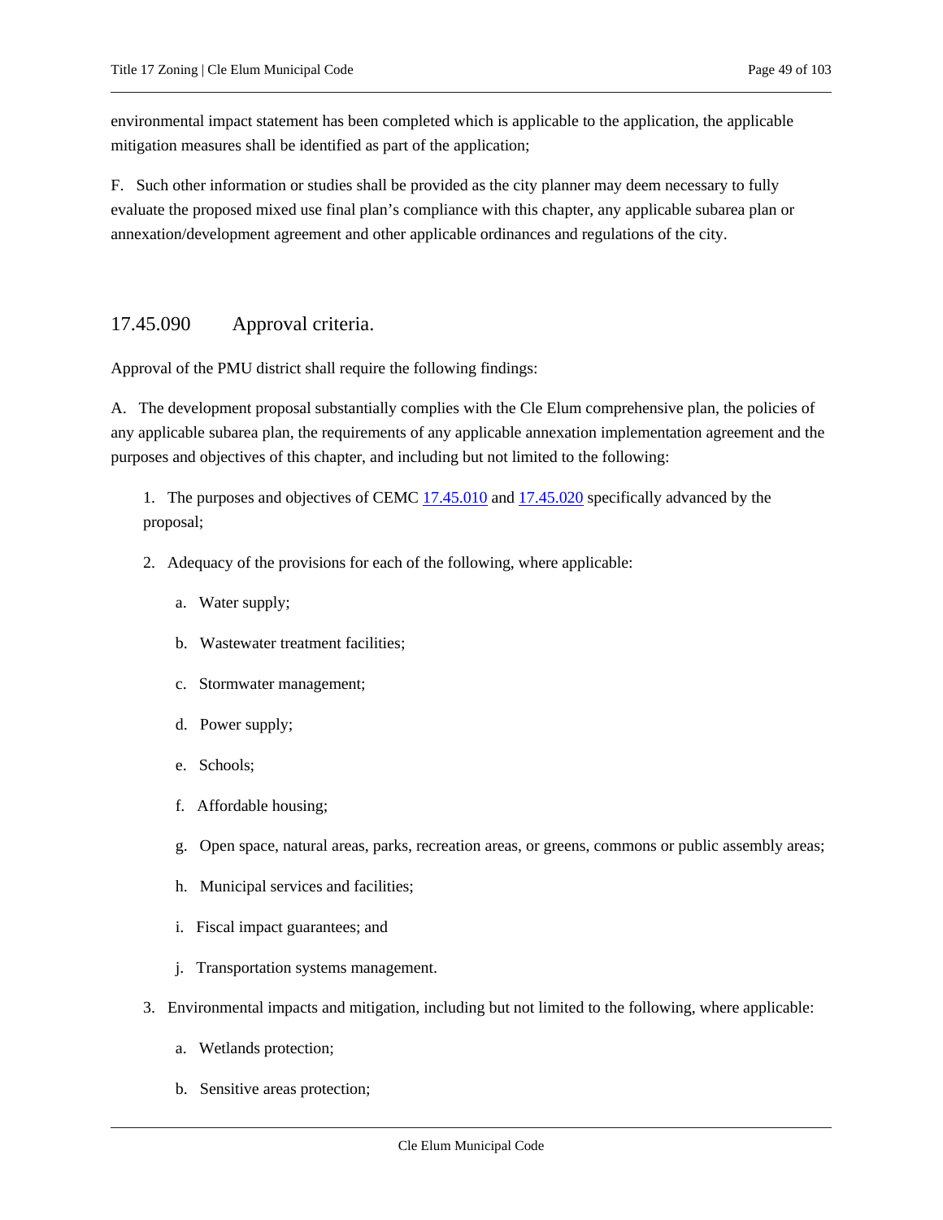environmental impact statement has been completed which is applicable to the application, the applicable mitigation measures shall be identified as part of the application;

F. Such other information or studies shall be provided as the city planner may deem necessary to fully evaluate the proposed mixed use final plan's compliance with this chapter, any applicable subarea plan or annexation/development agreement and other applicable ordinances and regulations of the city.

## 17.45.090 Approval criteria.

Approval of the PMU district shall require the following findings:

A. The development proposal substantially complies with the Cle Elum comprehensive plan, the policies of any applicable subarea plan, the requirements of any applicable annexation implementation agreement and the purposes and objectives of this chapter, and including but not limited to the following:

1. The purposes and objectives of CEMC [17.45.010](17.45.010) and [17.45.020](17.45.020) specifically advanced by the proposal;

2. Adequacy of the provisions for each of the following, where applicable:

    a. Water supply;

    b. Wastewater treatment facilities;

    c. Stormwater management;

    d. Power supply;

    e. Schools;

    f. Affordable housing;

    g. Open space, natural areas, parks, recreation areas, or greens, commons or public assembly areas;

    h. Municipal services and facilities;

    i. Fiscal impact guarantees; and

    j. Transportation systems management.

3. Environmental impacts and mitigation, including but not limited to the following, where applicable:

    a. Wetlands protection;

    b. Sensitive areas protection;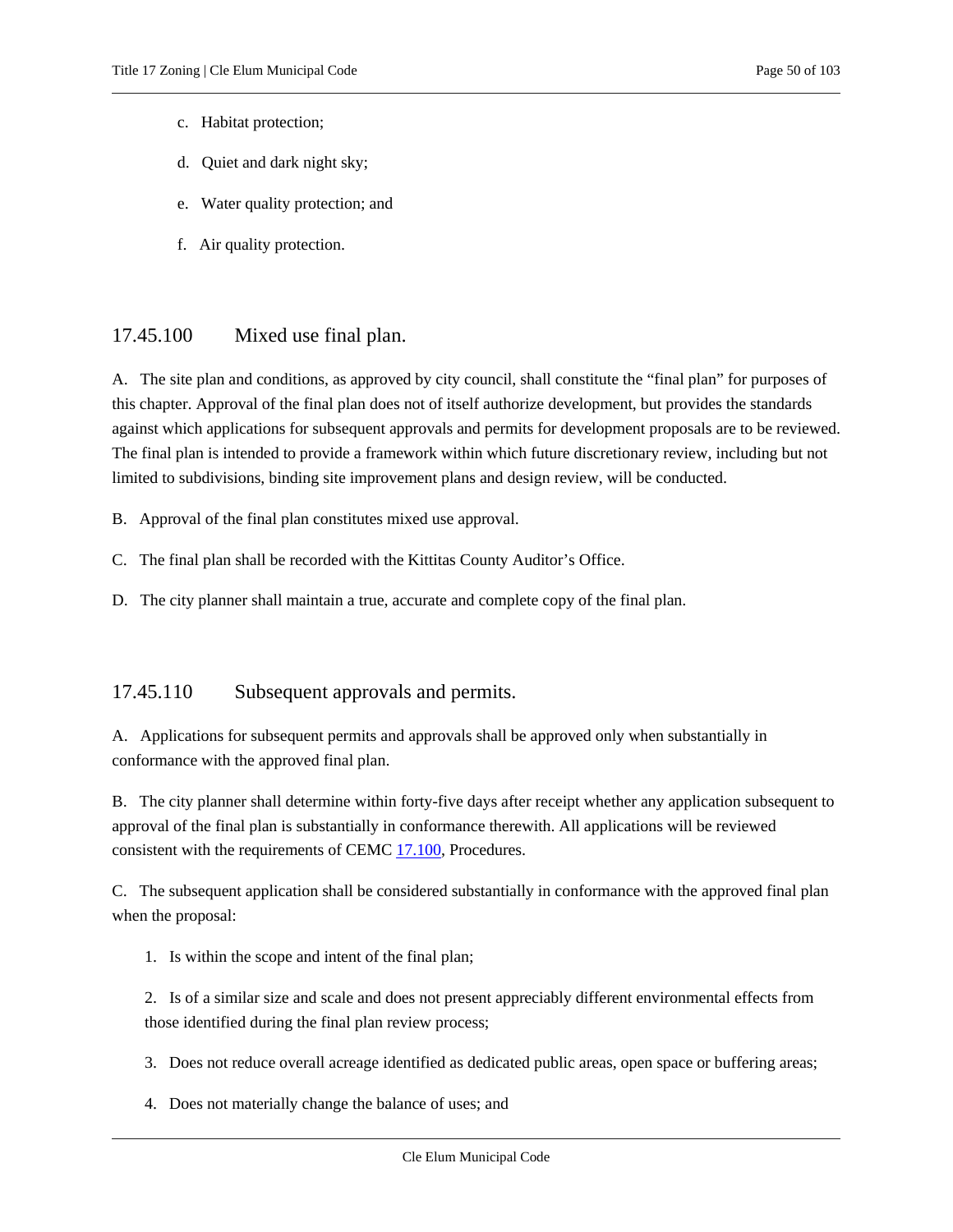c. Habitat protection;

d. Quiet and dark night sky;

e. Water quality protection; and

f. Air quality protection.

## 17.45.100 Mixed use final plan.

A. The site plan and conditions, as approved by city council, shall constitute the "final plan" for purposes of this chapter. Approval of the final plan does not of itself authorize development, but provides the standards against which applications for subsequent approvals and permits for development proposals are to be reviewed. The final plan is intended to provide a framework within which future discretionary review, including but not limited to subdivisions, binding site improvement plans and design review, will be conducted.

B. Approval of the final plan constitutes mixed use approval.

C. The final plan shall be recorded with the Kittitas County Auditor's Office.

D. The city planner shall maintain a true, accurate and complete copy of the final plan.

## 17.45.110 Subsequent approvals and permits.

A. Applications for subsequent permits and approvals shall be approved only when substantially in conformance with the approved final plan.

B. The city planner shall determine within forty-five days after receipt whether any application subsequent to approval of the final plan is substantially in conformance therewith. All applications will be reviewed consistent with the requirements of CEMC 17.100, Procedures.

C. The subsequent application shall be considered substantially in conformance with the approved final plan when the proposal:

1. Is within the scope and intent of the final plan;

2. Is of a similar size and scale and does not present appreciably different environmental effects from those identified during the final plan review process;

3. Does not reduce overall acreage identified as dedicated public areas, open space or buffering areas;

4. Does not materially change the balance of uses; and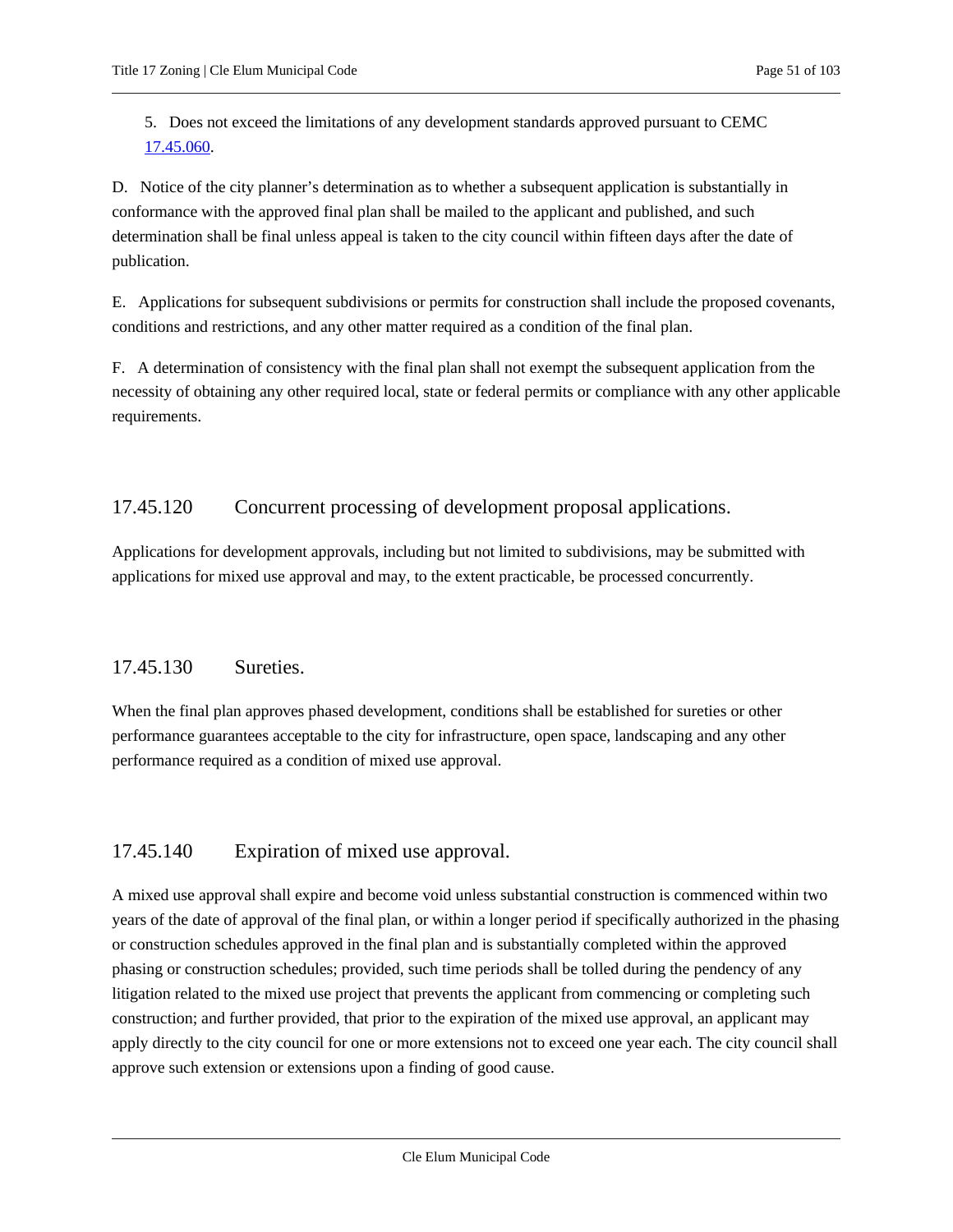5. Does not exceed the limitations of any development standards approved pursuant to CEMC 17.45.060.

D. Notice of the city planner's determination as to whether a subsequent application is substantially in conformance with the approved final plan shall be mailed to the applicant and published, and such determination shall be final unless appeal is taken to the city council within fifteen days after the date of publication.

E. Applications for subsequent subdivisions or permits for construction shall include the proposed covenants, conditions and restrictions, and any other matter required as a condition of the final plan.

F. A determination of consistency with the final plan shall not exempt the subsequent application from the necessity of obtaining any other required local, state or federal permits or compliance with any other applicable requirements.

## 17.45.120 Concurrent processing of development proposal applications.

Applications for development approvals, including but not limited to subdivisions, may be submitted with applications for mixed use approval and may, to the extent practicable, be processed concurrently.

## 17.45.130 Sureties.

When the final plan approves phased development, conditions shall be established for sureties or other performance guarantees acceptable to the city for infrastructure, open space, landscaping and any other performance required as a condition of mixed use approval.

## 17.45.140 Expiration of mixed use approval.

A mixed use approval shall expire and become void unless substantial construction is commenced within two years of the date of approval of the final plan, or within a longer period if specifically authorized in the phasing or construction schedules approved in the final plan and is substantially completed within the approved phasing or construction schedules; provided, such time periods shall be tolled during the pendency of any litigation related to the mixed use project that prevents the applicant from commencing or completing such construction; and further provided, that prior to the expiration of the mixed use approval, an applicant may apply directly to the city council for one or more extensions not to exceed one year each. The city council shall approve such extension or extensions upon a finding of good cause.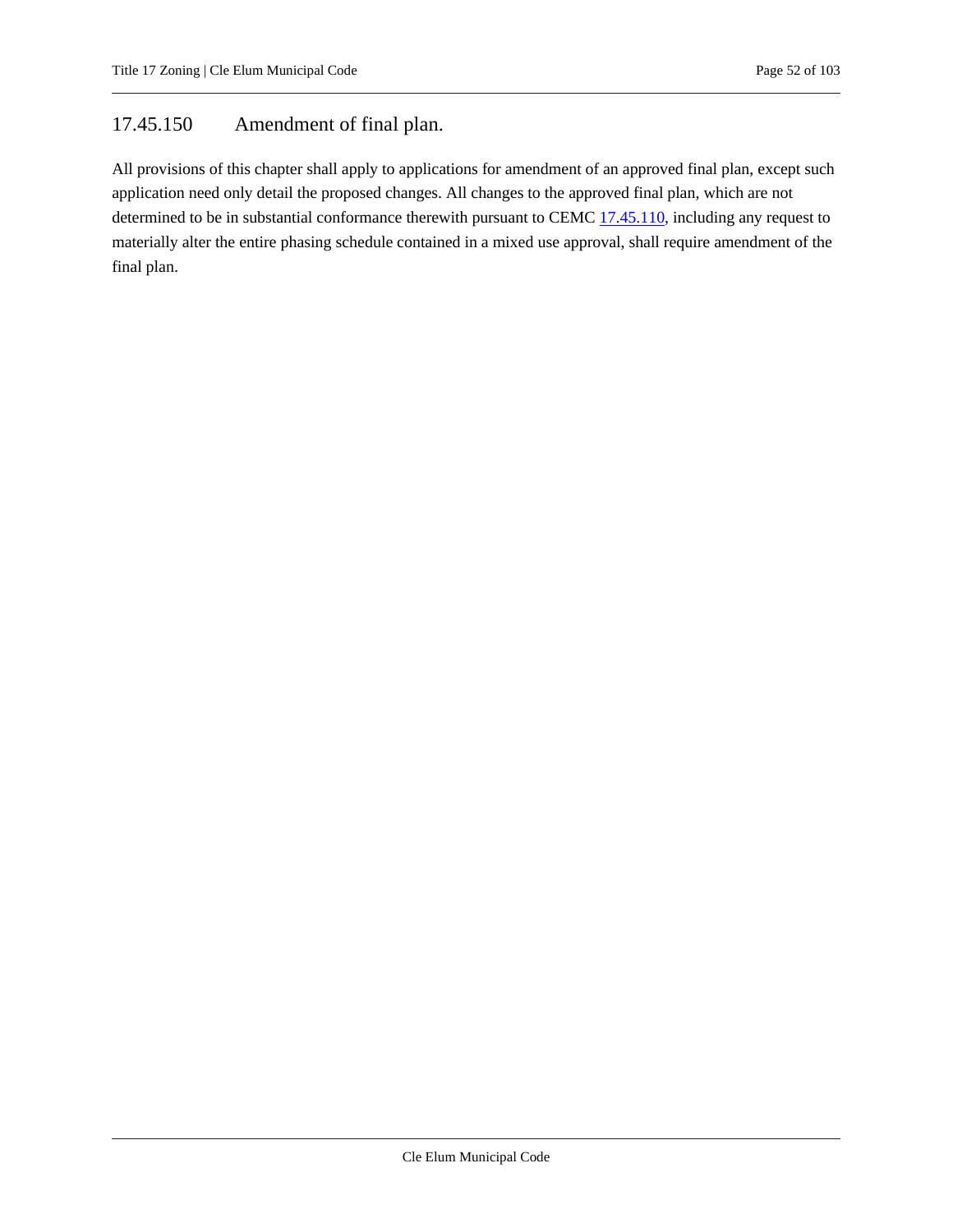## 17.45.150 Amendment of final plan.

All provisions of this chapter shall apply to applications for amendment of an approved final plan, except such application need only detail the proposed changes. All changes to the approved final plan, which are not determined to be in substantial conformance therewith pursuant to CEMC 17.45.110, including any request to materially alter the entire phasing schedule contained in a mixed use approval, shall require amendment of the final plan.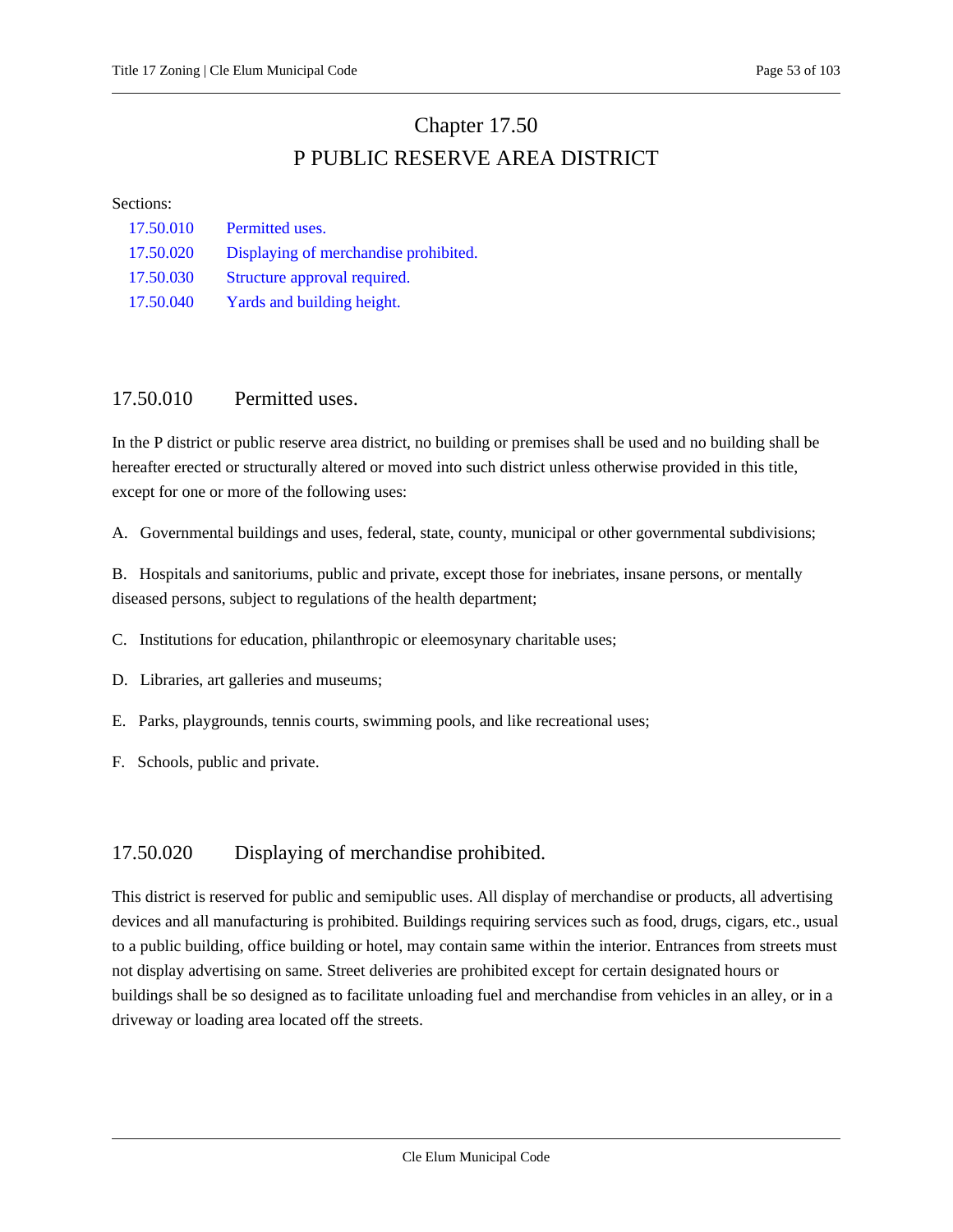# Chapter 17.50

# P PUBLIC RESERVE AREA DISTRICT

Sections:

- 17.50.010 Permitted uses.
- 17.50.020 Displaying of merchandise prohibited.
- 17.50.030 Structure approval required.
- 17.50.040 Yards and building height.

## 17.50.010 Permitted uses.

In the P district or public reserve area district, no building or premises shall be used and no building shall be hereafter erected or structurally altered or moved into such district unless otherwise provided in this title, except for one or more of the following uses:

A. Governmental buildings and uses, federal, state, county, municipal or other governmental subdivisions;

B. Hospitals and sanitoriums, public and private, except those for inebriates, insane persons, or mentally diseased persons, subject to regulations of the health department;

C. Institutions for education, philanthropic or eleemosynary charitable uses;

D. Libraries, art galleries and museums;

E. Parks, playgrounds, tennis courts, swimming pools, and like recreational uses;

F. Schools, public and private.

## 17.50.020 Displaying of merchandise prohibited.

This district is reserved for public and semipublic uses. All display of merchandise or products, all advertising devices and all manufacturing is prohibited. Buildings requiring services such as food, drugs, cigars, etc., usual to a public building, office building or hotel, may contain same within the interior. Entrances from streets must not display advertising on same. Street deliveries are prohibited except for certain designated hours or buildings shall be so designed as to facilitate unloading fuel and merchandise from vehicles in an alley, or in a driveway or loading area located off the streets.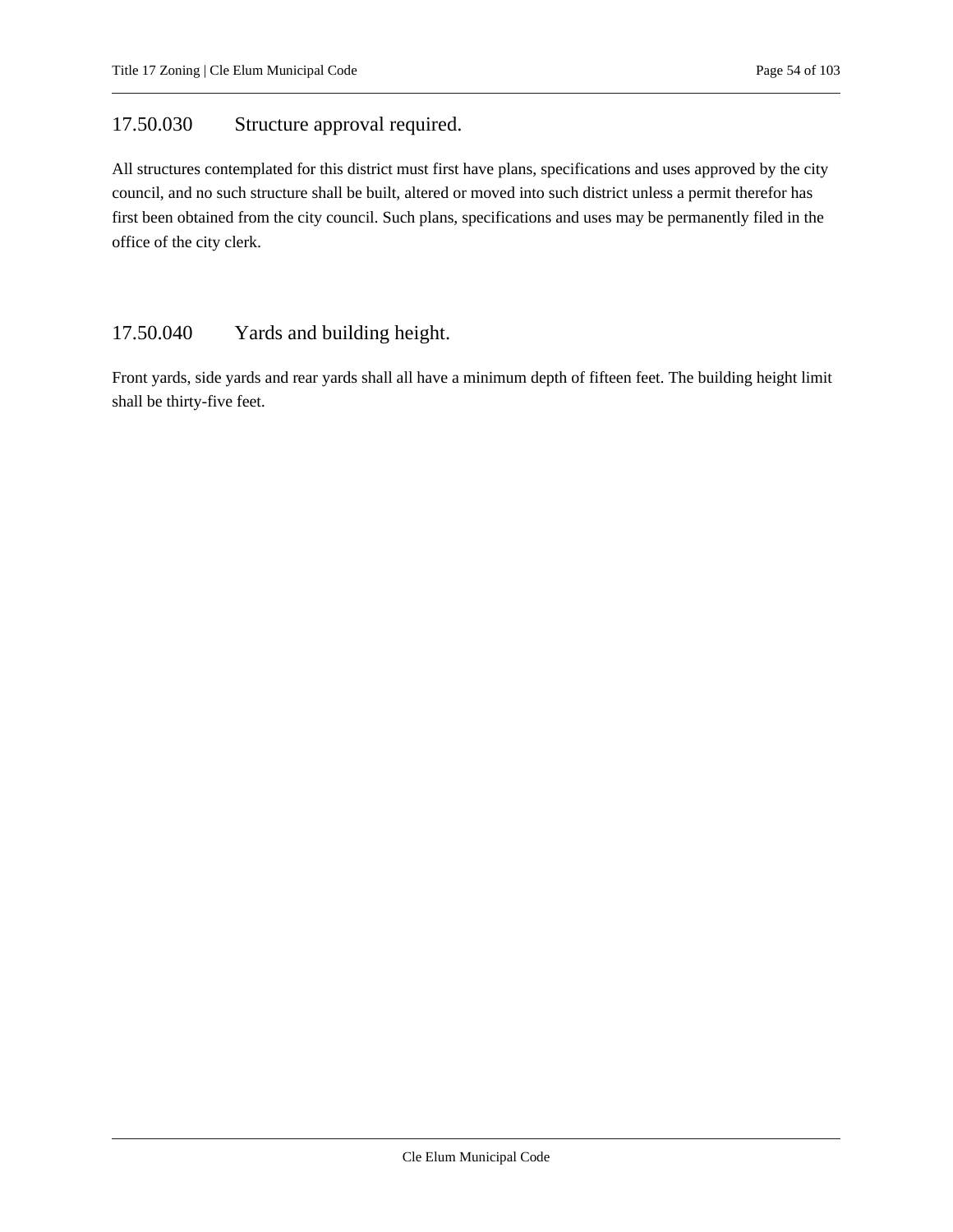### 17.50.030 Structure approval required.

All structures contemplated for this district must first have plans, specifications and uses approved by the city council, and no such structure shall be built, altered or moved into such district unless a permit therefor has first been obtained from the city council. Such plans, specifications and uses may be permanently filed in the office of the city clerk.

### 17.50.040 Yards and building height.

Front yards, side yards and rear yards shall all have a minimum depth of fifteen feet. The building height limit shall be thirty-five feet.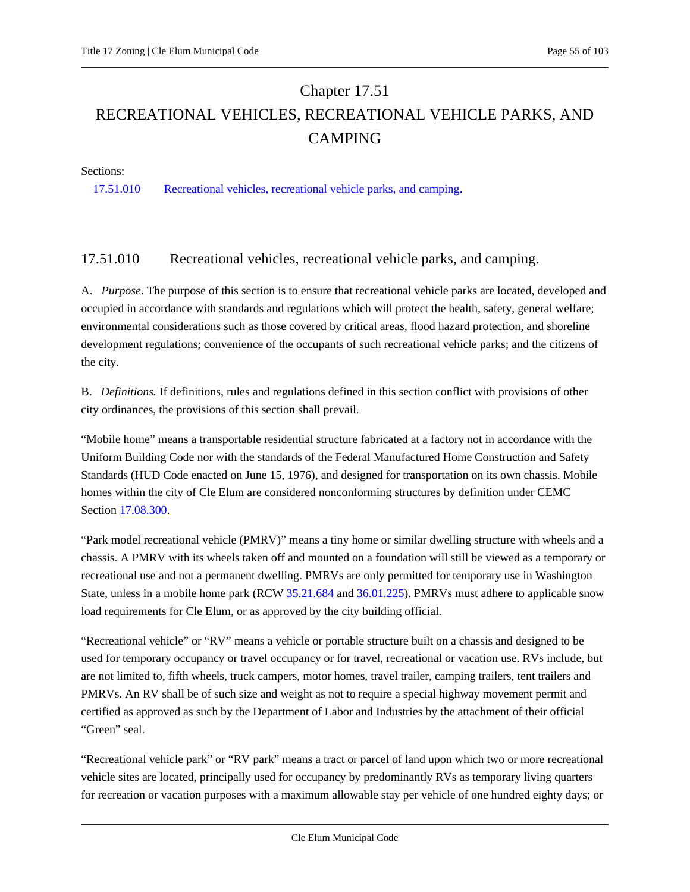# Chapter 17.51

# RECREATIONAL VEHICLES, RECREATIONAL VEHICLE PARKS, AND CAMPING

Sections:

17.51.010 Recreational vehicles, recreational vehicle parks, and camping.

## 17.51.010 Recreational vehicles, recreational vehicle parks, and camping.

A. *Purpose.* The purpose of this section is to ensure that recreational vehicle parks are located, developed and occupied in accordance with standards and regulations which will protect the health, safety, general welfare; environmental considerations such as those covered by critical areas, flood hazard protection, and shoreline development regulations; convenience of the occupants of such recreational vehicle parks; and the citizens of the city.

B. *Definitions.* If definitions, rules and regulations defined in this section conflict with provisions of other city ordinances, the provisions of this section shall prevail.

"Mobile home" means a transportable residential structure fabricated at a factory not in accordance with the Uniform Building Code nor with the standards of the Federal Manufactured Home Construction and Safety Standards (HUD Code enacted on June 15, 1976), and designed for transportation on its own chassis. Mobile homes within the city of Cle Elum are considered nonconforming structures by definition under CEMC Section 17.08.300.

"Park model recreational vehicle (PMRV)" means a tiny home or similar dwelling structure with wheels and a chassis. A PMRV with its wheels taken off and mounted on a foundation will still be viewed as a temporary or recreational use and not a permanent dwelling. PMRVs are only permitted for temporary use in Washington State, unless in a mobile home park (RCW 35.21.684 and 36.01.225). PMRVs must adhere to applicable snow load requirements for Cle Elum, or as approved by the city building official.

"Recreational vehicle" or "RV" means a vehicle or portable structure built on a chassis and designed to be used for temporary occupancy or travel occupancy or for travel, recreational or vacation use. RVs include, but are not limited to, fifth wheels, truck campers, motor homes, travel trailer, camping trailers, tent trailers and PMRVs. An RV shall be of such size and weight as not to require a special highway movement permit and certified as approved as such by the Department of Labor and Industries by the attachment of their official "Green" seal.

"Recreational vehicle park" or "RV park" means a tract or parcel of land upon which two or more recreational vehicle sites are located, principally used for occupancy by predominantly RVs as temporary living quarters for recreation or vacation purposes with a maximum allowable stay per vehicle of one hundred eighty days; or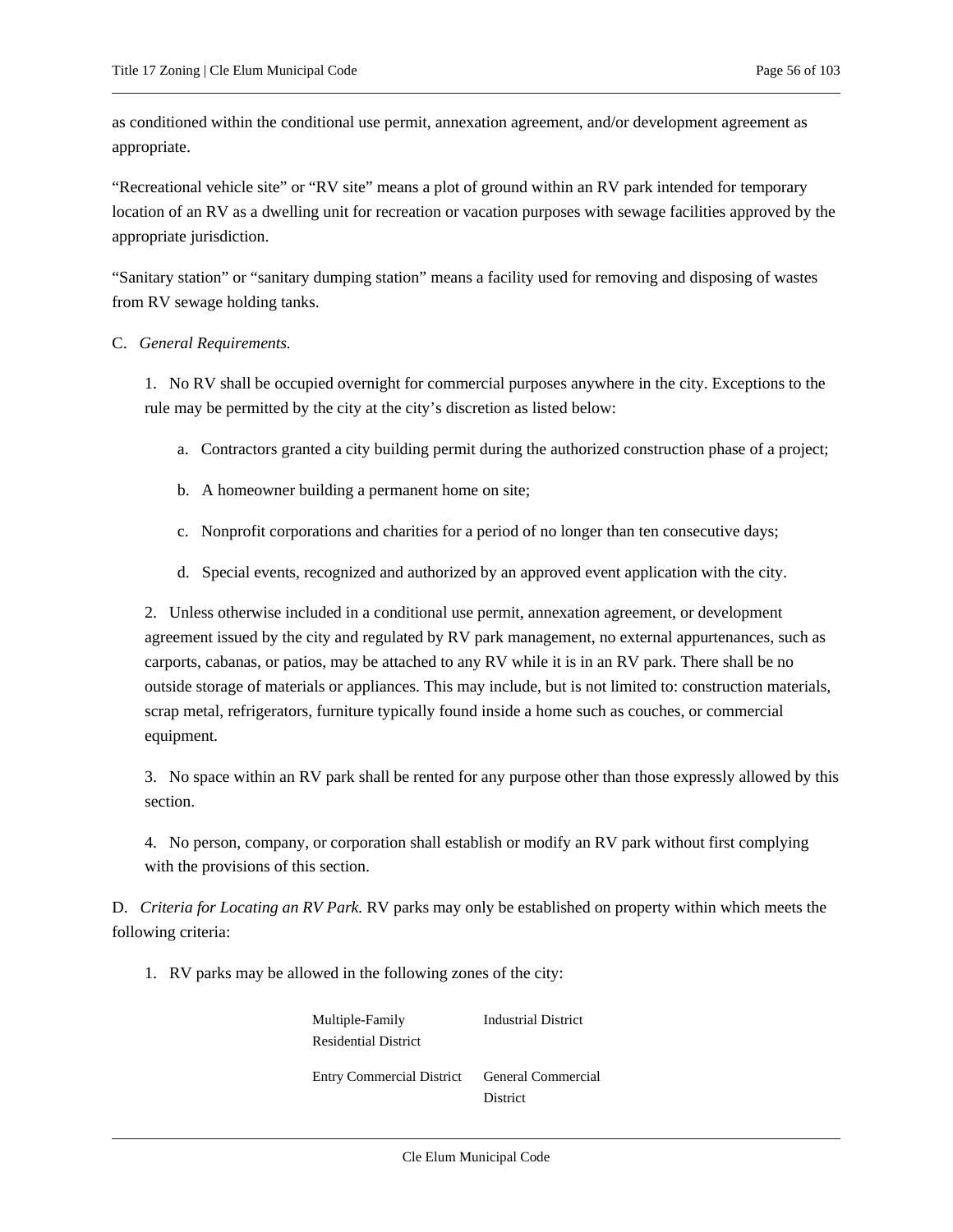as conditioned within the conditional use permit, annexation agreement, and/or development agreement as appropriate.

"Recreational vehicle site" or "RV site" means a plot of ground within an RV park intended for temporary location of an RV as a dwelling unit for recreation or vacation purposes with sewage facilities approved by the appropriate jurisdiction.

"Sanitary station" or "sanitary dumping station" means a facility used for removing and disposing of wastes from RV sewage holding tanks.

C. *General Requirements.*

1. No RV shall be occupied overnight for commercial purposes anywhere in the city. Exceptions to the rule may be permitted by the city at the city's discretion as listed below:

a. Contractors granted a city building permit during the authorized construction phase of a project;

b. A homeowner building a permanent home on site;

c. Nonprofit corporations and charities for a period of no longer than ten consecutive days;

d. Special events, recognized and authorized by an approved event application with the city.

2. Unless otherwise included in a conditional use permit, annexation agreement, or development agreement issued by the city and regulated by RV park management, no external appurtenances, such as carports, cabanas, or patios, may be attached to any RV while it is in an RV park. There shall be no outside storage of materials or appliances. This may include, but is not limited to: construction materials, scrap metal, refrigerators, furniture typically found inside a home such as couches, or commercial equipment.

3. No space within an RV park shall be rented for any purpose other than those expressly allowed by this section.

4. No person, company, or corporation shall establish or modify an RV park without first complying with the provisions of this section.

D. *Criteria for Locating an RV Park.* RV parks may only be established on property within which meets the following criteria:

1. RV parks may be allowed in the following zones of the city:

| | |
|---|---|
| Multiple-Family Residential District | Industrial District |
| Entry Commercial District | General Commercial District |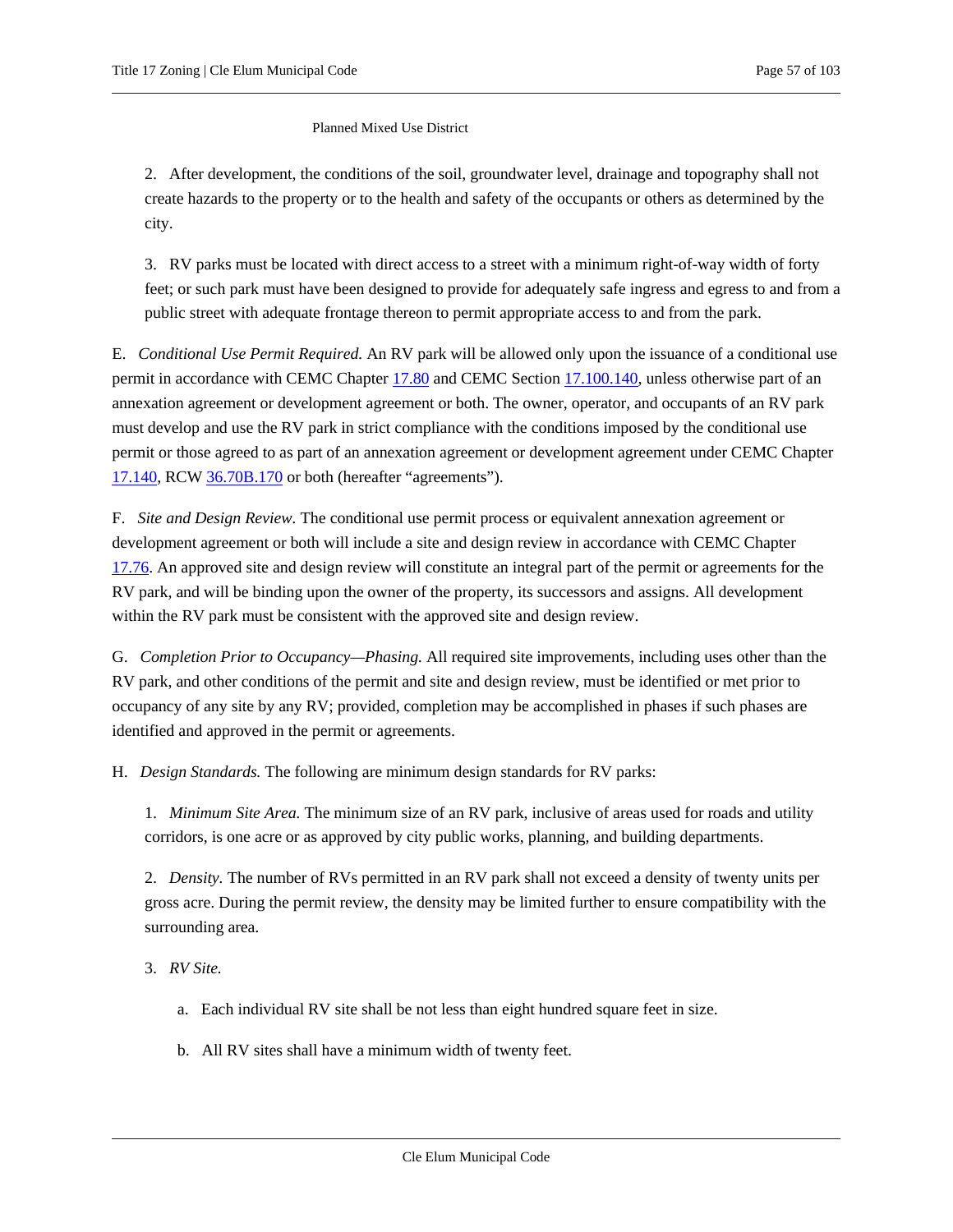Planned Mixed Use District

2. After development, the conditions of the soil, groundwater level, drainage and topography shall not create hazards to the property or to the health and safety of the occupants or others as determined by the city.

3. RV parks must be located with direct access to a street with a minimum right-of-way width of forty feet; or such park must have been designed to provide for adequately safe ingress and egress to and from a public street with adequate frontage thereon to permit appropriate access to and from the park.

E. *Conditional Use Permit Required.* An RV park will be allowed only upon the issuance of a conditional use permit in accordance with CEMC Chapter 17.80 and CEMC Section 17.100.140, unless otherwise part of an annexation agreement or development agreement or both. The owner, operator, and occupants of an RV park must develop and use the RV park in strict compliance with the conditions imposed by the conditional use permit or those agreed to as part of an annexation agreement or development agreement under CEMC Chapter 17.140, RCW 36.70B.170 or both (hereafter "agreements").

F. *Site and Design Review.* The conditional use permit process or equivalent annexation agreement or development agreement or both will include a site and design review in accordance with CEMC Chapter 17.76. An approved site and design review will constitute an integral part of the permit or agreements for the RV park, and will be binding upon the owner of the property, its successors and assigns. All development within the RV park must be consistent with the approved site and design review.

G. *Completion Prior to Occupancy—Phasing.* All required site improvements, including uses other than the RV park, and other conditions of the permit and site and design review, must be identified or met prior to occupancy of any site by any RV; provided, completion may be accomplished in phases if such phases are identified and approved in the permit or agreements.

H. *Design Standards.* The following are minimum design standards for RV parks:

1. *Minimum Site Area.* The minimum size of an RV park, inclusive of areas used for roads and utility corridors, is one acre or as approved by city public works, planning, and building departments.

2. *Density.* The number of RVs permitted in an RV park shall not exceed a density of twenty units per gross acre. During the permit review, the density may be limited further to ensure compatibility with the surrounding area.

3. *RV Site.*

a. Each individual RV site shall be not less than eight hundred square feet in size.

b. All RV sites shall have a minimum width of twenty feet.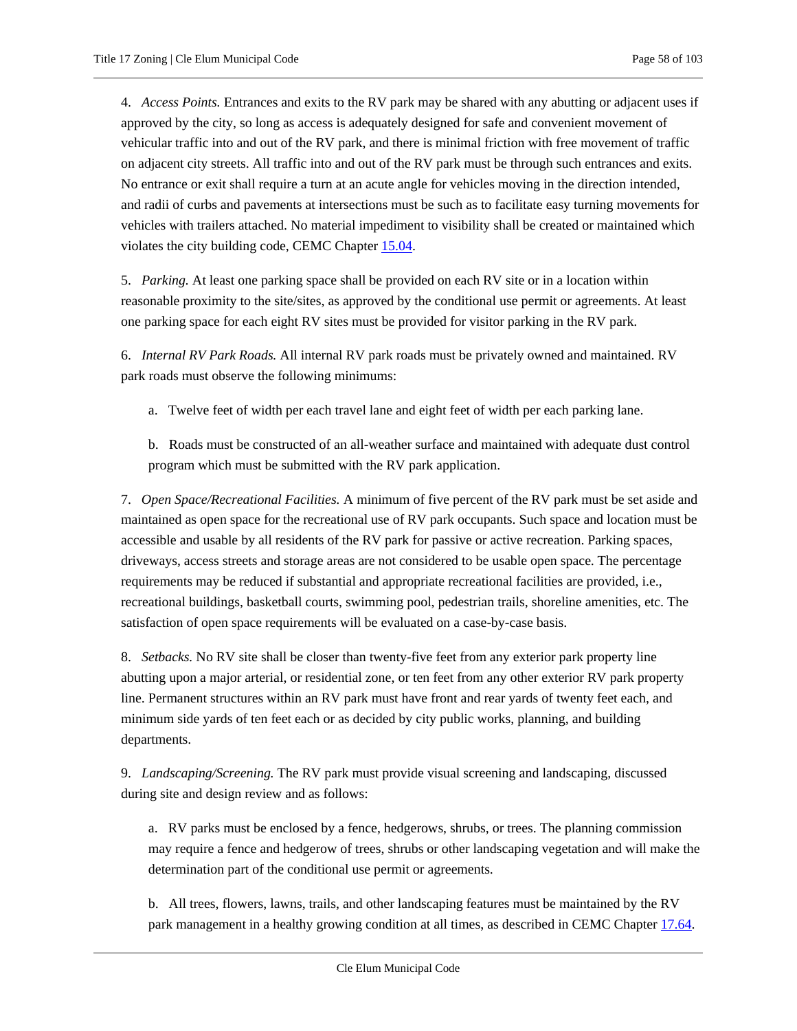4. *Access Points.* Entrances and exits to the RV park may be shared with any abutting or adjacent uses if approved by the city, so long as access is adequately designed for safe and convenient movement of vehicular traffic into and out of the RV park, and there is minimal friction with free movement of traffic on adjacent city streets. All traffic into and out of the RV park must be through such entrances and exits. No entrance or exit shall require a turn at an acute angle for vehicles moving in the direction intended, and radii of curbs and pavements at intersections must be such as to facilitate easy turning movements for vehicles with trailers attached. No material impediment to visibility shall be created or maintained which violates the city building code, CEMC Chapter 15.04.

5. *Parking.* At least one parking space shall be provided on each RV site or in a location within reasonable proximity to the site/sites, as approved by the conditional use permit or agreements. At least one parking space for each eight RV sites must be provided for visitor parking in the RV park.

6. *Internal RV Park Roads.* All internal RV park roads must be privately owned and maintained. RV park roads must observe the following minimums:

   a. Twelve feet of width per each travel lane and eight feet of width per each parking lane.

   b. Roads must be constructed of an all-weather surface and maintained with adequate dust control program which must be submitted with the RV park application.

7. *Open Space/Recreational Facilities.* A minimum of five percent of the RV park must be set aside and maintained as open space for the recreational use of RV park occupants. Such space and location must be accessible and usable by all residents of the RV park for passive or active recreation. Parking spaces, driveways, access streets and storage areas are not considered to be usable open space. The percentage requirements may be reduced if substantial and appropriate recreational facilities are provided, i.e., recreational buildings, basketball courts, swimming pool, pedestrian trails, shoreline amenities, etc. The satisfaction of open space requirements will be evaluated on a case-by-case basis.

8. *Setbacks.* No RV site shall be closer than twenty-five feet from any exterior park property line abutting upon a major arterial, or residential zone, or ten feet from any other exterior RV park property line. Permanent structures within an RV park must have front and rear yards of twenty feet each, and minimum side yards of ten feet each or as decided by city public works, planning, and building departments.

9. *Landscaping/Screening.* The RV park must provide visual screening and landscaping, discussed during site and design review and as follows:

   a. RV parks must be enclosed by a fence, hedgerows, shrubs, or trees. The planning commission may require a fence and hedgerow of trees, shrubs or other landscaping vegetation and will make the determination part of the conditional use permit or agreements.

   b. All trees, flowers, lawns, trails, and other landscaping features must be maintained by the RV park management in a healthy growing condition at all times, as described in CEMC Chapter 17.64.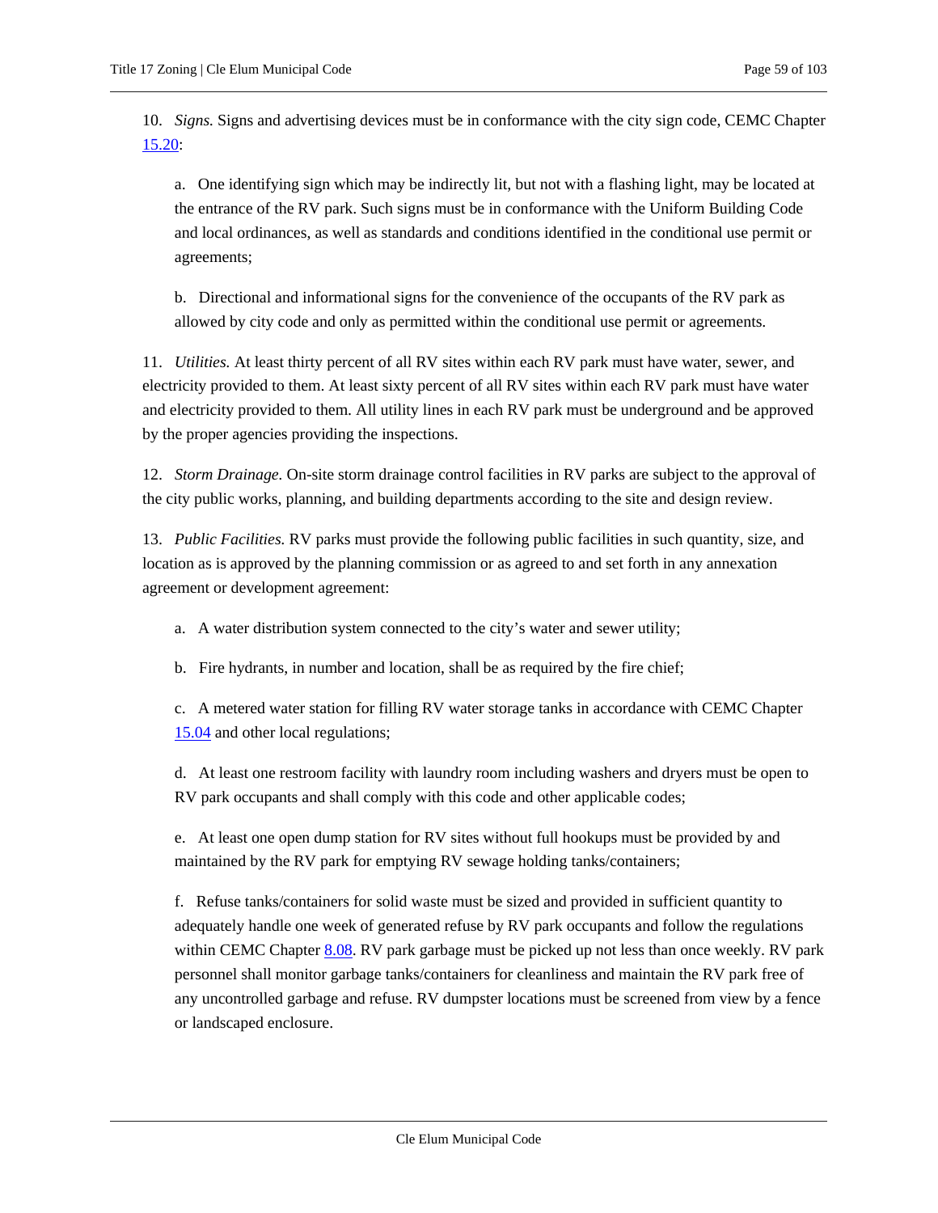10. *Signs.* Signs and advertising devices must be in conformance with the city sign code, CEMC Chapter 15.20:

a. One identifying sign which may be indirectly lit, but not with a flashing light, may be located at the entrance of the RV park. Such signs must be in conformance with the Uniform Building Code and local ordinances, as well as standards and conditions identified in the conditional use permit or agreements;

b. Directional and informational signs for the convenience of the occupants of the RV park as allowed by city code and only as permitted within the conditional use permit or agreements.

11. *Utilities.* At least thirty percent of all RV sites within each RV park must have water, sewer, and electricity provided to them. At least sixty percent of all RV sites within each RV park must have water and electricity provided to them. All utility lines in each RV park must be underground and be approved by the proper agencies providing the inspections.

12. *Storm Drainage.* On-site storm drainage control facilities in RV parks are subject to the approval of the city public works, planning, and building departments according to the site and design review.

13. *Public Facilities.* RV parks must provide the following public facilities in such quantity, size, and location as is approved by the planning commission or as agreed to and set forth in any annexation agreement or development agreement:

a. A water distribution system connected to the city's water and sewer utility;

b. Fire hydrants, in number and location, shall be as required by the fire chief;

c. A metered water station for filling RV water storage tanks in accordance with CEMC Chapter 15.04 and other local regulations;

d. At least one restroom facility with laundry room including washers and dryers must be open to RV park occupants and shall comply with this code and other applicable codes;

e. At least one open dump station for RV sites without full hookups must be provided by and maintained by the RV park for emptying RV sewage holding tanks/containers;

f. Refuse tanks/containers for solid waste must be sized and provided in sufficient quantity to adequately handle one week of generated refuse by RV park occupants and follow the regulations within CEMC Chapter 8.08. RV park garbage must be picked up not less than once weekly. RV park personnel shall monitor garbage tanks/containers for cleanliness and maintain the RV park free of any uncontrolled garbage and refuse. RV dumpster locations must be screened from view by a fence or landscaped enclosure.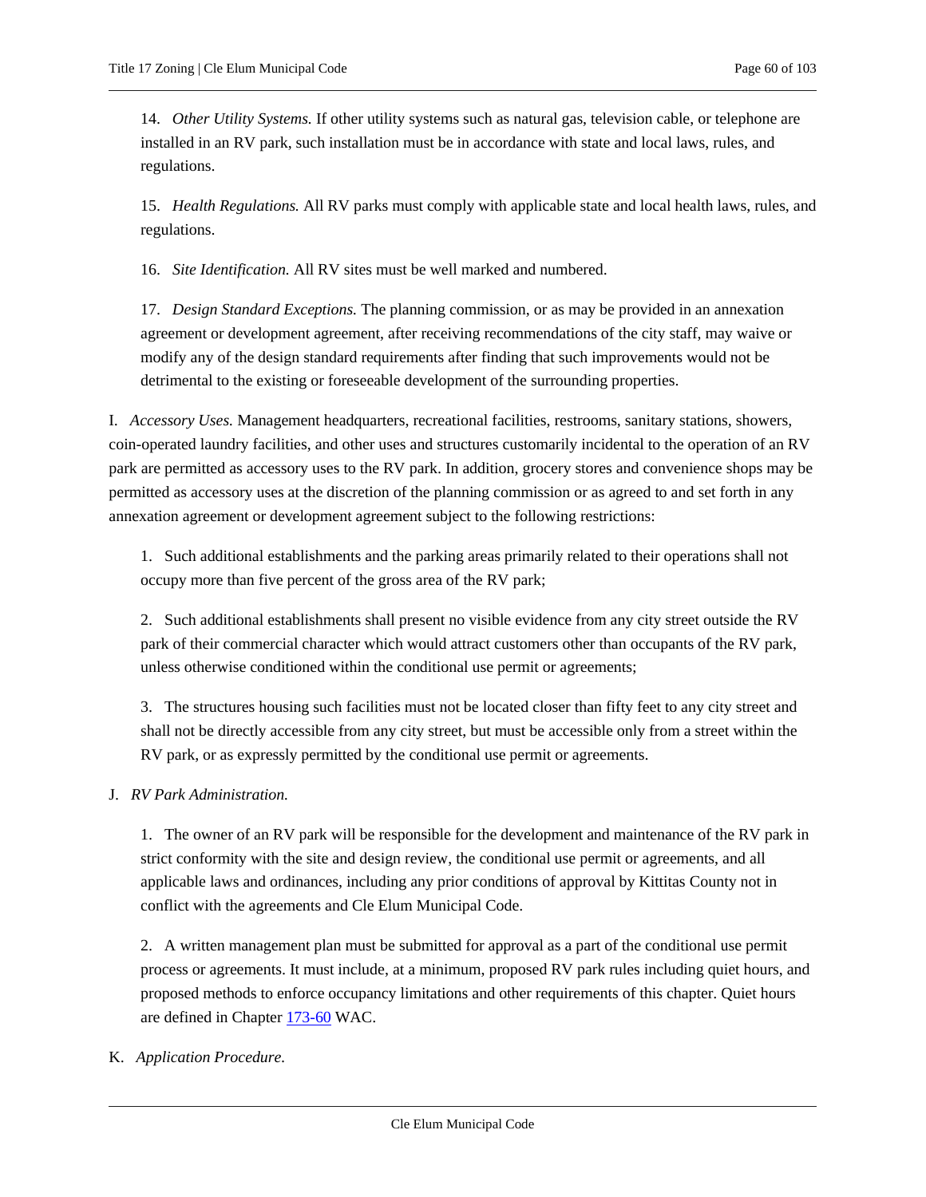14. *Other Utility Systems.* If other utility systems such as natural gas, television cable, or telephone are installed in an RV park, such installation must be in accordance with state and local laws, rules, and regulations.

15. *Health Regulations.* All RV parks must comply with applicable state and local health laws, rules, and regulations.

16. *Site Identification.* All RV sites must be well marked and numbered.

17. *Design Standard Exceptions.* The planning commission, or as may be provided in an annexation agreement or development agreement, after receiving recommendations of the city staff, may waive or modify any of the design standard requirements after finding that such improvements would not be detrimental to the existing or foreseeable development of the surrounding properties.

I. *Accessory Uses.* Management headquarters, recreational facilities, restrooms, sanitary stations, showers, coin-operated laundry facilities, and other uses and structures customarily incidental to the operation of an RV park are permitted as accessory uses to the RV park. In addition, grocery stores and convenience shops may be permitted as accessory uses at the discretion of the planning commission or as agreed to and set forth in any annexation agreement or development agreement subject to the following restrictions:

1. Such additional establishments and the parking areas primarily related to their operations shall not occupy more than five percent of the gross area of the RV park;

2. Such additional establishments shall present no visible evidence from any city street outside the RV park of their commercial character which would attract customers other than occupants of the RV park, unless otherwise conditioned within the conditional use permit or agreements;

3. The structures housing such facilities must not be located closer than fifty feet to any city street and shall not be directly accessible from any city street, but must be accessible only from a street within the RV park, or as expressly permitted by the conditional use permit or agreements.

J. *RV Park Administration.*

1. The owner of an RV park will be responsible for the development and maintenance of the RV park in strict conformity with the site and design review, the conditional use permit or agreements, and all applicable laws and ordinances, including any prior conditions of approval by Kittitas County not in conflict with the agreements and Cle Elum Municipal Code.

2. A written management plan must be submitted for approval as a part of the conditional use permit process or agreements. It must include, at a minimum, proposed RV park rules including quiet hours, and proposed methods to enforce occupancy limitations and other requirements of this chapter. Quiet hours are defined in Chapter 173-60 WAC.

K. *Application Procedure.*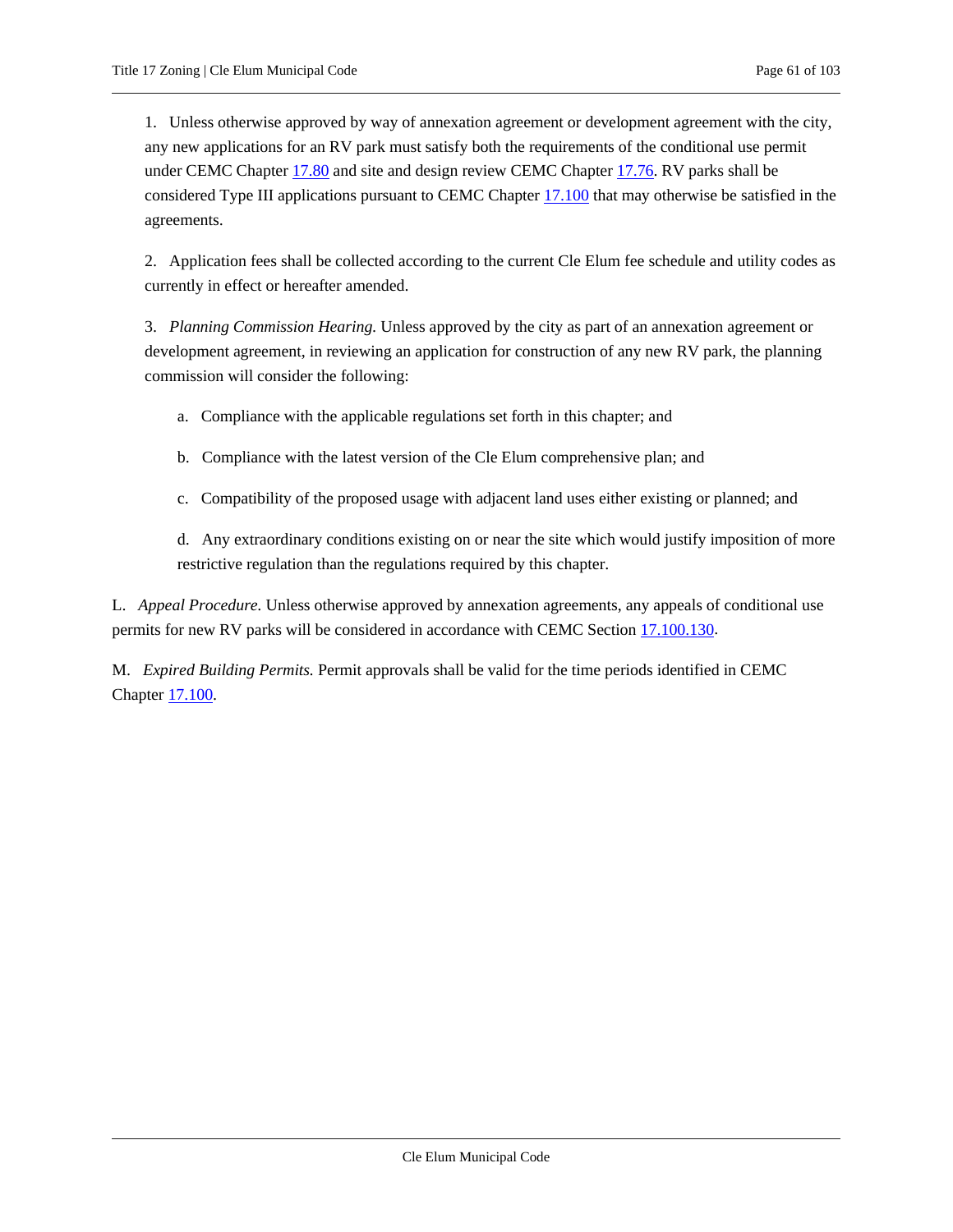1. Unless otherwise approved by way of annexation agreement or development agreement with the city, any new applications for an RV park must satisfy both the requirements of the conditional use permit under CEMC Chapter 17.80 and site and design review CEMC Chapter 17.76. RV parks shall be considered Type III applications pursuant to CEMC Chapter 17.100 that may otherwise be satisfied in the agreements.

2. Application fees shall be collected according to the current Cle Elum fee schedule and utility codes as currently in effect or hereafter amended.

3. *Planning Commission Hearing.* Unless approved by the city as part of an annexation agreement or development agreement, in reviewing an application for construction of any new RV park, the planning commission will consider the following:

   a. Compliance with the applicable regulations set forth in this chapter; and

   b. Compliance with the latest version of the Cle Elum comprehensive plan; and

   c. Compatibility of the proposed usage with adjacent land uses either existing or planned; and

   d. Any extraordinary conditions existing on or near the site which would justify imposition of more restrictive regulation than the regulations required by this chapter.

L. *Appeal Procedure.* Unless otherwise approved by annexation agreements, any appeals of conditional use permits for new RV parks will be considered in accordance with CEMC Section 17.100.130.

M. *Expired Building Permits.* Permit approvals shall be valid for the time periods identified in CEMC Chapter 17.100.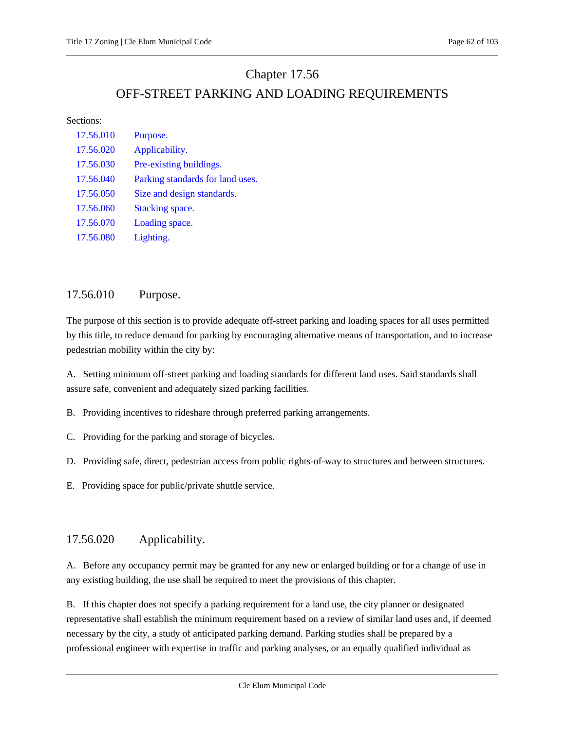# Chapter 17.56

# OFF-STREET PARKING AND LOADING REQUIREMENTS

Sections:

| | |
|---|---|
| 17.56.010 | Purpose. |
| 17.56.020 | Applicability. |
| 17.56.030 | Pre-existing buildings. |
| 17.56.040 | Parking standards for land uses. |
| 17.56.050 | Size and design standards. |
| 17.56.060 | Stacking space. |
| 17.56.070 | Loading space. |
| 17.56.080 | Lighting. |

## 17.56.010 Purpose.

The purpose of this section is to provide adequate off-street parking and loading spaces for all uses permitted by this title, to reduce demand for parking by encouraging alternative means of transportation, and to increase pedestrian mobility within the city by:

A. Setting minimum off-street parking and loading standards for different land uses. Said standards shall assure safe, convenient and adequately sized parking facilities.

B. Providing incentives to rideshare through preferred parking arrangements.

C. Providing for the parking and storage of bicycles.

D. Providing safe, direct, pedestrian access from public rights-of-way to structures and between structures.

E. Providing space for public/private shuttle service.

## 17.56.020 Applicability.

A. Before any occupancy permit may be granted for any new or enlarged building or for a change of use in any existing building, the use shall be required to meet the provisions of this chapter.

B. If this chapter does not specify a parking requirement for a land use, the city planner or designated representative shall establish the minimum requirement based on a review of similar land uses and, if deemed necessary by the city, a study of anticipated parking demand. Parking studies shall be prepared by a professional engineer with expertise in traffic and parking analyses, or an equally qualified individual as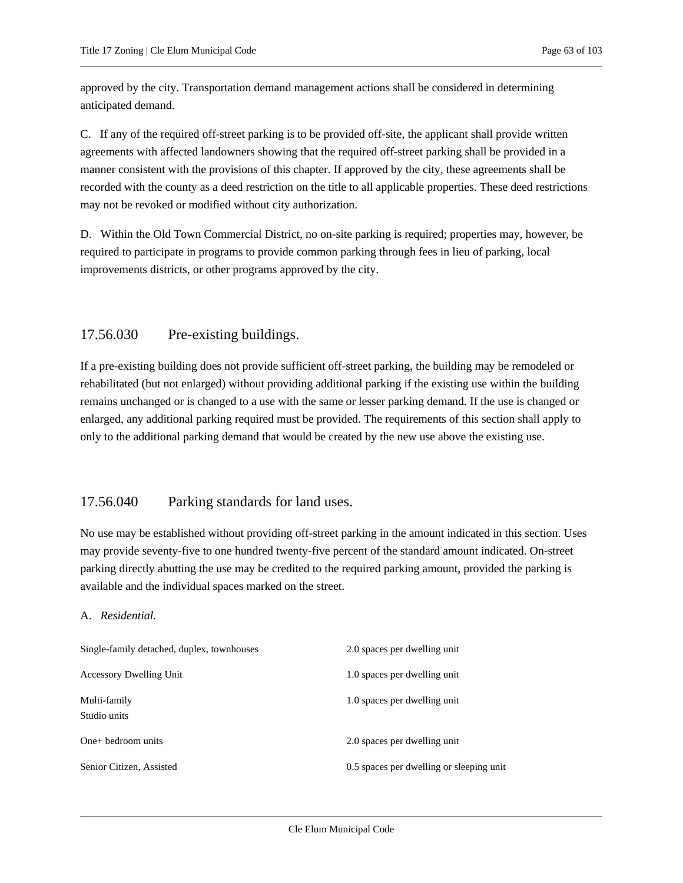approved by the city. Transportation demand management actions shall be considered in determining anticipated demand.

C. If any of the required off-street parking is to be provided off-site, the applicant shall provide written agreements with affected landowners showing that the required off-street parking shall be provided in a manner consistent with the provisions of this chapter. If approved by the city, these agreements shall be recorded with the county as a deed restriction on the title to all applicable properties. These deed restrictions may not be revoked or modified without city authorization.

D. Within the Old Town Commercial District, no on-site parking is required; properties may, however, be required to participate in programs to provide common parking through fees in lieu of parking, local improvements districts, or other programs approved by the city.

## 17.56.030 Pre-existing buildings.

If a pre-existing building does not provide sufficient off-street parking, the building may be remodeled or rehabilitated (but not enlarged) without providing additional parking if the existing use within the building remains unchanged or is changed to a use with the same or lesser parking demand. If the use is changed or enlarged, any additional parking required must be provided. The requirements of this section shall apply to only to the additional parking demand that would be created by the new use above the existing use.

## 17.56.040 Parking standards for land uses.

No use may be established without providing off-street parking in the amount indicated in this section. Uses may provide seventy-five to one hundred twenty-five percent of the standard amount indicated. On-street parking directly abutting the use may be credited to the required parking amount, provided the parking is available and the individual spaces marked on the street.

A. *Residential.*

| | |
|---|---|
| Single-family detached, duplex, townhouses | 2.0 spaces per dwelling unit |
| Accessory Dwelling Unit | 1.0 spaces per dwelling unit |
| Multi-family<br>Studio units | 1.0 spaces per dwelling unit |
| One+ bedroom units | 2.0 spaces per dwelling unit |
| Senior Citizen, Assisted | 0.5 spaces per dwelling or sleeping unit |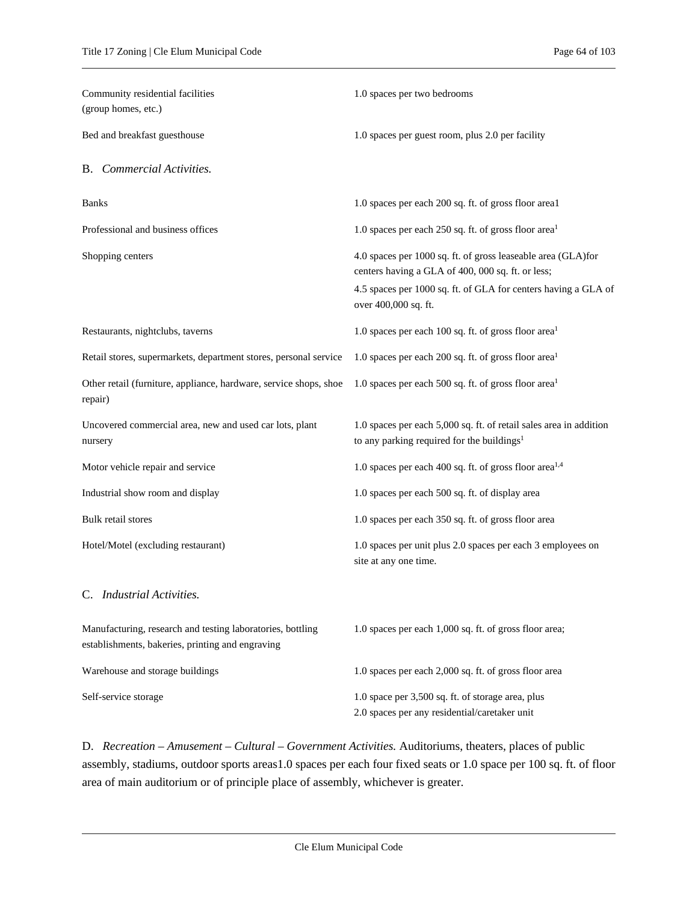| | |
|---|---|
| Community residential facilities (group homes, etc.) | 1.0 spaces per two bedrooms |
| Bed and breakfast guesthouse | 1.0 spaces per guest room, plus 2.0 per facility |

B. *Commercial Activities.*

| | |
|---|---|
| Banks | 1.0 spaces per each 200 sq. ft. of gross floor area1 |
| Professional and business offices | 1.0 spaces per each 250 sq. ft. of gross floor area[1] |
| Shopping centers | 4.0 spaces per 1000 sq. ft. of gross leaseable area (GLA)for centers having a GLA of 400, 000 sq. ft. or less;<br>4.5 spaces per 1000 sq. ft. of GLA for centers having a GLA of over 400,000 sq. ft. |
| Restaurants, nightclubs, taverns | 1.0 spaces per each 100 sq. ft. of gross floor area[1] |
| Retail stores, supermarkets, department stores, personal service | 1.0 spaces per each 200 sq. ft. of gross floor area[1] |
| Other retail (furniture, appliance, hardware, service shops, shoe repair) | 1.0 spaces per each 500 sq. ft. of gross floor area[1] |
| Uncovered commercial area, new and used car lots, plant nursery | 1.0 spaces per each 5,000 sq. ft. of retail sales area in addition to any parking required for the buildings[1] |
| Motor vehicle repair and service | 1.0 spaces per each 400 sq. ft. of gross floor area[1,4] |
| Industrial show room and display | 1.0 spaces per each 500 sq. ft. of display area |
| Bulk retail stores | 1.0 spaces per each 350 sq. ft. of gross floor area |
| Hotel/Motel (excluding restaurant) | 1.0 spaces per unit plus 2.0 spaces per each 3 employees on site at any one time. |

C. *Industrial Activities.*

| | |
|---|---|
| Manufacturing, research and testing laboratories, bottling establishments, bakeries, printing and engraving | 1.0 spaces per each 1,000 sq. ft. of gross floor area; |
| Warehouse and storage buildings | 1.0 spaces per each 2,000 sq. ft. of gross floor area |
| Self-service storage | 1.0 space per 3,500 sq. ft. of storage area, plus<br>2.0 spaces per any residential/caretaker unit |

D. *Recreation – Amusement – Cultural – Government Activities.* Auditoriums, theaters, places of public assembly, stadiums, outdoor sports areas1.0 spaces per each four fixed seats or 1.0 space per 100 sq. ft. of floor area of main auditorium or of principle place of assembly, whichever is greater.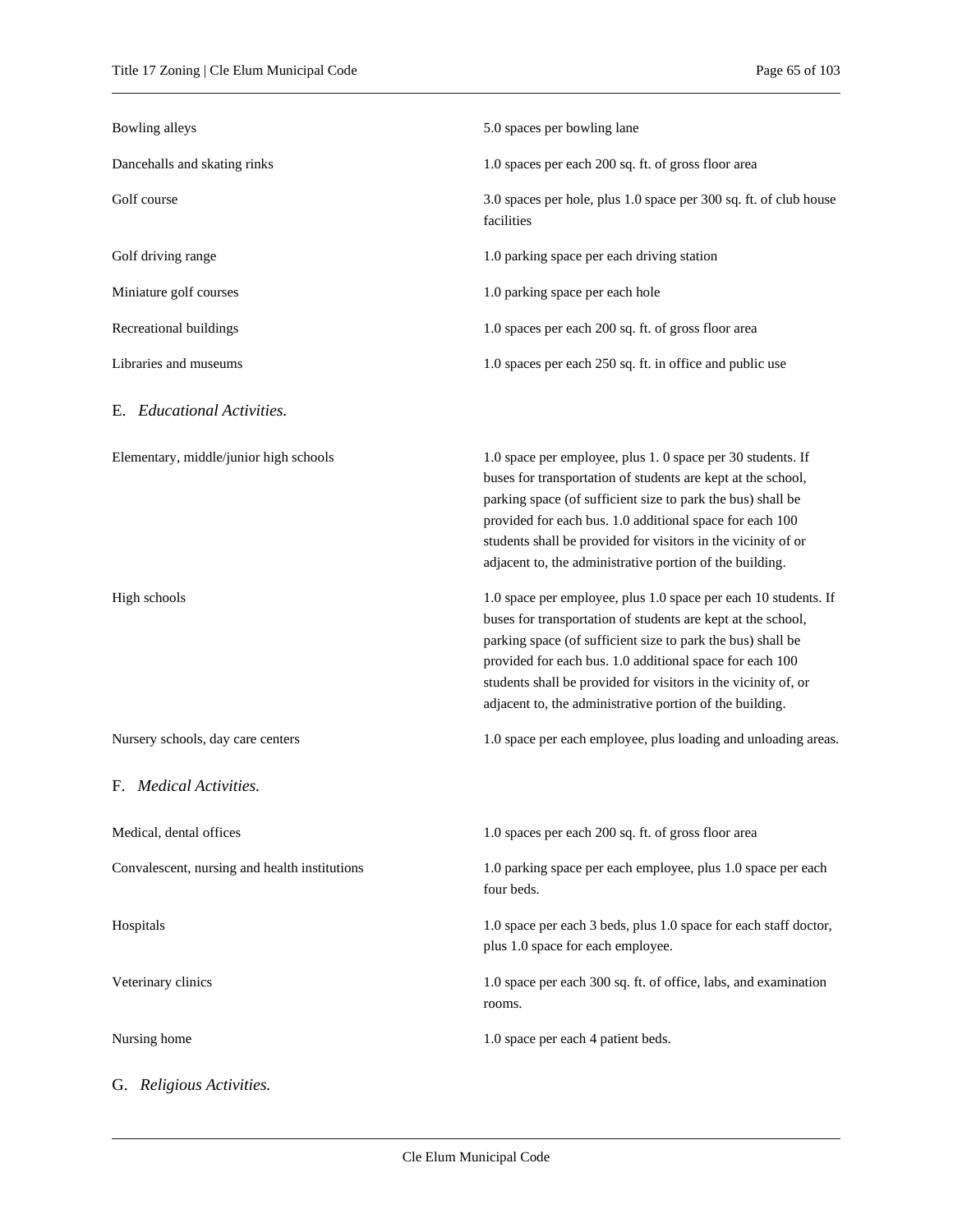| | |
|---|---|
| Bowling alleys | 5.0 spaces per bowling lane |
| Dancehalls and skating rinks | 1.0 spaces per each 200 sq. ft. of gross floor area |
| Golf course | 3.0 spaces per hole, plus 1.0 space per 300 sq. ft. of club house facilities |
| Golf driving range | 1.0 parking space per each driving station |
| Miniature golf courses | 1.0 parking space per each hole |
| Recreational buildings | 1.0 spaces per each 200 sq. ft. of gross floor area |
| Libraries and museums | 1.0 spaces per each 250 sq. ft. in office and public use |

E. *Educational Activities.*

| | |
|---|---|
| Elementary, middle/junior high schools | 1.0 space per employee, plus 1. 0 space per 30 students. If buses for transportation of students are kept at the school, parking space (of sufficient size to park the bus) shall be provided for each bus. 1.0 additional space for each 100 students shall be provided for visitors in the vicinity of or adjacent to, the administrative portion of the building. |
| High schools | 1.0 space per employee, plus 1.0 space per each 10 students. If buses for transportation of students are kept at the school, parking space (of sufficient size to park the bus) shall be provided for each bus. 1.0 additional space for each 100 students shall be provided for visitors in the vicinity of, or adjacent to, the administrative portion of the building. |
| Nursery schools, day care centers | 1.0 space per each employee, plus loading and unloading areas. |

F. *Medical Activities.*

| | |
|---|---|
| Medical, dental offices | 1.0 spaces per each 200 sq. ft. of gross floor area |
| Convalescent, nursing and health institutions | 1.0 parking space per each employee, plus 1.0 space per each four beds. |
| Hospitals | 1.0 space per each 3 beds, plus 1.0 space for each staff doctor, plus 1.0 space for each employee. |
| Veterinary clinics | 1.0 space per each 300 sq. ft. of office, labs, and examination rooms. |
| Nursing home | 1.0 space per each 4 patient beds. |

G. *Religious Activities.*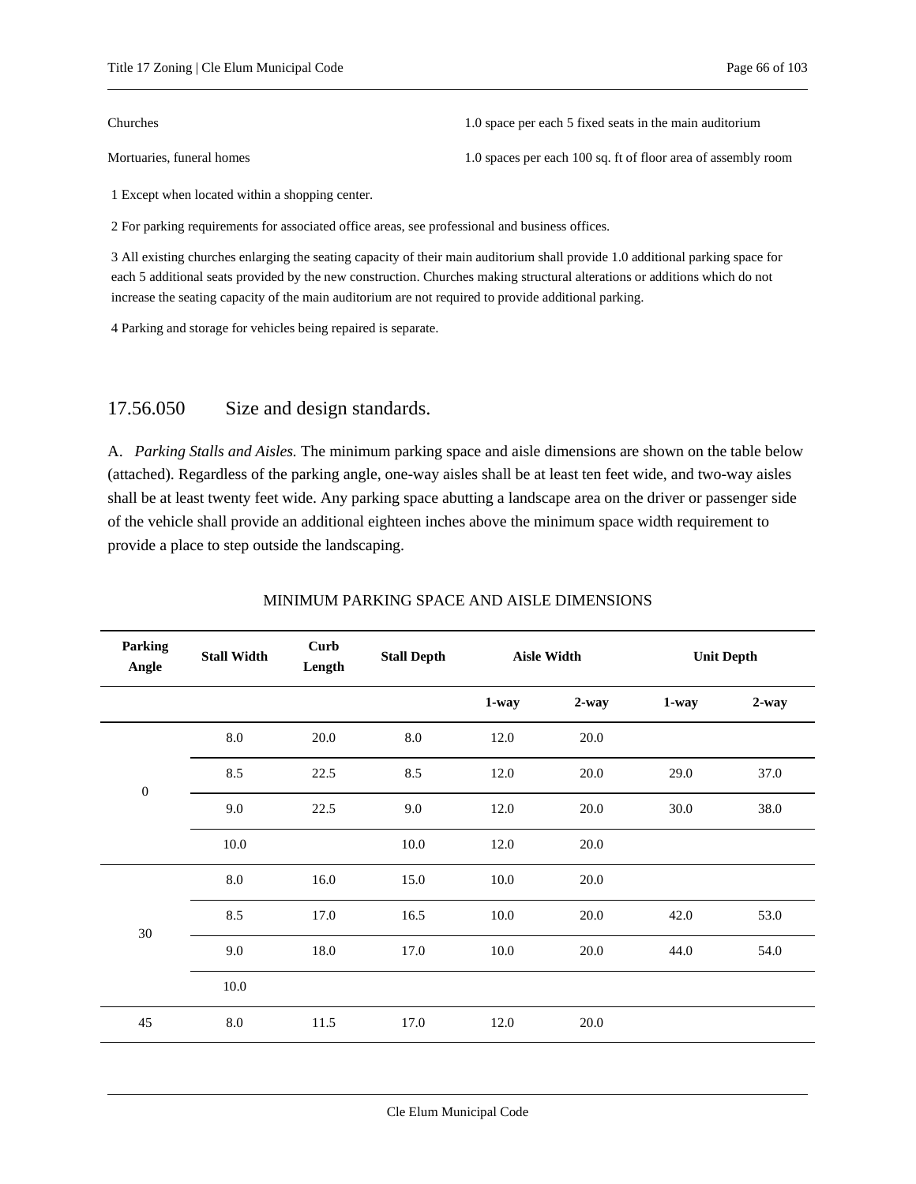| | |
|---|---|
| Churches | 1.0 space per each 5 fixed seats in the main auditorium |
| Mortuaries, funeral homes | 1.0 spaces per each 100 sq. ft of floor area of assembly room |

1 Except when located within a shopping center.

2 For parking requirements for associated office areas, see professional and business offices.

3 All existing churches enlarging the seating capacity of their main auditorium shall provide 1.0 additional parking space for each 5 additional seats provided by the new construction. Churches making structural alterations or additions which do not increase the seating capacity of the main auditorium are not required to provide additional parking.

4 Parking and storage for vehicles being repaired is separate.

## 17.56.050 Size and design standards.

A. *Parking Stalls and Aisles.* The minimum parking space and aisle dimensions are shown on the table below (attached). Regardless of the parking angle, one-way aisles shall be at least ten feet wide, and two-way aisles shall be at least twenty feet wide. Any parking space abutting a landscape area on the driver or passenger side of the vehicle shall provide an additional eighteen inches above the minimum space width requirement to provide a place to step outside the landscaping.

MINIMUM PARKING SPACE AND AISLE DIMENSIONS

| Parking Angle | Stall Width | Curb Length | Stall Depth | Aisle Width | | Unit Depth | |
|---|---|---|---|---|---|---|---|
| | | | | 1-way | 2-way | 1-way | 2-way |
| 0 | 8.0 | 20.0 | 8.0 | 12.0 | 20.0 | | |
| | 8.5 | 22.5 | 8.5 | 12.0 | 20.0 | 29.0 | 37.0 |
| | 9.0 | 22.5 | 9.0 | 12.0 | 20.0 | 30.0 | 38.0 |
| | 10.0 | | 10.0 | 12.0 | 20.0 | | |
| 30 | 8.0 | 16.0 | 15.0 | 10.0 | 20.0 | | |
| | 8.5 | 17.0 | 16.5 | 10.0 | 20.0 | 42.0 | 53.0 |
| | 9.0 | 18.0 | 17.0 | 10.0 | 20.0 | 44.0 | 54.0 |
| | 10.0 | | | | | | |
| 45 | 8.0 | 11.5 | 17.0 | 12.0 | 20.0 | | |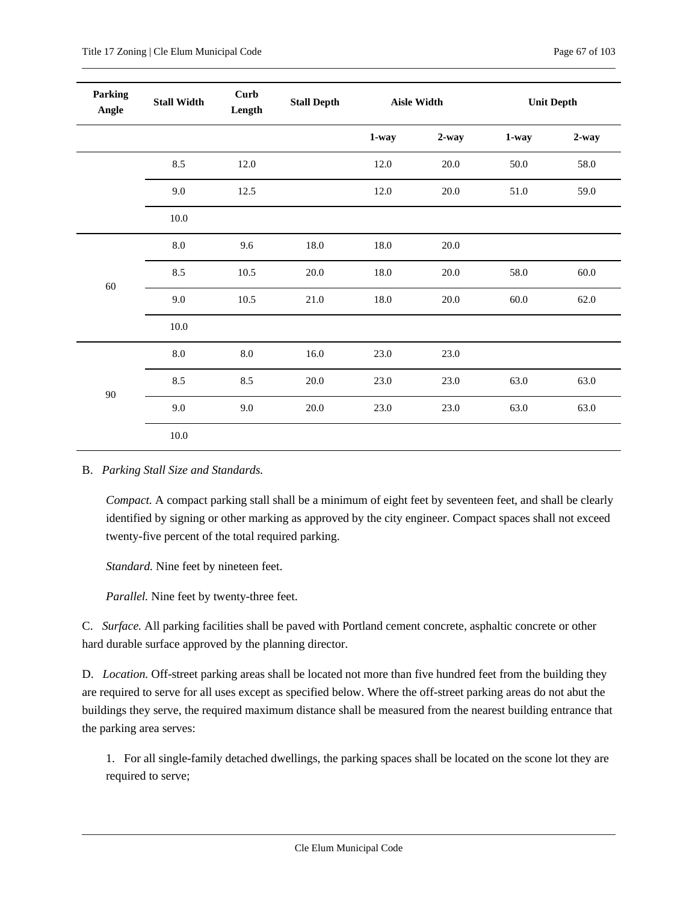| Parking Angle | Stall Width | Curb Length | Stall Depth | Aisle Width | | Unit Depth | |
|---|---|---|---|---|---|---|---|
| | | | | 1-way | 2-way | 1-way | 2-way |
| | 8.5 | 12.0 | | 12.0 | 20.0 | 50.0 | 58.0 |
| | 9.0 | 12.5 | | 12.0 | 20.0 | 51.0 | 59.0 |
| | 10.0 | | | | | | |
| 60 | 8.0 | 9.6 | 18.0 | 18.0 | 20.0 | | |
| | 8.5 | 10.5 | 20.0 | 18.0 | 20.0 | 58.0 | 60.0 |
| | 9.0 | 10.5 | 21.0 | 18.0 | 20.0 | 60.0 | 62.0 |
| | 10.0 | | | | | | |
| 90 | 8.0 | 8.0 | 16.0 | 23.0 | 23.0 | | |
| | 8.5 | 8.5 | 20.0 | 23.0 | 23.0 | 63.0 | 63.0 |
| | 9.0 | 9.0 | 20.0 | 23.0 | 23.0 | 63.0 | 63.0 |
| | 10.0 | | | | | | |

B. *Parking Stall Size and Standards.*

*Compact.* A compact parking stall shall be a minimum of eight feet by seventeen feet, and shall be clearly identified by signing or other marking as approved by the city engineer. Compact spaces shall not exceed twenty-five percent of the total required parking.

*Standard.* Nine feet by nineteen feet.

*Parallel.* Nine feet by twenty-three feet.

C. *Surface.* All parking facilities shall be paved with Portland cement concrete, asphaltic concrete or other hard durable surface approved by the planning director.

D. *Location.* Off-street parking areas shall be located not more than five hundred feet from the building they are required to serve for all uses except as specified below. Where the off-street parking areas do not abut the buildings they serve, the required maximum distance shall be measured from the nearest building entrance that the parking area serves:

1. For all single-family detached dwellings, the parking spaces shall be located on the scone lot they are required to serve;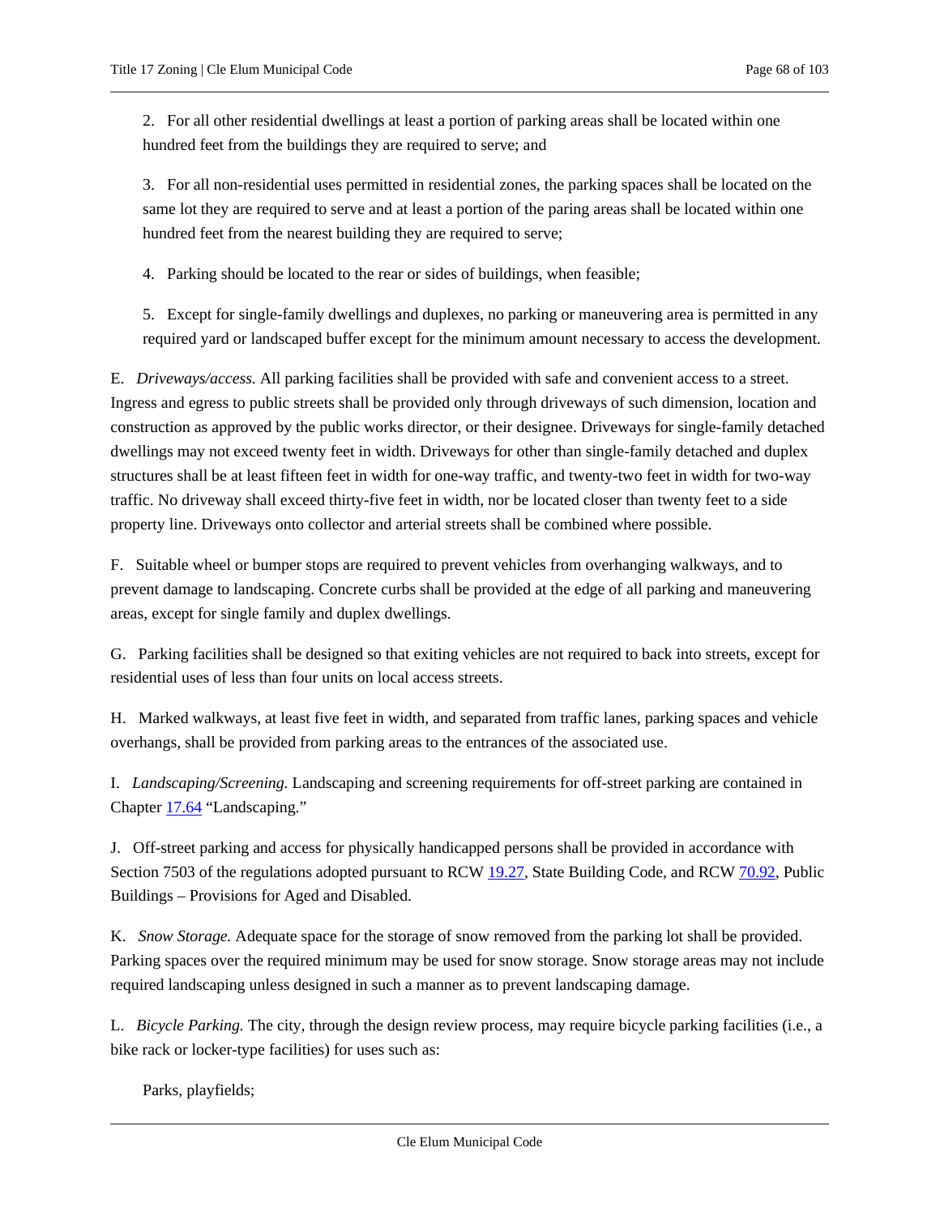2. For all other residential dwellings at least a portion of parking areas shall be located within one hundred feet from the buildings they are required to serve; and

3. For all non-residential uses permitted in residential zones, the parking spaces shall be located on the same lot they are required to serve and at least a portion of the paring areas shall be located within one hundred feet from the nearest building they are required to serve;

4. Parking should be located to the rear or sides of buildings, when feasible;

5. Except for single-family dwellings and duplexes, no parking or maneuvering area is permitted in any required yard or landscaped buffer except for the minimum amount necessary to access the development.

E. *Driveways/access.* All parking facilities shall be provided with safe and convenient access to a street. Ingress and egress to public streets shall be provided only through driveways of such dimension, location and construction as approved by the public works director, or their designee. Driveways for single-family detached dwellings may not exceed twenty feet in width. Driveways for other than single-family detached and duplex structures shall be at least fifteen feet in width for one-way traffic, and twenty-two feet in width for two-way traffic. No driveway shall exceed thirty-five feet in width, nor be located closer than twenty feet to a side property line. Driveways onto collector and arterial streets shall be combined where possible.

F. Suitable wheel or bumper stops are required to prevent vehicles from overhanging walkways, and to prevent damage to landscaping. Concrete curbs shall be provided at the edge of all parking and maneuvering areas, except for single family and duplex dwellings.

G. Parking facilities shall be designed so that exiting vehicles are not required to back into streets, except for residential uses of less than four units on local access streets.

H. Marked walkways, at least five feet in width, and separated from traffic lanes, parking spaces and vehicle overhangs, shall be provided from parking areas to the entrances of the associated use.

I. *Landscaping/Screening.* Landscaping and screening requirements for off-street parking are contained in Chapter 17.64 "Landscaping."

J. Off-street parking and access for physically handicapped persons shall be provided in accordance with Section 7503 of the regulations adopted pursuant to RCW 19.27, State Building Code, and RCW 70.92, Public Buildings – Provisions for Aged and Disabled.

K. *Snow Storage.* Adequate space for the storage of snow removed from the parking lot shall be provided. Parking spaces over the required minimum may be used for snow storage. Snow storage areas may not include required landscaping unless designed in such a manner as to prevent landscaping damage.

L. *Bicycle Parking.* The city, through the design review process, may require bicycle parking facilities (i.e., a bike rack or locker-type facilities) for uses such as:

Parks, playfields;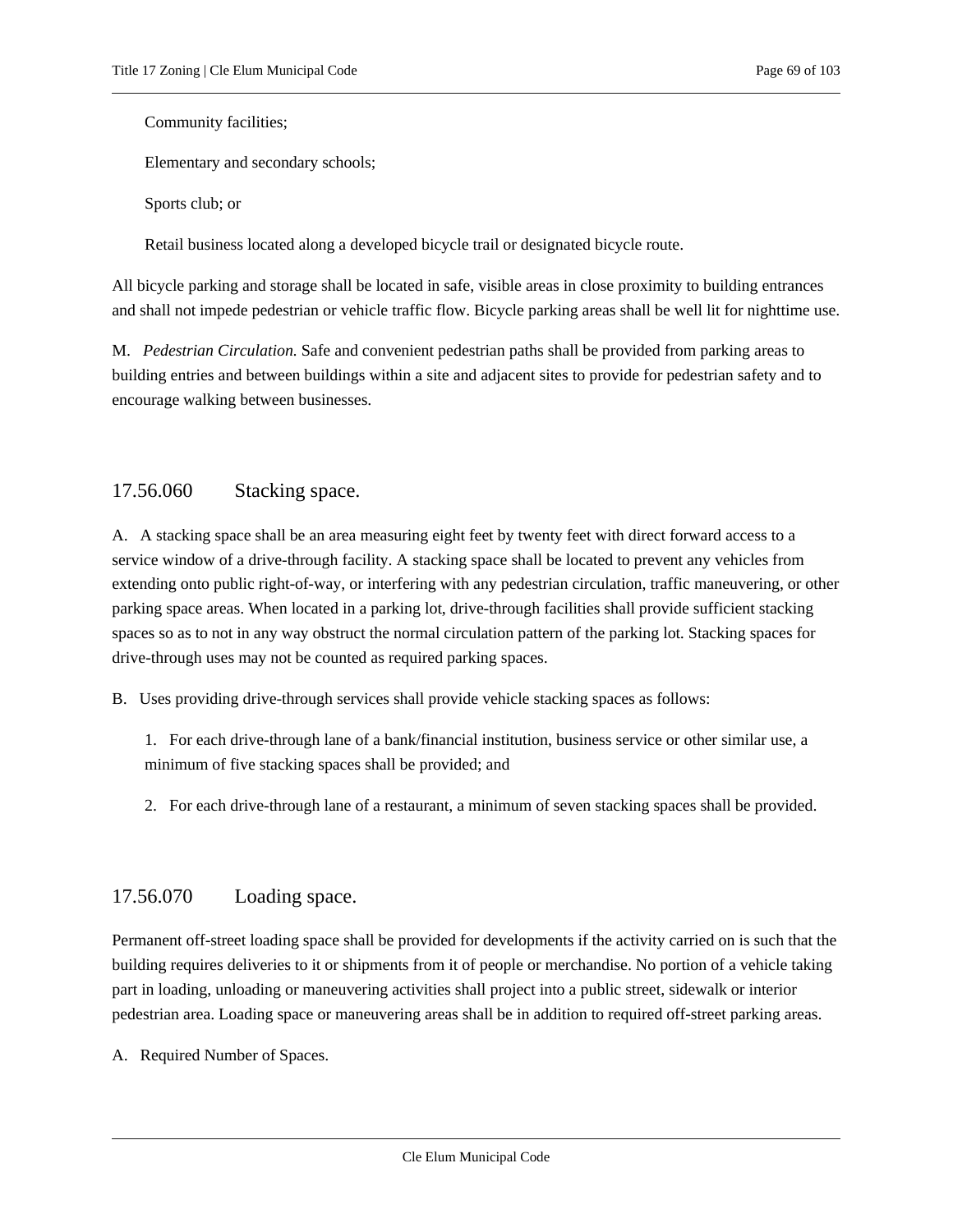Community facilities;

Elementary and secondary schools;

Sports club; or

Retail business located along a developed bicycle trail or designated bicycle route.

All bicycle parking and storage shall be located in safe, visible areas in close proximity to building entrances and shall not impede pedestrian or vehicle traffic flow. Bicycle parking areas shall be well lit for nighttime use.

M. *Pedestrian Circulation.* Safe and convenient pedestrian paths shall be provided from parking areas to building entries and between buildings within a site and adjacent sites to provide for pedestrian safety and to encourage walking between businesses.

## 17.56.060 Stacking space.

A. A stacking space shall be an area measuring eight feet by twenty feet with direct forward access to a service window of a drive-through facility. A stacking space shall be located to prevent any vehicles from extending onto public right-of-way, or interfering with any pedestrian circulation, traffic maneuvering, or other parking space areas. When located in a parking lot, drive-through facilities shall provide sufficient stacking spaces so as to not in any way obstruct the normal circulation pattern of the parking lot. Stacking spaces for drive-through uses may not be counted as required parking spaces.

B. Uses providing drive-through services shall provide vehicle stacking spaces as follows:

1. For each drive-through lane of a bank/financial institution, business service or other similar use, a minimum of five stacking spaces shall be provided; and

2. For each drive-through lane of a restaurant, a minimum of seven stacking spaces shall be provided.

## 17.56.070 Loading space.

Permanent off-street loading space shall be provided for developments if the activity carried on is such that the building requires deliveries to it or shipments from it of people or merchandise. No portion of a vehicle taking part in loading, unloading or maneuvering activities shall project into a public street, sidewalk or interior pedestrian area. Loading space or maneuvering areas shall be in addition to required off-street parking areas.

A. Required Number of Spaces.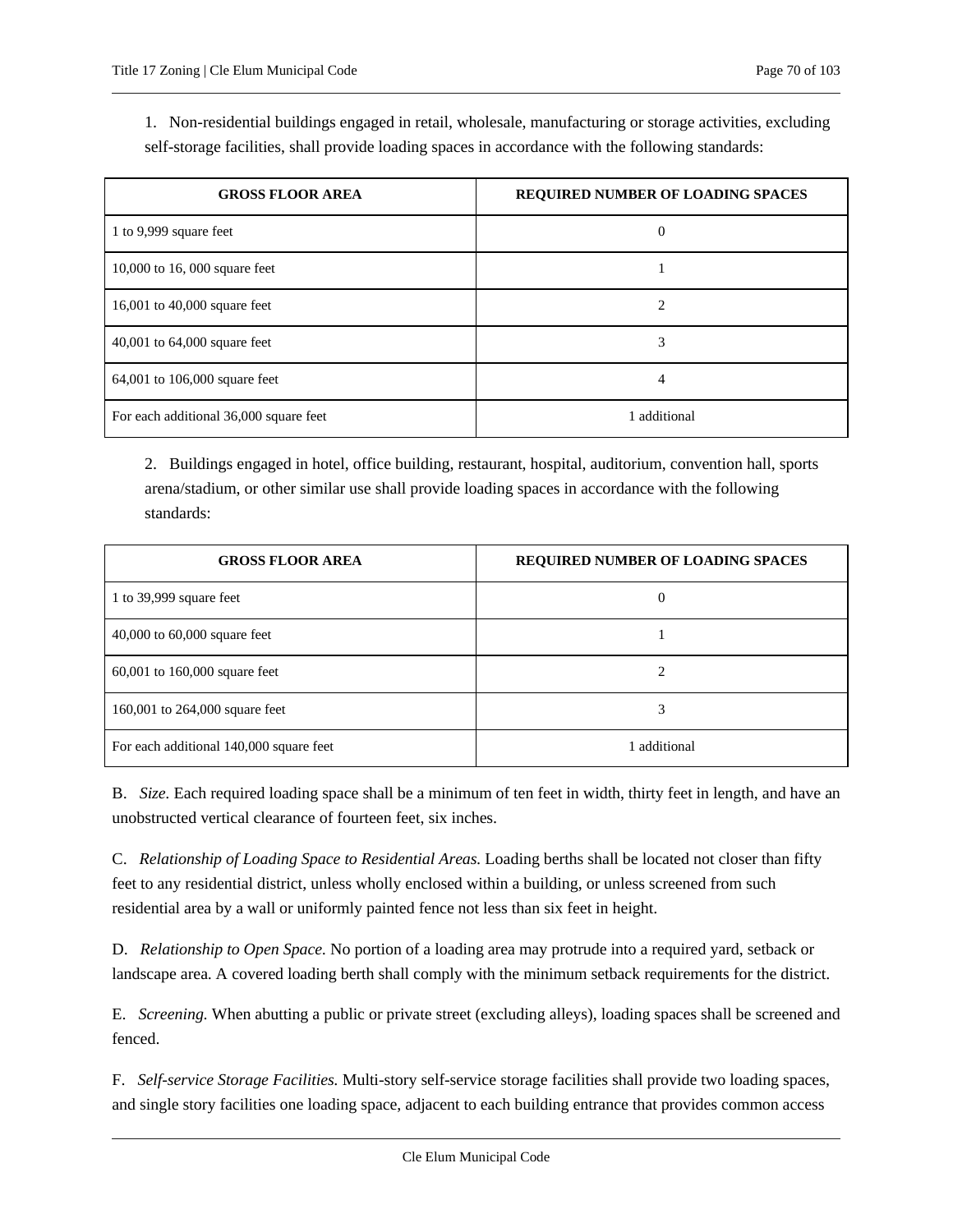1. Non-residential buildings engaged in retail, wholesale, manufacturing or storage activities, excluding self-storage facilities, shall provide loading spaces in accordance with the following standards:

| GROSS FLOOR AREA | REQUIRED NUMBER OF LOADING SPACES |
| --- | --- |
| 1 to 9,999 square feet | 0 |
| 10,000 to 16, 000 square feet | 1 |
| 16,001 to 40,000 square feet | 2 |
| 40,001 to 64,000 square feet | 3 |
| 64,001 to 106,000 square feet | 4 |
| For each additional 36,000 square feet | 1 additional |

2. Buildings engaged in hotel, office building, restaurant, hospital, auditorium, convention hall, sports arena/stadium, or other similar use shall provide loading spaces in accordance with the following standards:

| GROSS FLOOR AREA | REQUIRED NUMBER OF LOADING SPACES |
| --- | --- |
| 1 to 39,999 square feet | 0 |
| 40,000 to 60,000 square feet | 1 |
| 60,001 to 160,000 square feet | 2 |
| 160,001 to 264,000 square feet | 3 |
| For each additional 140,000 square feet | 1 additional |

B. *Size.* Each required loading space shall be a minimum of ten feet in width, thirty feet in length, and have an unobstructed vertical clearance of fourteen feet, six inches.

C. *Relationship of Loading Space to Residential Areas.* Loading berths shall be located not closer than fifty feet to any residential district, unless wholly enclosed within a building, or unless screened from such residential area by a wall or uniformly painted fence not less than six feet in height.

D. *Relationship to Open Space.* No portion of a loading area may protrude into a required yard, setback or landscape area. A covered loading berth shall comply with the minimum setback requirements for the district.

E. *Screening.* When abutting a public or private street (excluding alleys), loading spaces shall be screened and fenced.

F. *Self-service Storage Facilities.* Multi-story self-service storage facilities shall provide two loading spaces, and single story facilities one loading space, adjacent to each building entrance that provides common access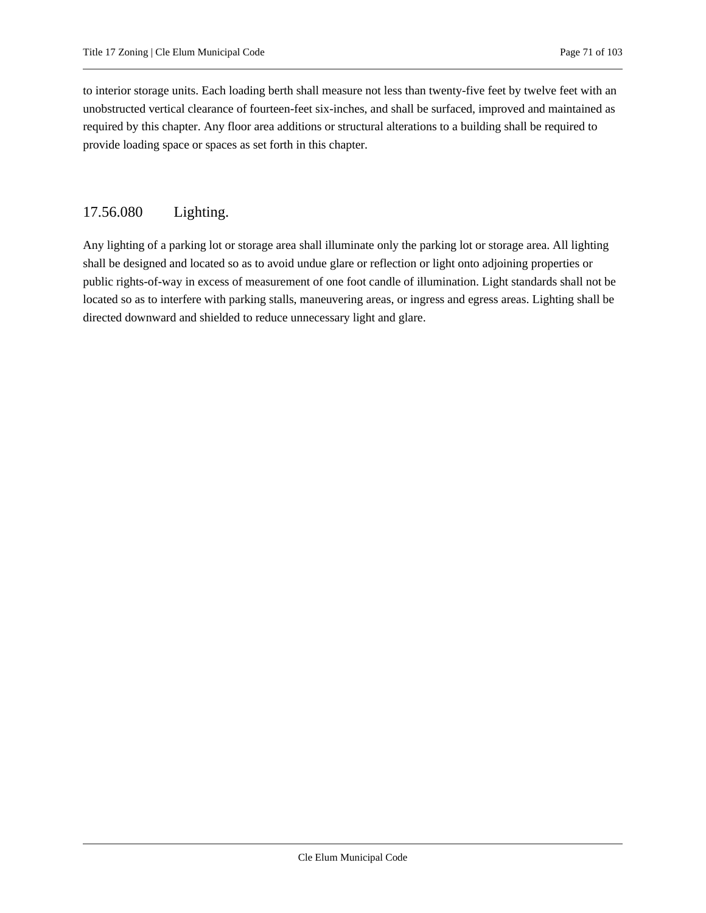to interior storage units. Each loading berth shall measure not less than twenty-five feet by twelve feet with an unobstructed vertical clearance of fourteen-feet six-inches, and shall be surfaced, improved and maintained as required by this chapter. Any floor area additions or structural alterations to a building shall be required to provide loading space or spaces as set forth in this chapter.

## 17.56.080 Lighting.

Any lighting of a parking lot or storage area shall illuminate only the parking lot or storage area. All lighting shall be designed and located so as to avoid undue glare or reflection or light onto adjoining properties or public rights-of-way in excess of measurement of one foot candle of illumination. Light standards shall not be located so as to interfere with parking stalls, maneuvering areas, or ingress and egress areas. Lighting shall be directed downward and shielded to reduce unnecessary light and glare.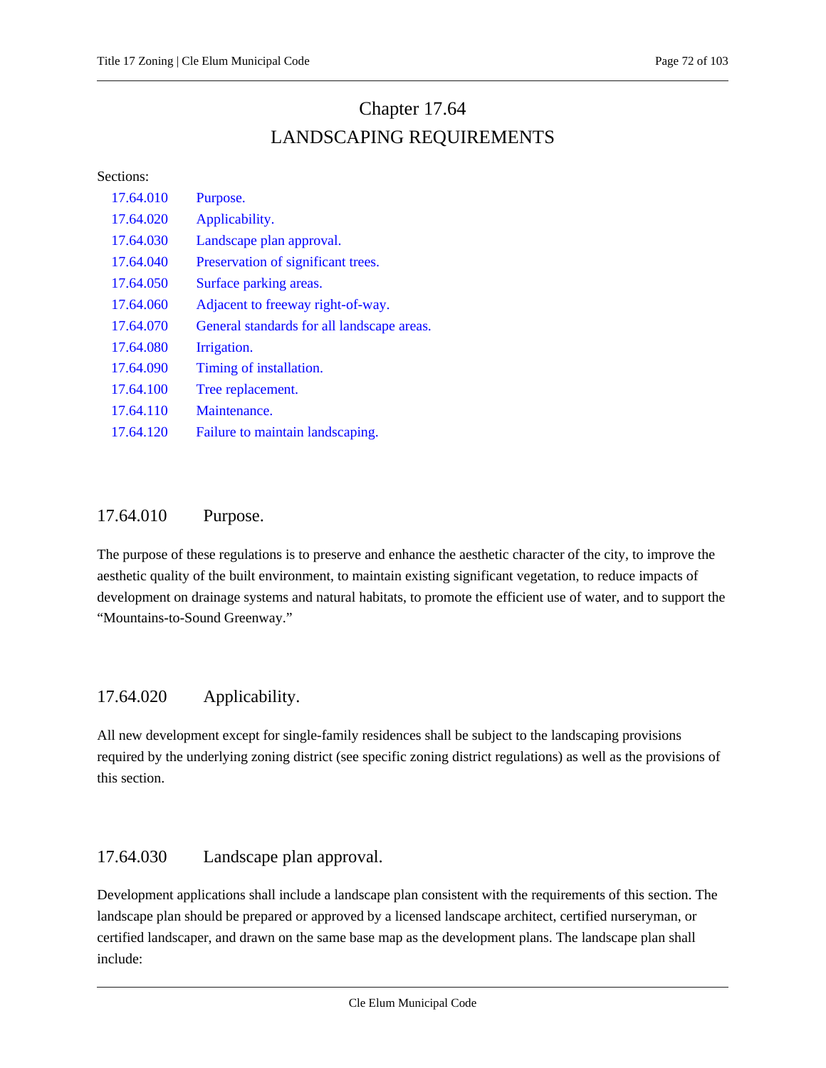# Chapter 17.64
# LANDSCAPING REQUIREMENTS

Sections:

| | |
|---|---|
| 17.64.010 | Purpose. |
| 17.64.020 | Applicability. |
| 17.64.030 | Landscape plan approval. |
| 17.64.040 | Preservation of significant trees. |
| 17.64.050 | Surface parking areas. |
| 17.64.060 | Adjacent to freeway right-of-way. |
| 17.64.070 | General standards for all landscape areas. |
| 17.64.080 | Irrigation. |
| 17.64.090 | Timing of installation. |
| 17.64.100 | Tree replacement. |
| 17.64.110 | Maintenance. |
| 17.64.120 | Failure to maintain landscaping. |

## 17.64.010 Purpose.

The purpose of these regulations is to preserve and enhance the aesthetic character of the city, to improve the aesthetic quality of the built environment, to maintain existing significant vegetation, to reduce impacts of development on drainage systems and natural habitats, to promote the efficient use of water, and to support the "Mountains-to-Sound Greenway."

## 17.64.020 Applicability.

All new development except for single-family residences shall be subject to the landscaping provisions required by the underlying zoning district (see specific zoning district regulations) as well as the provisions of this section.

## 17.64.030 Landscape plan approval.

Development applications shall include a landscape plan consistent with the requirements of this section. The landscape plan should be prepared or approved by a licensed landscape architect, certified nurseryman, or certified landscaper, and drawn on the same base map as the development plans. The landscape plan shall include: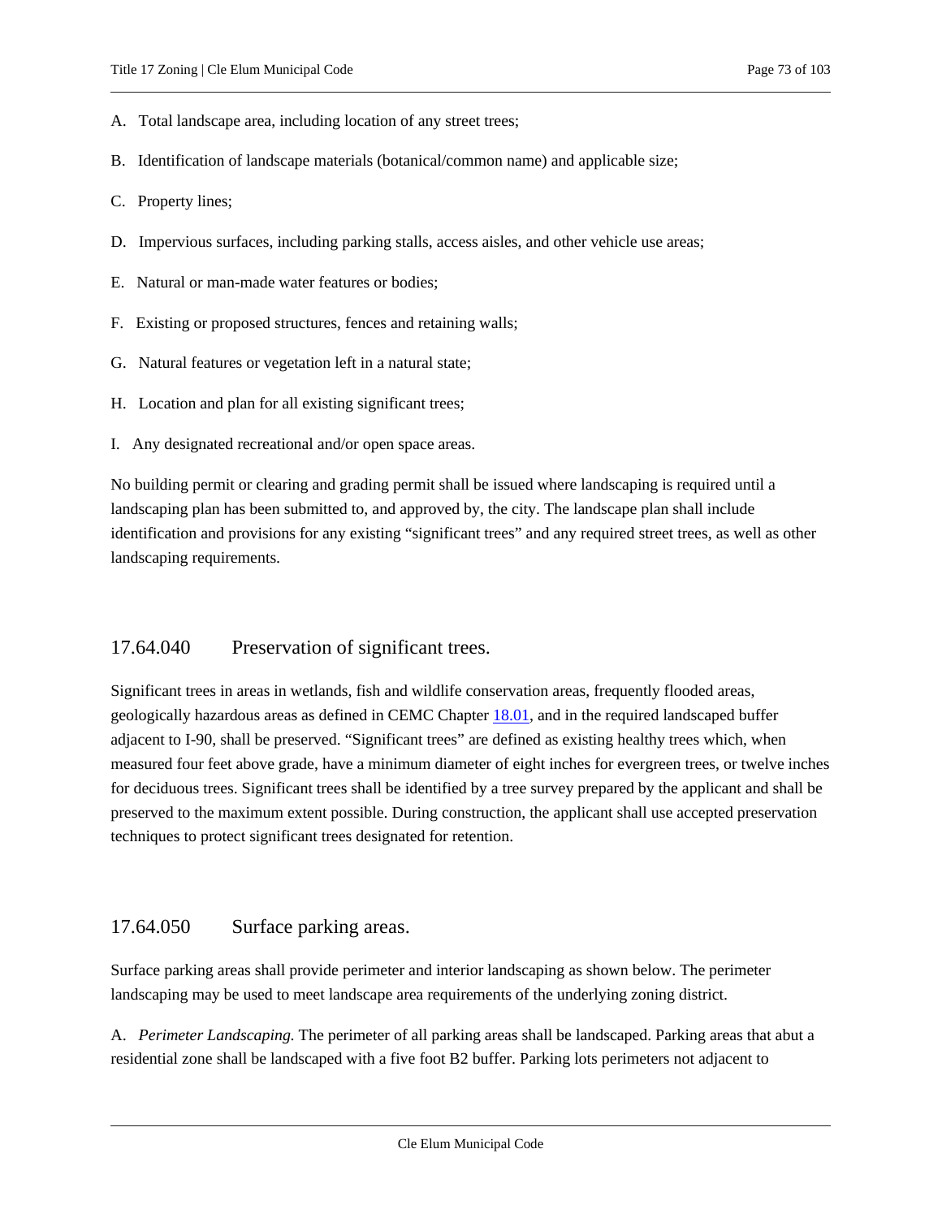A. Total landscape area, including location of any street trees;

B. Identification of landscape materials (botanical/common name) and applicable size;

C. Property lines;

D. Impervious surfaces, including parking stalls, access aisles, and other vehicle use areas;

E. Natural or man-made water features or bodies;

F. Existing or proposed structures, fences and retaining walls;

G. Natural features or vegetation left in a natural state;

H. Location and plan for all existing significant trees;

I. Any designated recreational and/or open space areas.

No building permit or clearing and grading permit shall be issued where landscaping is required until a landscaping plan has been submitted to, and approved by, the city. The landscape plan shall include identification and provisions for any existing "significant trees" and any required street trees, as well as other landscaping requirements.

## 17.64.040 Preservation of significant trees.

Significant trees in areas in wetlands, fish and wildlife conservation areas, frequently flooded areas, geologically hazardous areas as defined in CEMC Chapter 18.01, and in the required landscaped buffer adjacent to I-90, shall be preserved. "Significant trees" are defined as existing healthy trees which, when measured four feet above grade, have a minimum diameter of eight inches for evergreen trees, or twelve inches for deciduous trees. Significant trees shall be identified by a tree survey prepared by the applicant and shall be preserved to the maximum extent possible. During construction, the applicant shall use accepted preservation techniques to protect significant trees designated for retention.

## 17.64.050 Surface parking areas.

Surface parking areas shall provide perimeter and interior landscaping as shown below. The perimeter landscaping may be used to meet landscape area requirements of the underlying zoning district.

A. *Perimeter Landscaping.* The perimeter of all parking areas shall be landscaped. Parking areas that abut a residential zone shall be landscaped with a five foot B2 buffer. Parking lots perimeters not adjacent to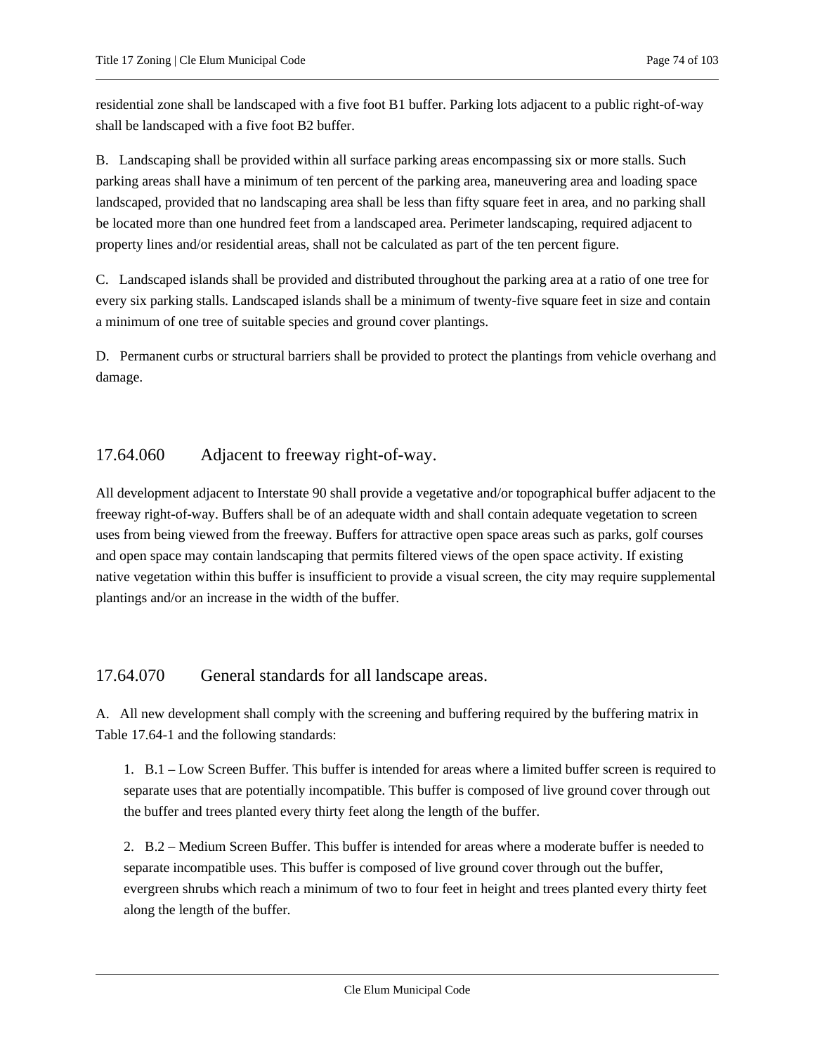residential zone shall be landscaped with a five foot B1 buffer. Parking lots adjacent to a public right-of-way shall be landscaped with a five foot B2 buffer.

B. Landscaping shall be provided within all surface parking areas encompassing six or more stalls. Such parking areas shall have a minimum of ten percent of the parking area, maneuvering area and loading space landscaped, provided that no landscaping area shall be less than fifty square feet in area, and no parking shall be located more than one hundred feet from a landscaped area. Perimeter landscaping, required adjacent to property lines and/or residential areas, shall not be calculated as part of the ten percent figure.

C. Landscaped islands shall be provided and distributed throughout the parking area at a ratio of one tree for every six parking stalls. Landscaped islands shall be a minimum of twenty-five square feet in size and contain a minimum of one tree of suitable species and ground cover plantings.

D. Permanent curbs or structural barriers shall be provided to protect the plantings from vehicle overhang and damage.

## 17.64.060 Adjacent to freeway right-of-way.

All development adjacent to Interstate 90 shall provide a vegetative and/or topographical buffer adjacent to the freeway right-of-way. Buffers shall be of an adequate width and shall contain adequate vegetation to screen uses from being viewed from the freeway. Buffers for attractive open space areas such as parks, golf courses and open space may contain landscaping that permits filtered views of the open space activity. If existing native vegetation within this buffer is insufficient to provide a visual screen, the city may require supplemental plantings and/or an increase in the width of the buffer.

## 17.64.070 General standards for all landscape areas.

A. All new development shall comply with the screening and buffering required by the buffering matrix in Table 17.64-1 and the following standards:

1. B.1 – Low Screen Buffer. This buffer is intended for areas where a limited buffer screen is required to separate uses that are potentially incompatible. This buffer is composed of live ground cover through out the buffer and trees planted every thirty feet along the length of the buffer.

2. B.2 – Medium Screen Buffer. This buffer is intended for areas where a moderate buffer is needed to separate incompatible uses. This buffer is composed of live ground cover through out the buffer, evergreen shrubs which reach a minimum of two to four feet in height and trees planted every thirty feet along the length of the buffer.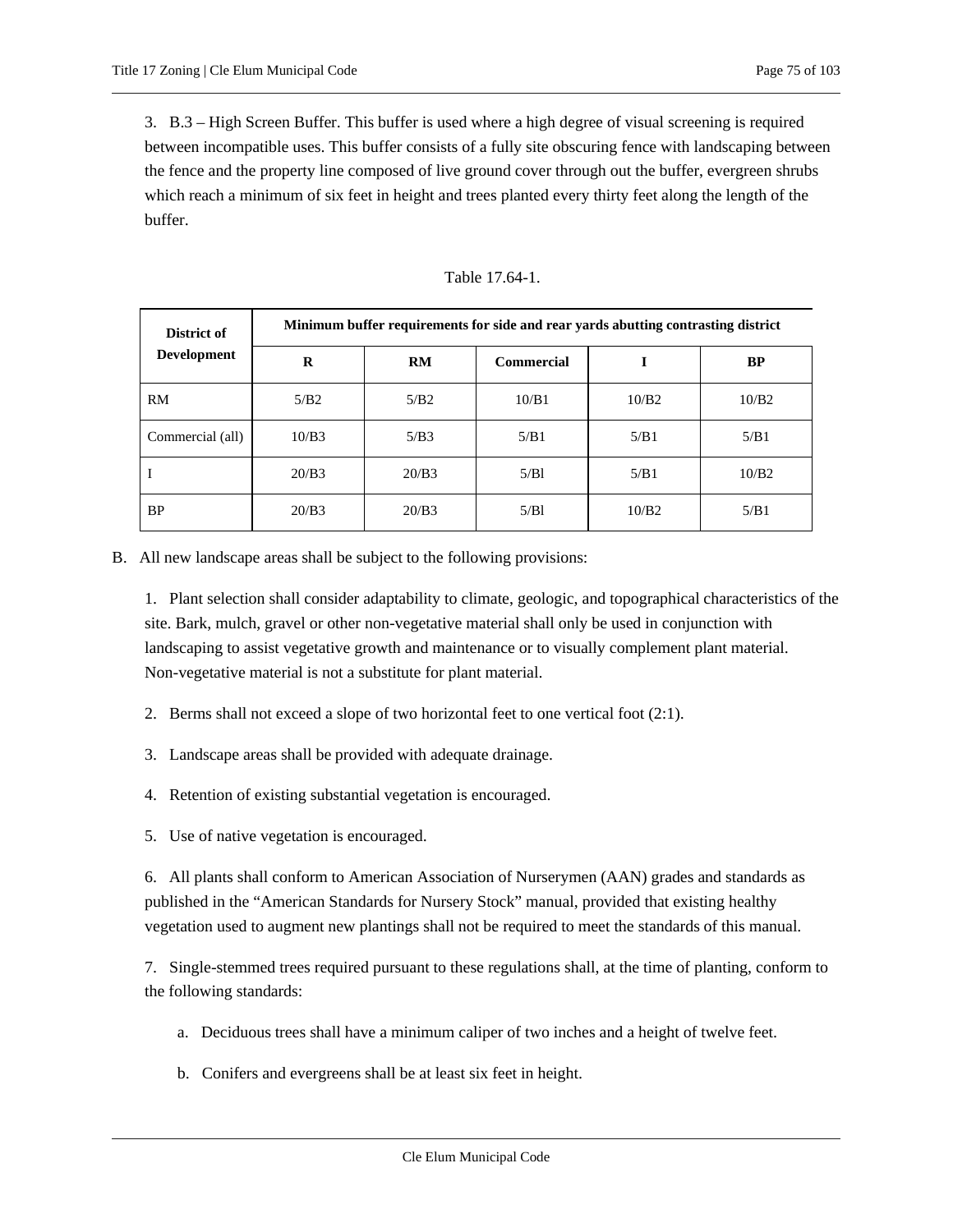3. B.3 – High Screen Buffer. This buffer is used where a high degree of visual screening is required between incompatible uses. This buffer consists of a fully site obscuring fence with landscaping between the fence and the property line composed of live ground cover through out the buffer, evergreen shrubs which reach a minimum of six feet in height and trees planted every thirty feet along the length of the buffer.

Table 17.64-1.

| District of Development | Minimum buffer requirements for side and rear yards abutting contrasting district | | | | |
|---|---|---|---|---|---|
| | R | RM | Commercial | I | BP |
| RM | 5/B2 | 5/B2 | 10/B1 | 10/B2 | 10/B2 |
| Commercial (all) | 10/B3 | 5/B3 | 5/B1 | 5/B1 | 5/B1 |
| I | 20/B3 | 20/B3 | 5/Bl | 5/B1 | 10/B2 |
| BP | 20/B3 | 20/B3 | 5/Bl | 10/B2 | 5/B1 |

B. All new landscape areas shall be subject to the following provisions:

1. Plant selection shall consider adaptability to climate, geologic, and topographical characteristics of the site. Bark, mulch, gravel or other non-vegetative material shall only be used in conjunction with landscaping to assist vegetative growth and maintenance or to visually complement plant material. Non-vegetative material is not a substitute for plant material.

2. Berms shall not exceed a slope of two horizontal feet to one vertical foot (2:1).

3. Landscape areas shall be provided with adequate drainage.

4. Retention of existing substantial vegetation is encouraged.

5. Use of native vegetation is encouraged.

6. All plants shall conform to American Association of Nurserymen (AAN) grades and standards as published in the "American Standards for Nursery Stock" manual, provided that existing healthy vegetation used to augment new plantings shall not be required to meet the standards of this manual.

7. Single-stemmed trees required pursuant to these regulations shall, at the time of planting, conform to the following standards:

a. Deciduous trees shall have a minimum caliper of two inches and a height of twelve feet.

b. Conifers and evergreens shall be at least six feet in height.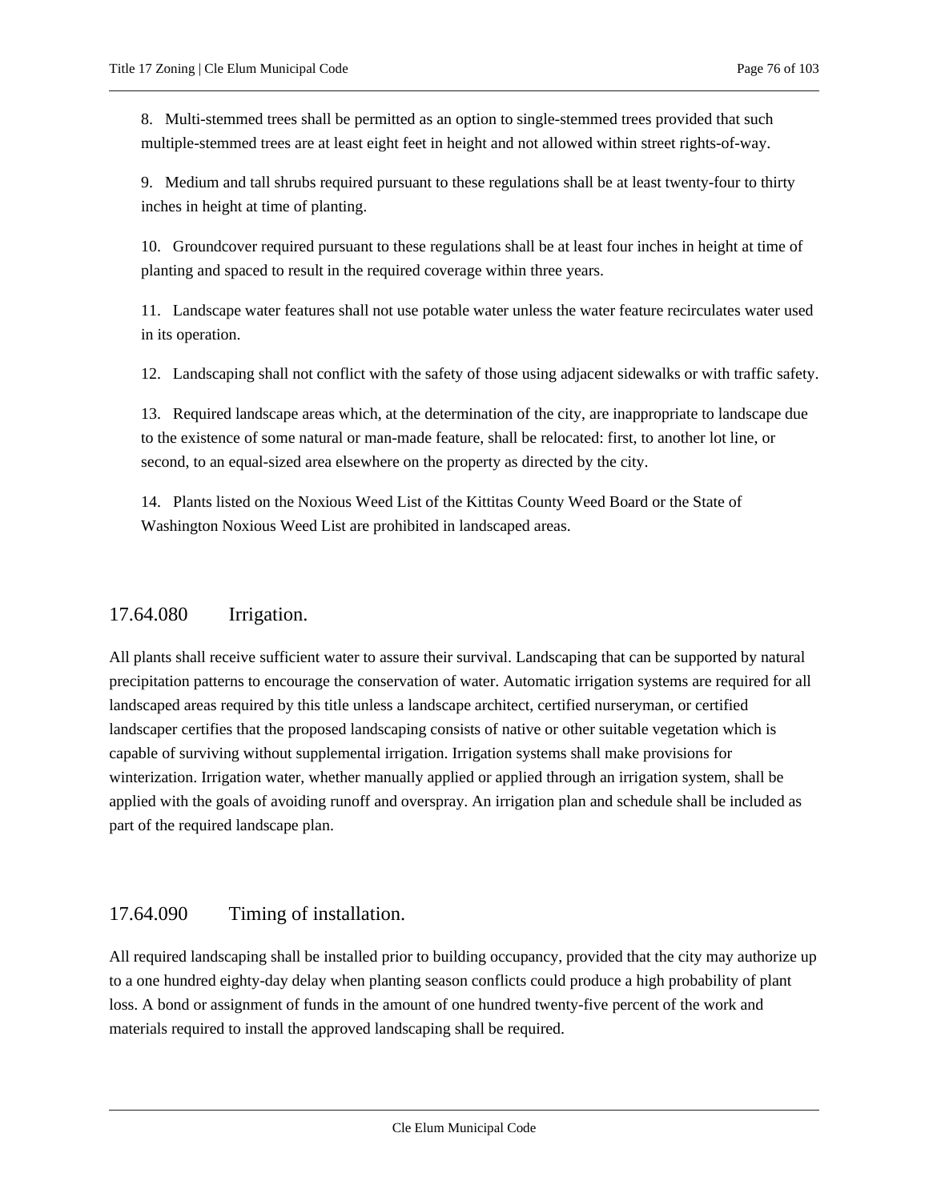8. Multi-stemmed trees shall be permitted as an option to single-stemmed trees provided that such multiple-stemmed trees are at least eight feet in height and not allowed within street rights-of-way.

9. Medium and tall shrubs required pursuant to these regulations shall be at least twenty-four to thirty inches in height at time of planting.

10. Groundcover required pursuant to these regulations shall be at least four inches in height at time of planting and spaced to result in the required coverage within three years.

11. Landscape water features shall not use potable water unless the water feature recirculates water used in its operation.

12. Landscaping shall not conflict with the safety of those using adjacent sidewalks or with traffic safety.

13. Required landscape areas which, at the determination of the city, are inappropriate to landscape due to the existence of some natural or man-made feature, shall be relocated: first, to another lot line, or second, to an equal-sized area elsewhere on the property as directed by the city.

14. Plants listed on the Noxious Weed List of the Kittitas County Weed Board or the State of Washington Noxious Weed List are prohibited in landscaped areas.

## 17.64.080 Irrigation.

All plants shall receive sufficient water to assure their survival. Landscaping that can be supported by natural precipitation patterns to encourage the conservation of water. Automatic irrigation systems are required for all landscaped areas required by this title unless a landscape architect, certified nurseryman, or certified landscaper certifies that the proposed landscaping consists of native or other suitable vegetation which is capable of surviving without supplemental irrigation. Irrigation systems shall make provisions for winterization. Irrigation water, whether manually applied or applied through an irrigation system, shall be applied with the goals of avoiding runoff and overspray. An irrigation plan and schedule shall be included as part of the required landscape plan.

## 17.64.090 Timing of installation.

All required landscaping shall be installed prior to building occupancy, provided that the city may authorize up to a one hundred eighty-day delay when planting season conflicts could produce a high probability of plant loss. A bond or assignment of funds in the amount of one hundred twenty-five percent of the work and materials required to install the approved landscaping shall be required.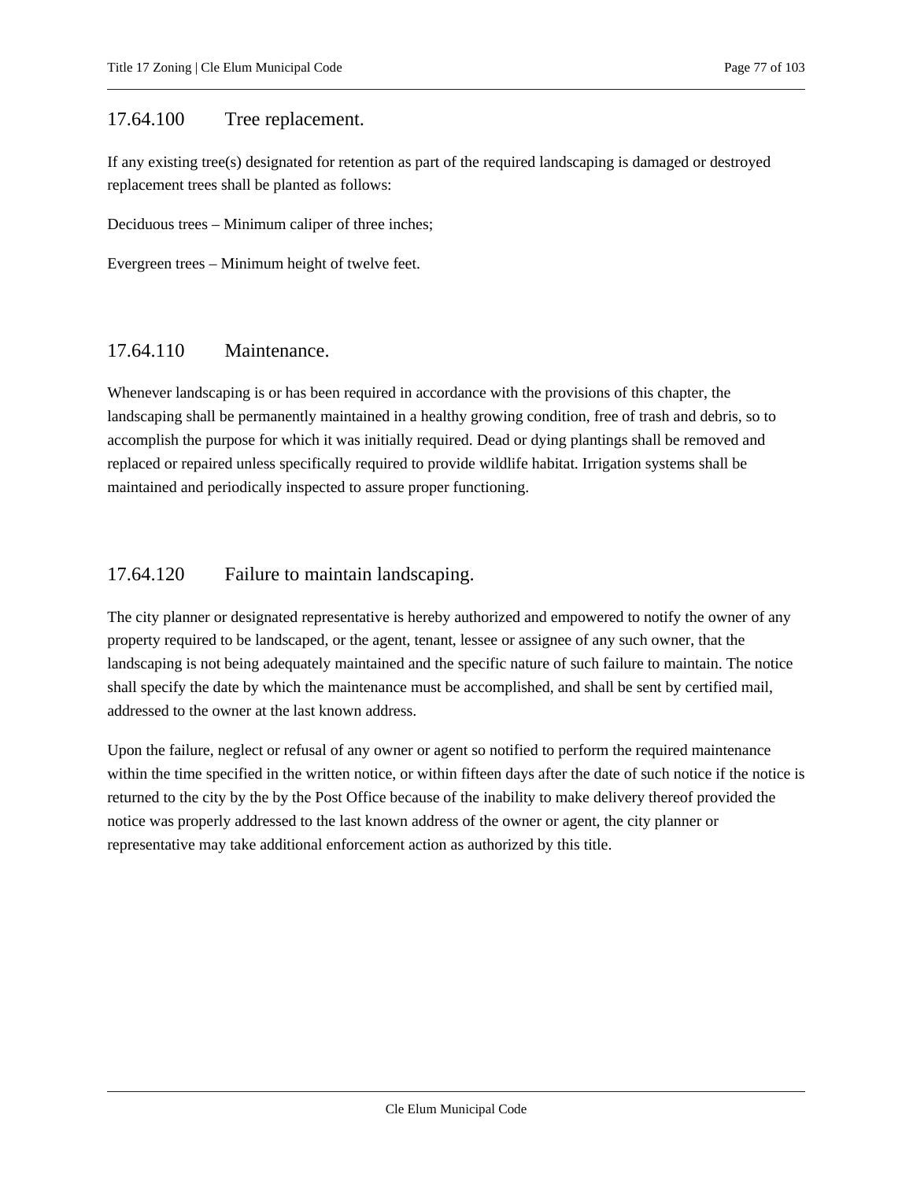## 17.64.100 Tree replacement.

If any existing tree(s) designated for retention as part of the required landscaping is damaged or destroyed replacement trees shall be planted as follows:

Deciduous trees – Minimum caliper of three inches;

Evergreen trees – Minimum height of twelve feet.

## 17.64.110 Maintenance.

Whenever landscaping is or has been required in accordance with the provisions of this chapter, the landscaping shall be permanently maintained in a healthy growing condition, free of trash and debris, so to accomplish the purpose for which it was initially required. Dead or dying plantings shall be removed and replaced or repaired unless specifically required to provide wildlife habitat. Irrigation systems shall be maintained and periodically inspected to assure proper functioning.

## 17.64.120 Failure to maintain landscaping.

The city planner or designated representative is hereby authorized and empowered to notify the owner of any property required to be landscaped, or the agent, tenant, lessee or assignee of any such owner, that the landscaping is not being adequately maintained and the specific nature of such failure to maintain. The notice shall specify the date by which the maintenance must be accomplished, and shall be sent by certified mail, addressed to the owner at the last known address.

Upon the failure, neglect or refusal of any owner or agent so notified to perform the required maintenance within the time specified in the written notice, or within fifteen days after the date of such notice if the notice is returned to the city by the by the Post Office because of the inability to make delivery thereof provided the notice was properly addressed to the last known address of the owner or agent, the city planner or representative may take additional enforcement action as authorized by this title.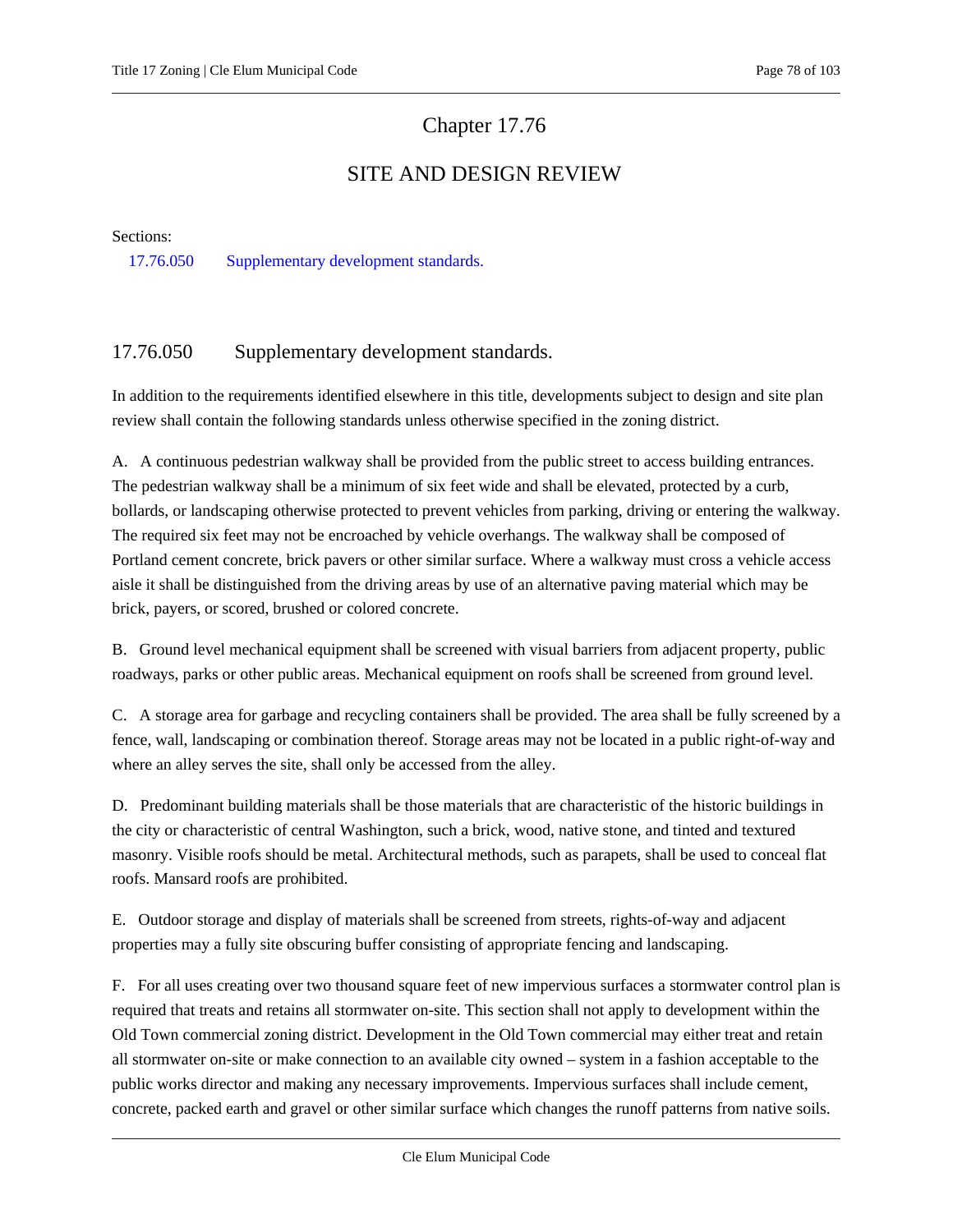# Chapter 17.76

## SITE AND DESIGN REVIEW

Sections:

17.76.050 Supplementary development standards.

### 17.76.050 Supplementary development standards.

In addition to the requirements identified elsewhere in this title, developments subject to design and site plan review shall contain the following standards unless otherwise specified in the zoning district.

A. A continuous pedestrian walkway shall be provided from the public street to access building entrances. The pedestrian walkway shall be a minimum of six feet wide and shall be elevated, protected by a curb, bollards, or landscaping otherwise protected to prevent vehicles from parking, driving or entering the walkway. The required six feet may not be encroached by vehicle overhangs. The walkway shall be composed of Portland cement concrete, brick pavers or other similar surface. Where a walkway must cross a vehicle access aisle it shall be distinguished from the driving areas by use of an alternative paving material which may be brick, payers, or scored, brushed or colored concrete.

B. Ground level mechanical equipment shall be screened with visual barriers from adjacent property, public roadways, parks or other public areas. Mechanical equipment on roofs shall be screened from ground level.

C. A storage area for garbage and recycling containers shall be provided. The area shall be fully screened by a fence, wall, landscaping or combination thereof. Storage areas may not be located in a public right-of-way and where an alley serves the site, shall only be accessed from the alley.

D. Predominant building materials shall be those materials that are characteristic of the historic buildings in the city or characteristic of central Washington, such a brick, wood, native stone, and tinted and textured masonry. Visible roofs should be metal. Architectural methods, such as parapets, shall be used to conceal flat roofs. Mansard roofs are prohibited.

E. Outdoor storage and display of materials shall be screened from streets, rights-of-way and adjacent properties may a fully site obscuring buffer consisting of appropriate fencing and landscaping.

F. For all uses creating over two thousand square feet of new impervious surfaces a stormwater control plan is required that treats and retains all stormwater on-site. This section shall not apply to development within the Old Town commercial zoning district. Development in the Old Town commercial may either treat and retain all stormwater on-site or make connection to an available city owned – system in a fashion acceptable to the public works director and making any necessary improvements. Impervious surfaces shall include cement, concrete, packed earth and gravel or other similar surface which changes the runoff patterns from native soils.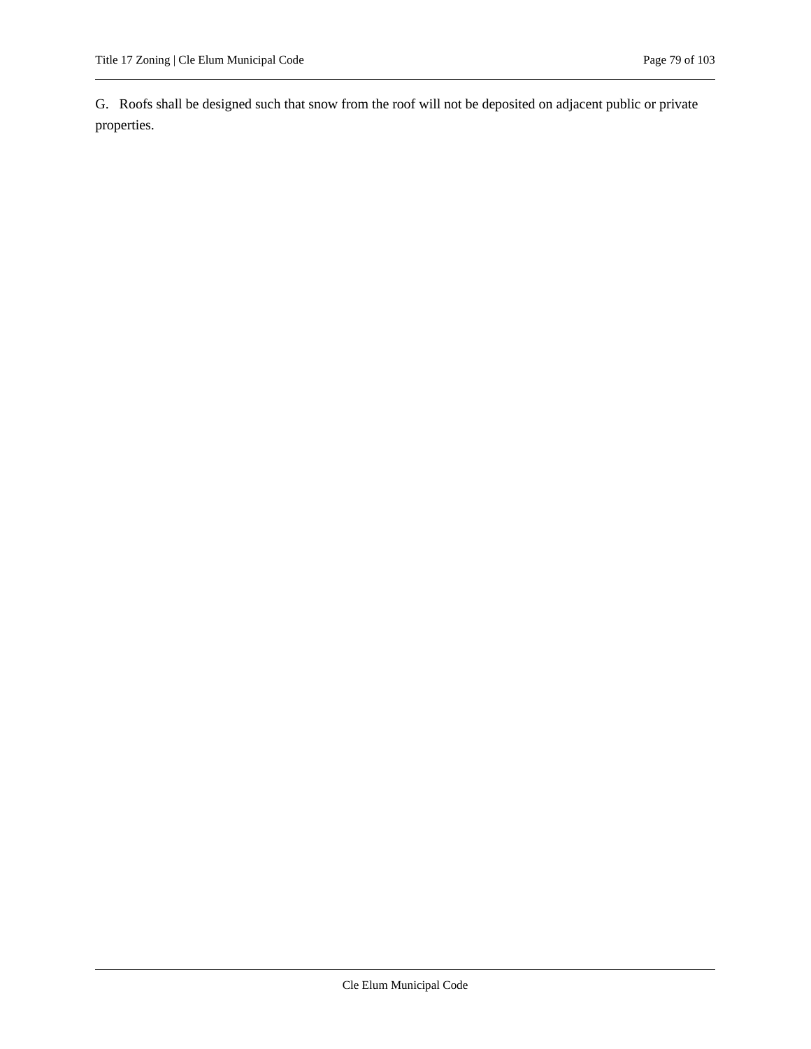G. Roofs shall be designed such that snow from the roof will not be deposited on adjacent public or private properties.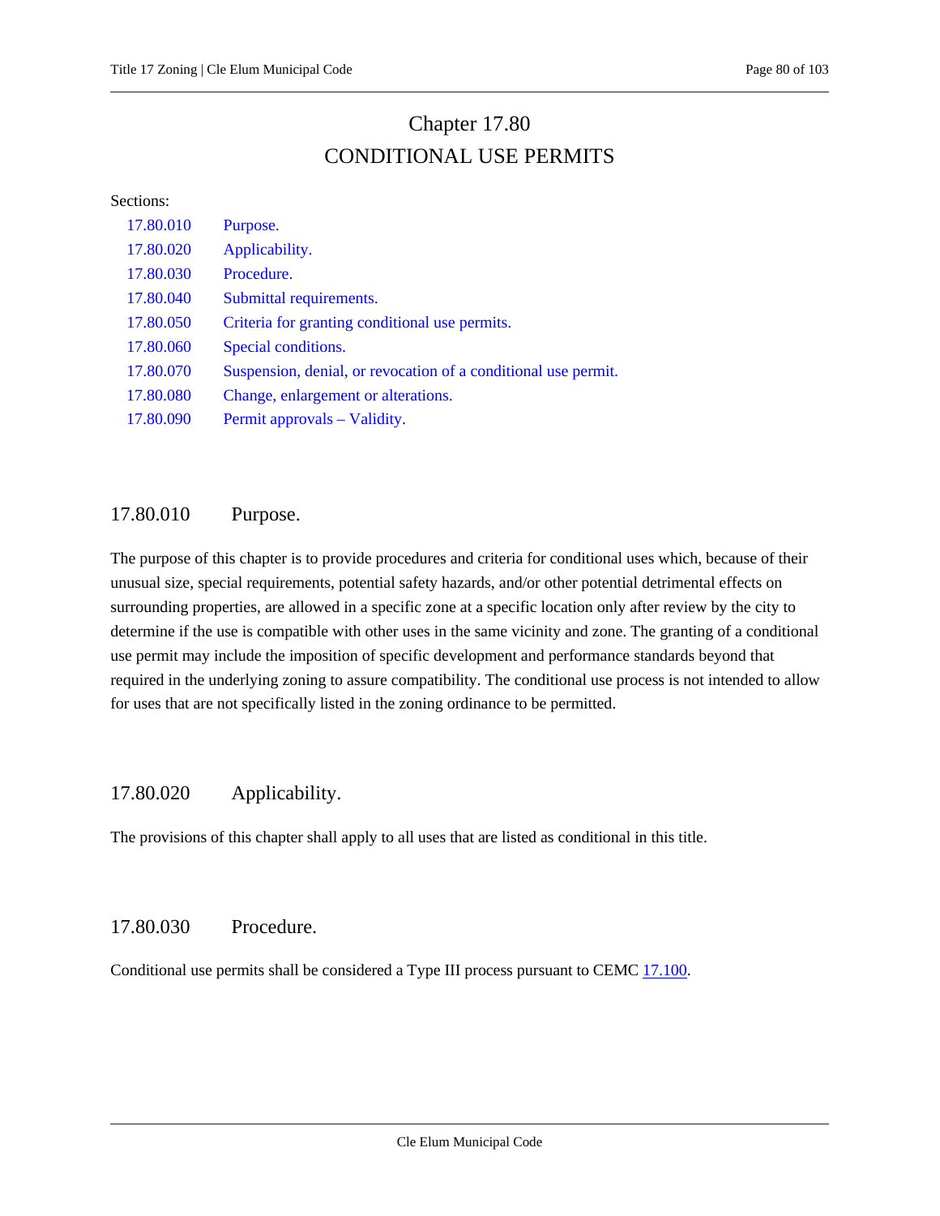# Chapter 17.80

# CONDITIONAL USE PERMITS

Sections:

| | |
|---|---|
| 17.80.010 | Purpose. |
| 17.80.020 | Applicability. |
| 17.80.030 | Procedure. |
| 17.80.040 | Submittal requirements. |
| 17.80.050 | Criteria for granting conditional use permits. |
| 17.80.060 | Special conditions. |
| 17.80.070 | Suspension, denial, or revocation of a conditional use permit. |
| 17.80.080 | Change, enlargement or alterations. |
| 17.80.090 | Permit approvals – Validity. |

## 17.80.010 Purpose.

The purpose of this chapter is to provide procedures and criteria for conditional uses which, because of their unusual size, special requirements, potential safety hazards, and/or other potential detrimental effects on surrounding properties, are allowed in a specific zone at a specific location only after review by the city to determine if the use is compatible with other uses in the same vicinity and zone. The granting of a conditional use permit may include the imposition of specific development and performance standards beyond that required in the underlying zoning to assure compatibility. The conditional use process is not intended to allow for uses that are not specifically listed in the zoning ordinance to be permitted.

## 17.80.020 Applicability.

The provisions of this chapter shall apply to all uses that are listed as conditional in this title.

## 17.80.030 Procedure.

Conditional use permits shall be considered a Type III process pursuant to CEMC 17.100.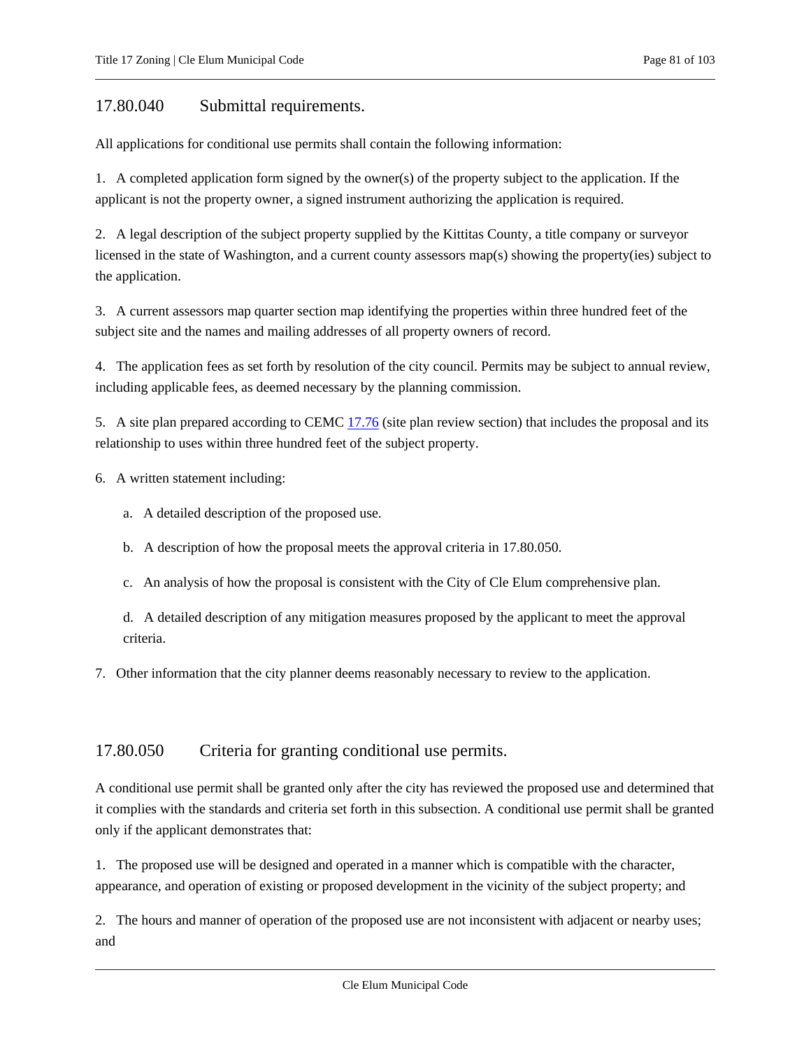## 17.80.040 Submittal requirements.

All applications for conditional use permits shall contain the following information:

1. A completed application form signed by the owner(s) of the property subject to the application. If the applicant is not the property owner, a signed instrument authorizing the application is required.

2. A legal description of the subject property supplied by the Kittitas County, a title company or surveyor licensed in the state of Washington, and a current county assessors map(s) showing the property(ies) subject to the application.

3. A current assessors map quarter section map identifying the properties within three hundred feet of the subject site and the names and mailing addresses of all property owners of record.

4. The application fees as set forth by resolution of the city council. Permits may be subject to annual review, including applicable fees, as deemed necessary by the planning commission.

5. A site plan prepared according to CEMC [17.76](17.76) (site plan review section) that includes the proposal and its relationship to uses within three hundred feet of the subject property.

6. A written statement including:

   a. A detailed description of the proposed use.

   b. A description of how the proposal meets the approval criteria in 17.80.050.

   c. An analysis of how the proposal is consistent with the City of Cle Elum comprehensive plan.

   d. A detailed description of any mitigation measures proposed by the applicant to meet the approval criteria.

7. Other information that the city planner deems reasonably necessary to review to the application.

## 17.80.050 Criteria for granting conditional use permits.

A conditional use permit shall be granted only after the city has reviewed the proposed use and determined that it complies with the standards and criteria set forth in this subsection. A conditional use permit shall be granted only if the applicant demonstrates that:

1. The proposed use will be designed and operated in a manner which is compatible with the character, appearance, and operation of existing or proposed development in the vicinity of the subject property; and

2. The hours and manner of operation of the proposed use are not inconsistent with adjacent or nearby uses; and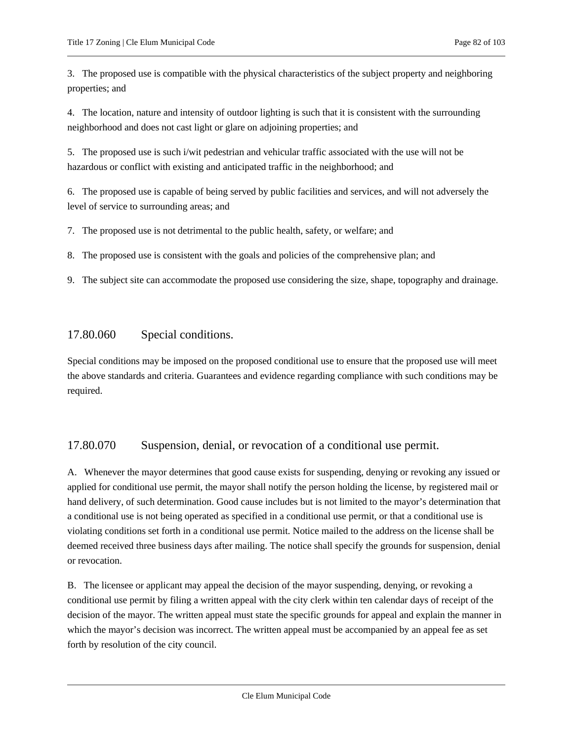3. The proposed use is compatible with the physical characteristics of the subject property and neighboring properties; and

4. The location, nature and intensity of outdoor lighting is such that it is consistent with the surrounding neighborhood and does not cast light or glare on adjoining properties; and

5. The proposed use is such i/wit pedestrian and vehicular traffic associated with the use will not be hazardous or conflict with existing and anticipated traffic in the neighborhood; and

6. The proposed use is capable of being served by public facilities and services, and will not adversely the level of service to surrounding areas; and

7. The proposed use is not detrimental to the public health, safety, or welfare; and

8. The proposed use is consistent with the goals and policies of the comprehensive plan; and

9. The subject site can accommodate the proposed use considering the size, shape, topography and drainage.

## 17.80.060 Special conditions.

Special conditions may be imposed on the proposed conditional use to ensure that the proposed use will meet the above standards and criteria. Guarantees and evidence regarding compliance with such conditions may be required.

## 17.80.070 Suspension, denial, or revocation of a conditional use permit.

A. Whenever the mayor determines that good cause exists for suspending, denying or revoking any issued or applied for conditional use permit, the mayor shall notify the person holding the license, by registered mail or hand delivery, of such determination. Good cause includes but is not limited to the mayor's determination that a conditional use is not being operated as specified in a conditional use permit, or that a conditional use is violating conditions set forth in a conditional use permit. Notice mailed to the address on the license shall be deemed received three business days after mailing. The notice shall specify the grounds for suspension, denial or revocation.

B. The licensee or applicant may appeal the decision of the mayor suspending, denying, or revoking a conditional use permit by filing a written appeal with the city clerk within ten calendar days of receipt of the decision of the mayor. The written appeal must state the specific grounds for appeal and explain the manner in which the mayor's decision was incorrect. The written appeal must be accompanied by an appeal fee as set forth by resolution of the city council.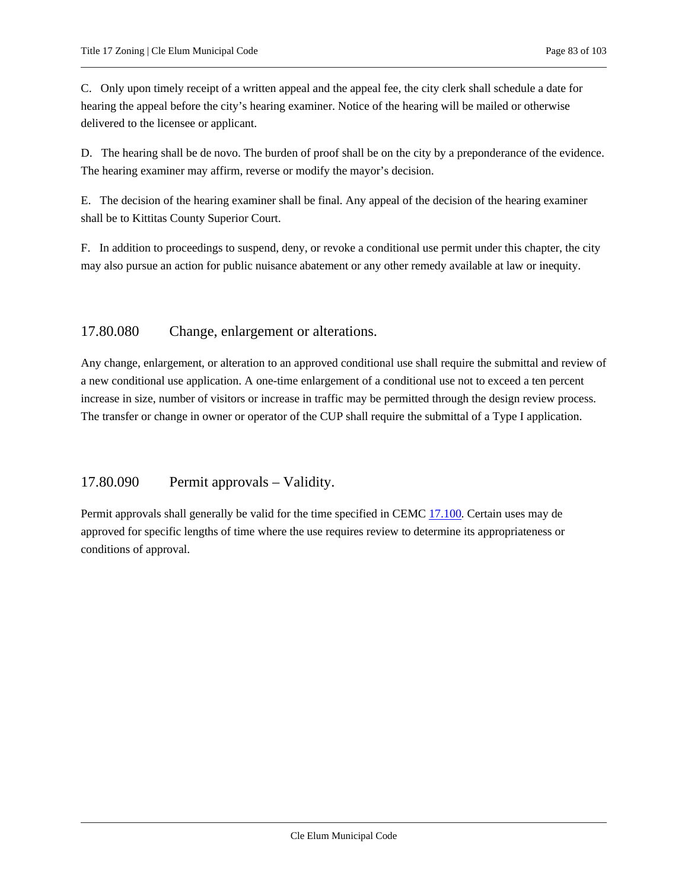C. Only upon timely receipt of a written appeal and the appeal fee, the city clerk shall schedule a date for hearing the appeal before the city's hearing examiner. Notice of the hearing will be mailed or otherwise delivered to the licensee or applicant.

D. The hearing shall be de novo. The burden of proof shall be on the city by a preponderance of the evidence. The hearing examiner may affirm, reverse or modify the mayor's decision.

E. The decision of the hearing examiner shall be final. Any appeal of the decision of the hearing examiner shall be to Kittitas County Superior Court.

F. In addition to proceedings to suspend, deny, or revoke a conditional use permit under this chapter, the city may also pursue an action for public nuisance abatement or any other remedy available at law or inequity.

## 17.80.080 Change, enlargement or alterations.

Any change, enlargement, or alteration to an approved conditional use shall require the submittal and review of a new conditional use application. A one-time enlargement of a conditional use not to exceed a ten percent increase in size, number of visitors or increase in traffic may be permitted through the design review process. The transfer or change in owner or operator of the CUP shall require the submittal of a Type I application.

## 17.80.090 Permit approvals – Validity.

Permit approvals shall generally be valid for the time specified in CEMC 17.100. Certain uses may de approved for specific lengths of time where the use requires review to determine its appropriateness or conditions of approval.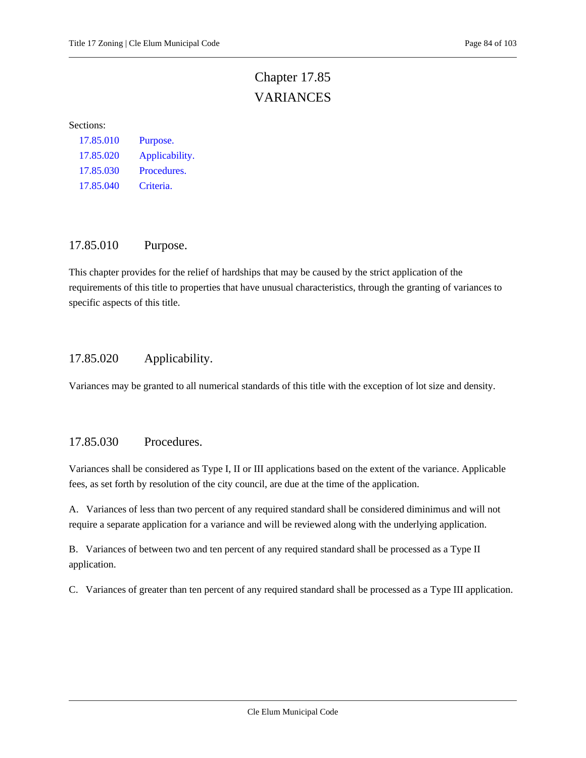# Chapter 17.85 VARIANCES

Sections:

- 17.85.010 Purpose.
- 17.85.020 Applicability.
- 17.85.030 Procedures.
- 17.85.040 Criteria.

## 17.85.010 Purpose.

This chapter provides for the relief of hardships that may be caused by the strict application of the requirements of this title to properties that have unusual characteristics, through the granting of variances to specific aspects of this title.

## 17.85.020 Applicability.

Variances may be granted to all numerical standards of this title with the exception of lot size and density.

## 17.85.030 Procedures.

Variances shall be considered as Type I, II or III applications based on the extent of the variance. Applicable fees, as set forth by resolution of the city council, are due at the time of the application.

A. Variances of less than two percent of any required standard shall be considered diminimus and will not require a separate application for a variance and will be reviewed along with the underlying application.

B. Variances of between two and ten percent of any required standard shall be processed as a Type II application.

C. Variances of greater than ten percent of any required standard shall be processed as a Type III application.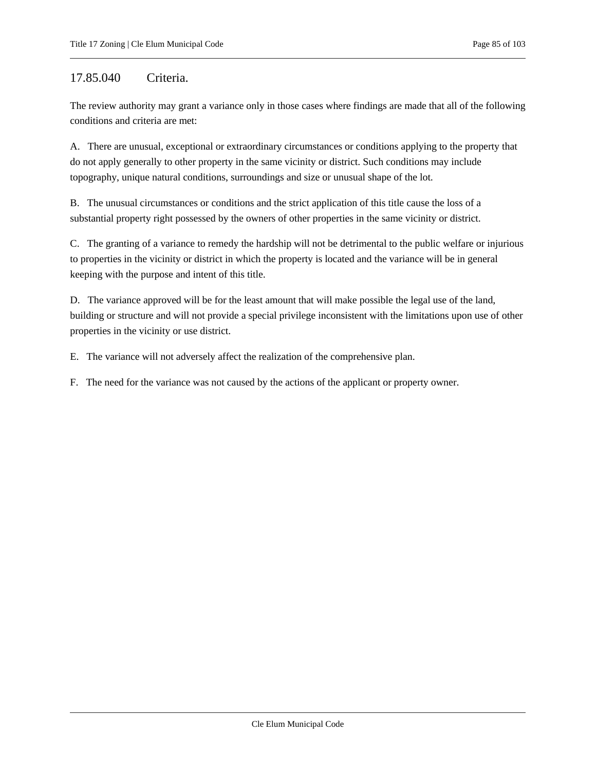## 17.85.040 Criteria.

The review authority may grant a variance only in those cases where findings are made that all of the following conditions and criteria are met:

A. There are unusual, exceptional or extraordinary circumstances or conditions applying to the property that do not apply generally to other property in the same vicinity or district. Such conditions may include topography, unique natural conditions, surroundings and size or unusual shape of the lot.

B. The unusual circumstances or conditions and the strict application of this title cause the loss of a substantial property right possessed by the owners of other properties in the same vicinity or district.

C. The granting of a variance to remedy the hardship will not be detrimental to the public welfare or injurious to properties in the vicinity or district in which the property is located and the variance will be in general keeping with the purpose and intent of this title.

D. The variance approved will be for the least amount that will make possible the legal use of the land, building or structure and will not provide a special privilege inconsistent with the limitations upon use of other properties in the vicinity or use district.

E. The variance will not adversely affect the realization of the comprehensive plan.

F. The need for the variance was not caused by the actions of the applicant or property owner.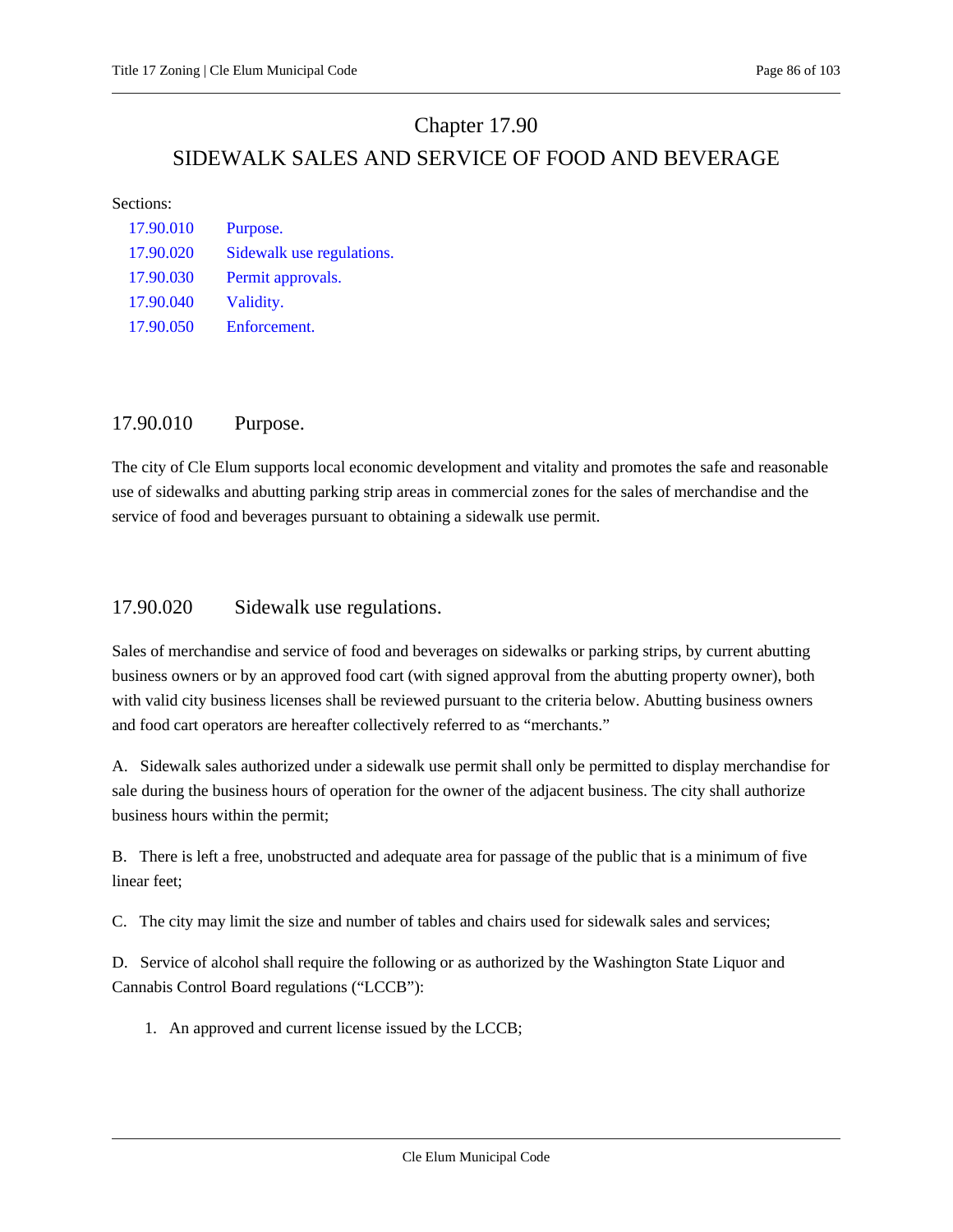# Chapter 17.90

# SIDEWALK SALES AND SERVICE OF FOOD AND BEVERAGE

Sections:

| | |
|---|---|
| 17.90.010 | Purpose. |
| 17.90.020 | Sidewalk use regulations. |
| 17.90.030 | Permit approvals. |
| 17.90.040 | Validity. |
| 17.90.050 | Enforcement. |

## 17.90.010 Purpose.

The city of Cle Elum supports local economic development and vitality and promotes the safe and reasonable use of sidewalks and abutting parking strip areas in commercial zones for the sales of merchandise and the service of food and beverages pursuant to obtaining a sidewalk use permit.

## 17.90.020 Sidewalk use regulations.

Sales of merchandise and service of food and beverages on sidewalks or parking strips, by current abutting business owners or by an approved food cart (with signed approval from the abutting property owner), both with valid city business licenses shall be reviewed pursuant to the criteria below. Abutting business owners and food cart operators are hereafter collectively referred to as "merchants."

A. Sidewalk sales authorized under a sidewalk use permit shall only be permitted to display merchandise for sale during the business hours of operation for the owner of the adjacent business. The city shall authorize business hours within the permit;

B. There is left a free, unobstructed and adequate area for passage of the public that is a minimum of five linear feet;

C. The city may limit the size and number of tables and chairs used for sidewalk sales and services;

D. Service of alcohol shall require the following or as authorized by the Washington State Liquor and Cannabis Control Board regulations ("LCCB"):

1. An approved and current license issued by the LCCB;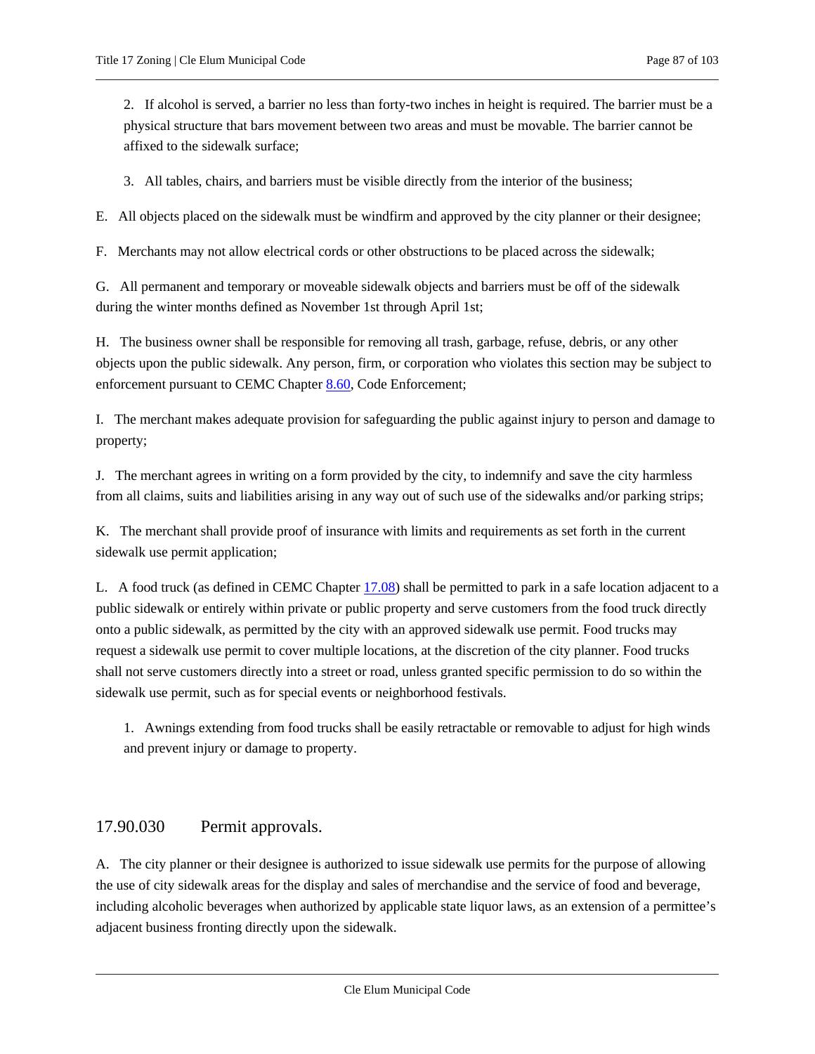2. If alcohol is served, a barrier no less than forty-two inches in height is required. The barrier must be a physical structure that bars movement between two areas and must be movable. The barrier cannot be affixed to the sidewalk surface;

3. All tables, chairs, and barriers must be visible directly from the interior of the business;

E. All objects placed on the sidewalk must be windfirm and approved by the city planner or their designee;

F. Merchants may not allow electrical cords or other obstructions to be placed across the sidewalk;

G. All permanent and temporary or moveable sidewalk objects and barriers must be off of the sidewalk during the winter months defined as November 1st through April 1st;

H. The business owner shall be responsible for removing all trash, garbage, refuse, debris, or any other objects upon the public sidewalk. Any person, firm, or corporation who violates this section may be subject to enforcement pursuant to CEMC Chapter 8.60, Code Enforcement;

I. The merchant makes adequate provision for safeguarding the public against injury to person and damage to property;

J. The merchant agrees in writing on a form provided by the city, to indemnify and save the city harmless from all claims, suits and liabilities arising in any way out of such use of the sidewalks and/or parking strips;

K. The merchant shall provide proof of insurance with limits and requirements as set forth in the current sidewalk use permit application;

L. A food truck (as defined in CEMC Chapter 17.08) shall be permitted to park in a safe location adjacent to a public sidewalk or entirely within private or public property and serve customers from the food truck directly onto a public sidewalk, as permitted by the city with an approved sidewalk use permit. Food trucks may request a sidewalk use permit to cover multiple locations, at the discretion of the city planner. Food trucks shall not serve customers directly into a street or road, unless granted specific permission to do so within the sidewalk use permit, such as for special events or neighborhood festivals.

1. Awnings extending from food trucks shall be easily retractable or removable to adjust for high winds and prevent injury or damage to property.

## 17.90.030 Permit approvals.

A. The city planner or their designee is authorized to issue sidewalk use permits for the purpose of allowing the use of city sidewalk areas for the display and sales of merchandise and the service of food and beverage, including alcoholic beverages when authorized by applicable state liquor laws, as an extension of a permittee's adjacent business fronting directly upon the sidewalk.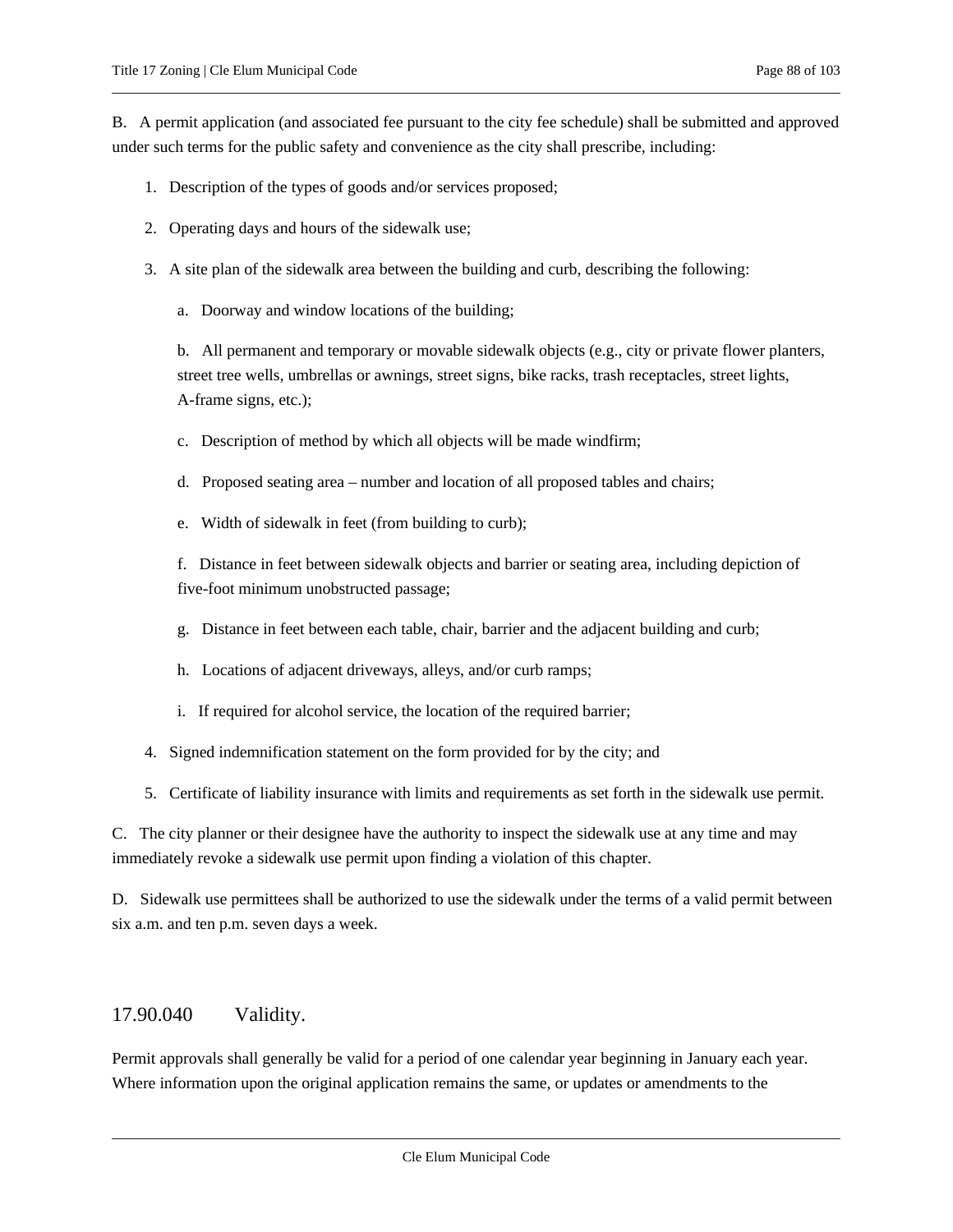B. A permit application (and associated fee pursuant to the city fee schedule) shall be submitted and approved under such terms for the public safety and convenience as the city shall prescribe, including:

1. Description of the types of goods and/or services proposed;
2. Operating days and hours of the sidewalk use;
3. A site plan of the sidewalk area between the building and curb, describing the following:

   a. Doorway and window locations of the building;

   b. All permanent and temporary or movable sidewalk objects (e.g., city or private flower planters, street tree wells, umbrellas or awnings, street signs, bike racks, trash receptacles, street lights, A-frame signs, etc.);

   c. Description of method by which all objects will be made windfirm;

   d. Proposed seating area – number and location of all proposed tables and chairs;

   e. Width of sidewalk in feet (from building to curb);

   f. Distance in feet between sidewalk objects and barrier or seating area, including depiction of five-foot minimum unobstructed passage;

   g. Distance in feet between each table, chair, barrier and the adjacent building and curb;

   h. Locations of adjacent driveways, alleys, and/or curb ramps;

   i. If required for alcohol service, the location of the required barrier;

4. Signed indemnification statement on the form provided for by the city; and
5. Certificate of liability insurance with limits and requirements as set forth in the sidewalk use permit.

C. The city planner or their designee have the authority to inspect the sidewalk use at any time and may immediately revoke a sidewalk use permit upon finding a violation of this chapter.

D. Sidewalk use permittees shall be authorized to use the sidewalk under the terms of a valid permit between six a.m. and ten p.m. seven days a week.

## 17.90.040 Validity.

Permit approvals shall generally be valid for a period of one calendar year beginning in January each year. Where information upon the original application remains the same, or updates or amendments to the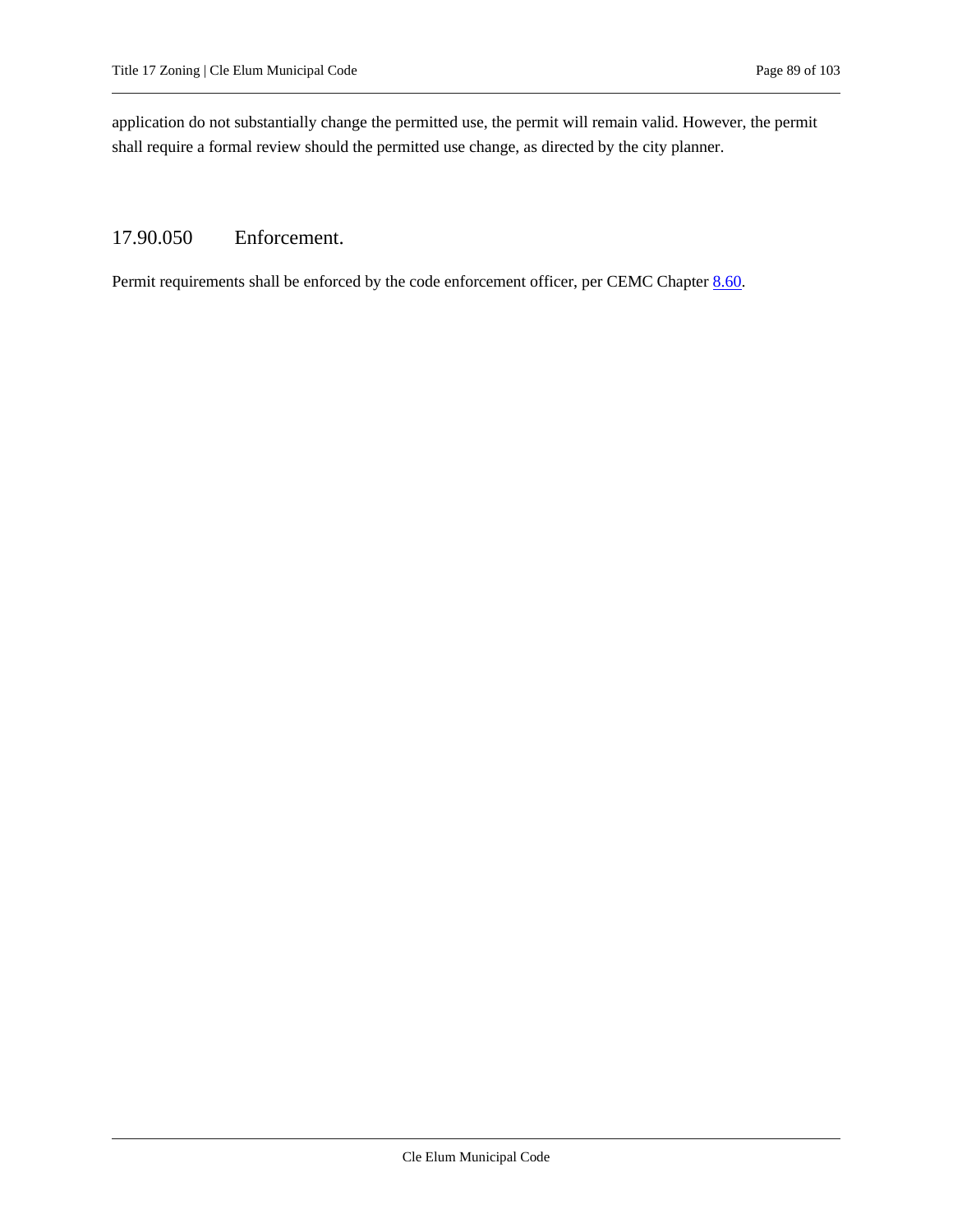application do not substantially change the permitted use, the permit will remain valid. However, the permit shall require a formal review should the permitted use change, as directed by the city planner.

## 17.90.050 Enforcement.

Permit requirements shall be enforced by the code enforcement officer, per CEMC Chapter 8.60.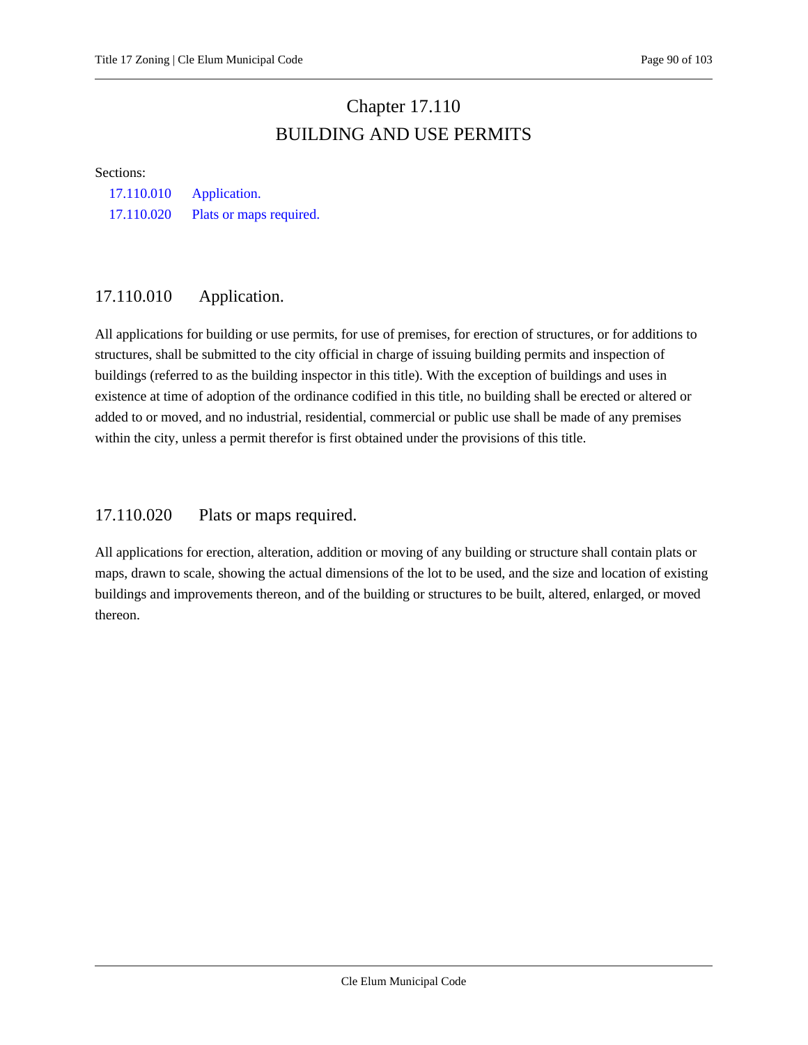# Chapter 17.110
# BUILDING AND USE PERMITS

Sections:

- 17.110.010 Application.
- 17.110.020 Plats or maps required.

## 17.110.010 Application.

All applications for building or use permits, for use of premises, for erection of structures, or for additions to structures, shall be submitted to the city official in charge of issuing building permits and inspection of buildings (referred to as the building inspector in this title). With the exception of buildings and uses in existence at time of adoption of the ordinance codified in this title, no building shall be erected or altered or added to or moved, and no industrial, residential, commercial or public use shall be made of any premises within the city, unless a permit therefor is first obtained under the provisions of this title.

## 17.110.020 Plats or maps required.

All applications for erection, alteration, addition or moving of any building or structure shall contain plats or maps, drawn to scale, showing the actual dimensions of the lot to be used, and the size and location of existing buildings and improvements thereon, and of the building or structures to be built, altered, enlarged, or moved thereon.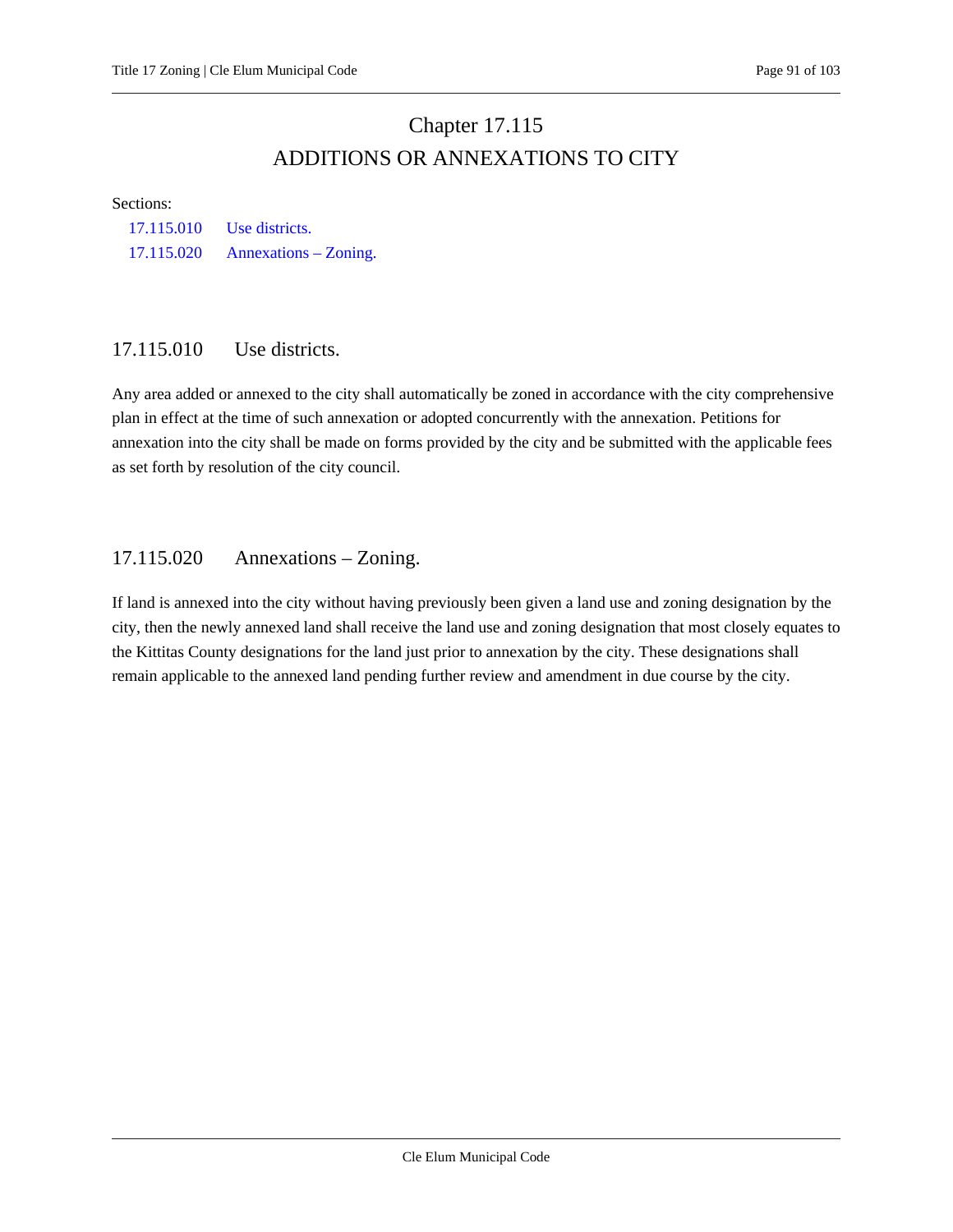# Chapter 17.115
# ADDITIONS OR ANNEXATIONS TO CITY

Sections:

17.115.010 Use districts.
17.115.020 Annexations – Zoning.

## 17.115.010 Use districts.

Any area added or annexed to the city shall automatically be zoned in accordance with the city comprehensive plan in effect at the time of such annexation or adopted concurrently with the annexation. Petitions for annexation into the city shall be made on forms provided by the city and be submitted with the applicable fees as set forth by resolution of the city council.

## 17.115.020 Annexations – Zoning.

If land is annexed into the city without having previously been given a land use and zoning designation by the city, then the newly annexed land shall receive the land use and zoning designation that most closely equates to the Kittitas County designations for the land just prior to annexation by the city. These designations shall remain applicable to the annexed land pending further review and amendment in due course by the city.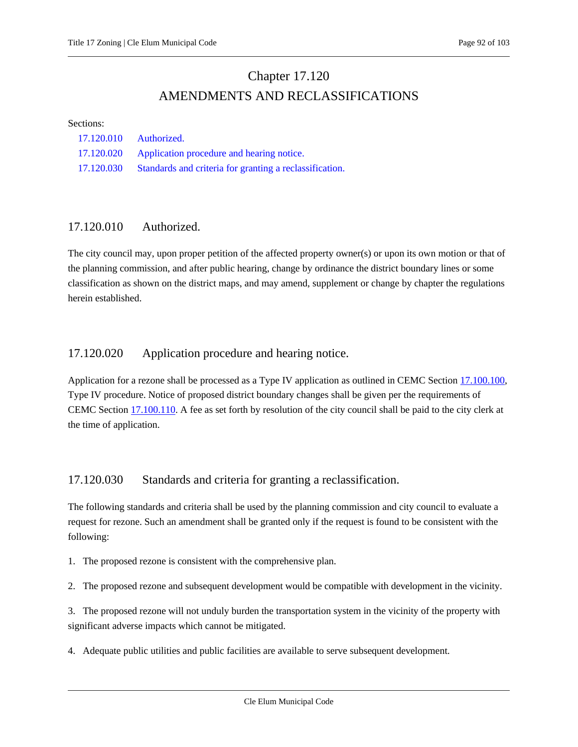# Chapter 17.120
# AMENDMENTS AND RECLASSIFICATIONS

Sections:

17.120.010 Authorized.
17.120.020 Application procedure and hearing notice.
17.120.030 Standards and criteria for granting a reclassification.

## 17.120.010 Authorized.

The city council may, upon proper petition of the affected property owner(s) or upon its own motion or that of the planning commission, and after public hearing, change by ordinance the district boundary lines or some classification as shown on the district maps, and may amend, supplement or change by chapter the regulations herein established.

## 17.120.020 Application procedure and hearing notice.

Application for a rezone shall be processed as a Type IV application as outlined in CEMC Section 17.100.100, Type IV procedure. Notice of proposed district boundary changes shall be given per the requirements of CEMC Section 17.100.110. A fee as set forth by resolution of the city council shall be paid to the city clerk at the time of application.

## 17.120.030 Standards and criteria for granting a reclassification.

The following standards and criteria shall be used by the planning commission and city council to evaluate a request for rezone. Such an amendment shall be granted only if the request is found to be consistent with the following:

1. The proposed rezone is consistent with the comprehensive plan.

2. The proposed rezone and subsequent development would be compatible with development in the vicinity.

3. The proposed rezone will not unduly burden the transportation system in the vicinity of the property with significant adverse impacts which cannot be mitigated.

4. Adequate public utilities and public facilities are available to serve subsequent development.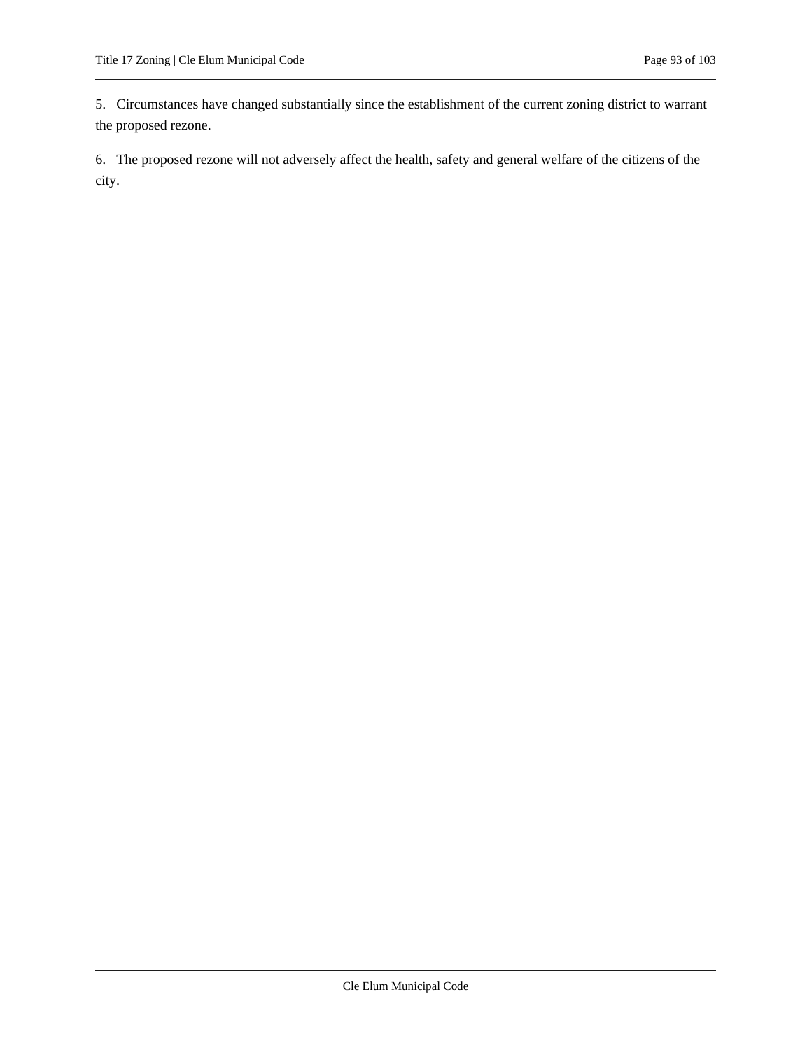5. Circumstances have changed substantially since the establishment of the current zoning district to warrant the proposed rezone.

6. The proposed rezone will not adversely affect the health, safety and general welfare of the citizens of the city.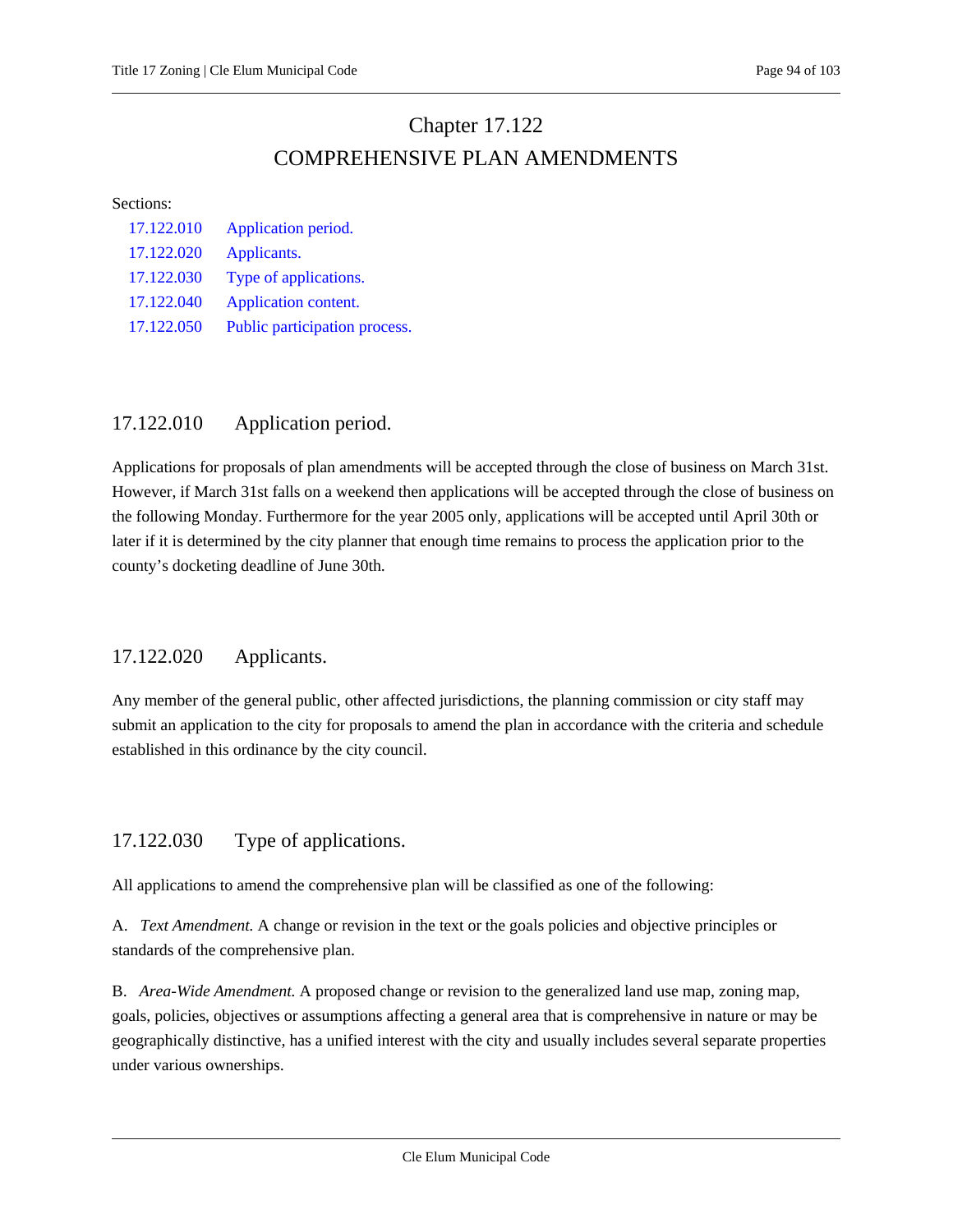# Chapter 17.122

# COMPREHENSIVE PLAN AMENDMENTS

Sections:

| | |
|---|---|
| 17.122.010 | Application period. |
| 17.122.020 | Applicants. |
| 17.122.030 | Type of applications. |
| 17.122.040 | Application content. |
| 17.122.050 | Public participation process. |

## 17.122.010 Application period.

Applications for proposals of plan amendments will be accepted through the close of business on March 31st. However, if March 31st falls on a weekend then applications will be accepted through the close of business on the following Monday. Furthermore for the year 2005 only, applications will be accepted until April 30th or later if it is determined by the city planner that enough time remains to process the application prior to the county's docketing deadline of June 30th.

## 17.122.020 Applicants.

Any member of the general public, other affected jurisdictions, the planning commission or city staff may submit an application to the city for proposals to amend the plan in accordance with the criteria and schedule established in this ordinance by the city council.

## 17.122.030 Type of applications.

All applications to amend the comprehensive plan will be classified as one of the following:

A. *Text Amendment.* A change or revision in the text or the goals policies and objective principles or standards of the comprehensive plan.

B. *Area-Wide Amendment.* A proposed change or revision to the generalized land use map, zoning map, goals, policies, objectives or assumptions affecting a general area that is comprehensive in nature or may be geographically distinctive, has a unified interest with the city and usually includes several separate properties under various ownerships.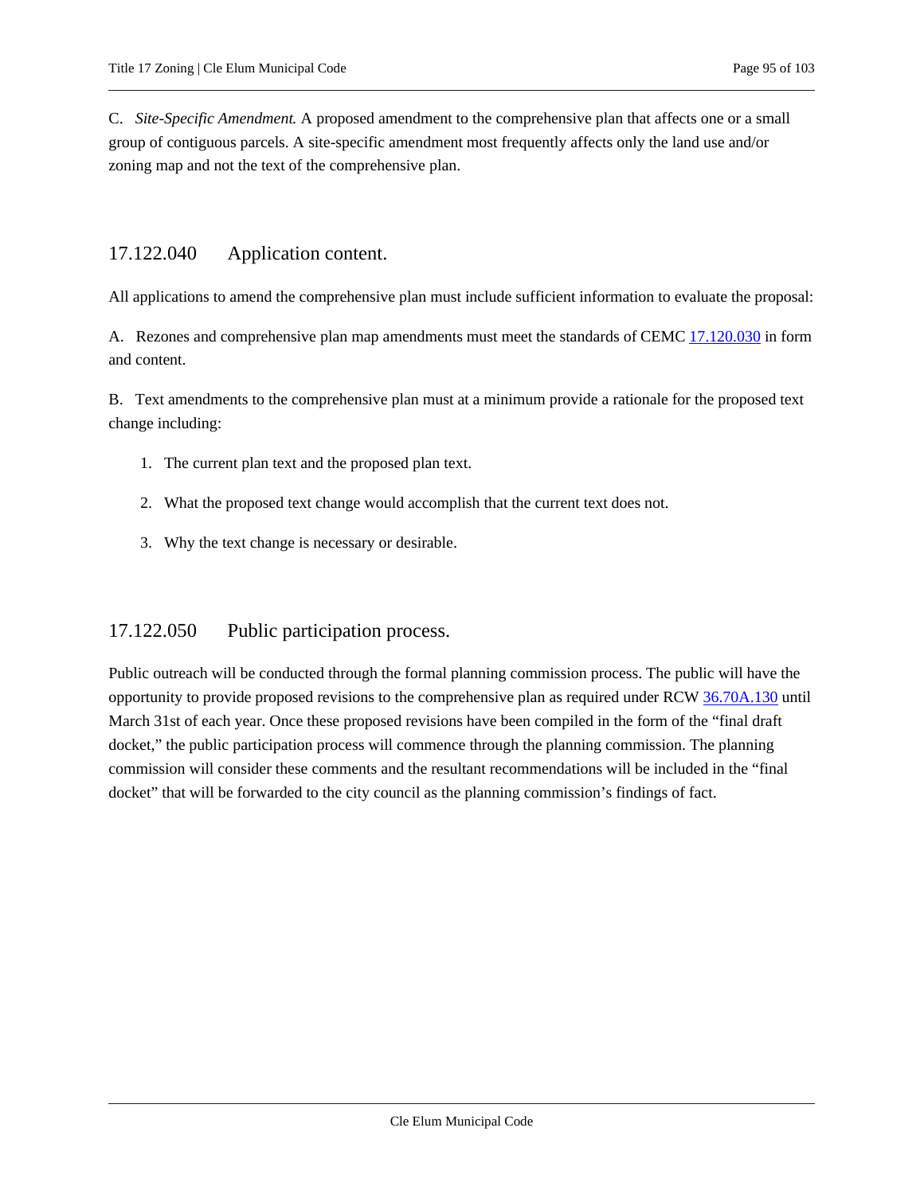C. *Site-Specific Amendment.* A proposed amendment to the comprehensive plan that affects one or a small group of contiguous parcels. A site-specific amendment most frequently affects only the land use and/or zoning map and not the text of the comprehensive plan.

## 17.122.040 Application content.

All applications to amend the comprehensive plan must include sufficient information to evaluate the proposal:

A. Rezones and comprehensive plan map amendments must meet the standards of CEMC 17.120.030 in form and content.

B. Text amendments to the comprehensive plan must at a minimum provide a rationale for the proposed text change including:

1. The current plan text and the proposed plan text.
2. What the proposed text change would accomplish that the current text does not.
3. Why the text change is necessary or desirable.

## 17.122.050 Public participation process.

Public outreach will be conducted through the formal planning commission process. The public will have the opportunity to provide proposed revisions to the comprehensive plan as required under RCW 36.70A.130 until March 31st of each year. Once these proposed revisions have been compiled in the form of the "final draft docket," the public participation process will commence through the planning commission. The planning commission will consider these comments and the resultant recommendations will be included in the "final docket" that will be forwarded to the city council as the planning commission's findings of fact.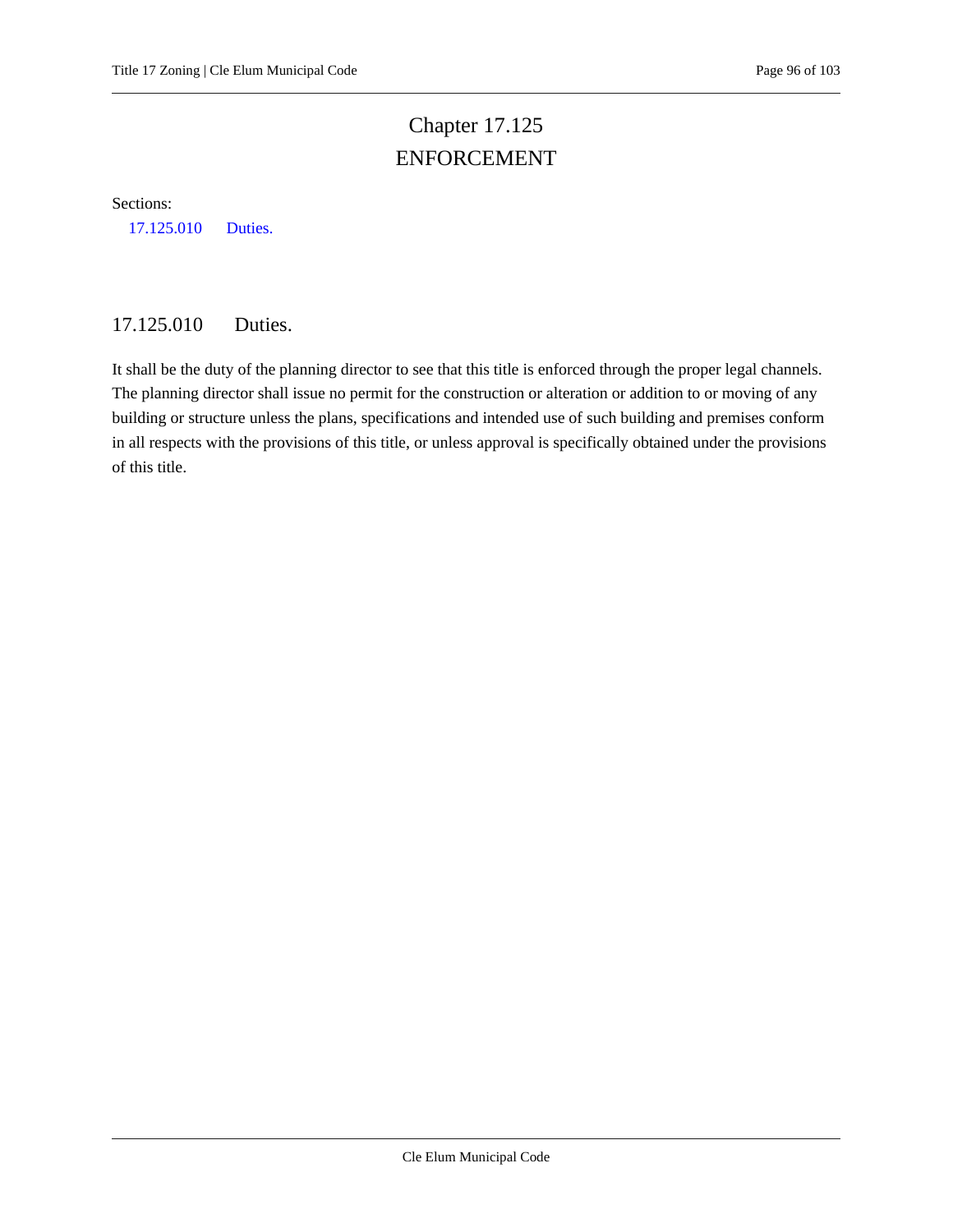# Chapter 17.125
# ENFORCEMENT

Sections:

17.125.010 Duties.

## 17.125.010 Duties.

It shall be the duty of the planning director to see that this title is enforced through the proper legal channels. The planning director shall issue no permit for the construction or alteration or addition to or moving of any building or structure unless the plans, specifications and intended use of such building and premises conform in all respects with the provisions of this title, or unless approval is specifically obtained under the provisions of this title.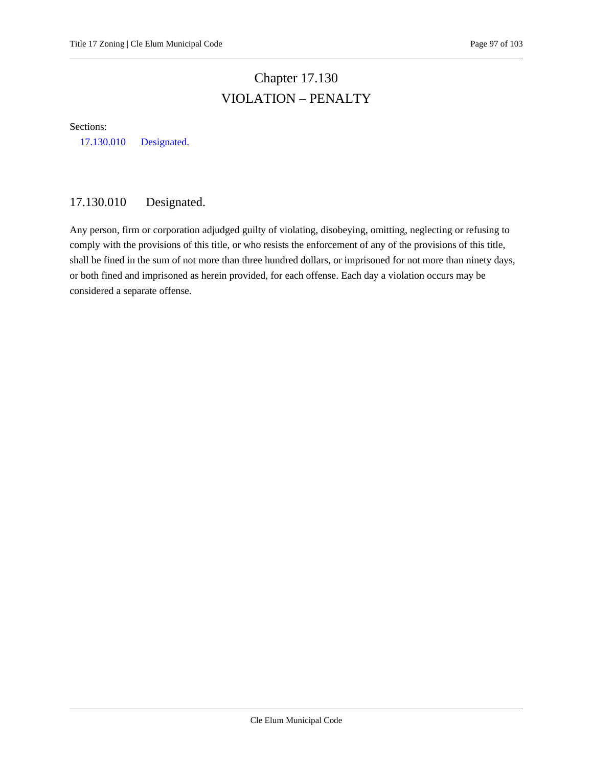# Chapter 17.130
# VIOLATION – PENALTY

Sections:

17.130.010 Designated.

## 17.130.010 Designated.

Any person, firm or corporation adjudged guilty of violating, disobeying, omitting, neglecting or refusing to comply with the provisions of this title, or who resists the enforcement of any of the provisions of this title, shall be fined in the sum of not more than three hundred dollars, or imprisoned for not more than ninety days, or both fined and imprisoned as herein provided, for each offense. Each day a violation occurs may be considered a separate offense.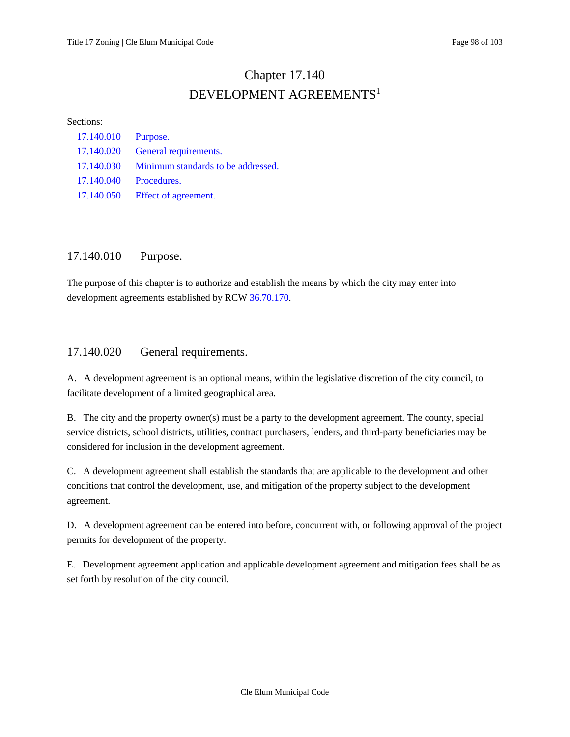# Chapter 17.140
# DEVELOPMENT AGREEMENTS[1]

Sections:

- 17.140.010 Purpose.
- 17.140.020 General requirements.
- 17.140.030 Minimum standards to be addressed.
- 17.140.040 Procedures.
- 17.140.050 Effect of agreement.

## 17.140.010 Purpose.

The purpose of this chapter is to authorize and establish the means by which the city may enter into development agreements established by RCW 36.70.170.

## 17.140.020 General requirements.

A. A development agreement is an optional means, within the legislative discretion of the city council, to facilitate development of a limited geographical area.

B. The city and the property owner(s) must be a party to the development agreement. The county, special service districts, school districts, utilities, contract purchasers, lenders, and third-party beneficiaries may be considered for inclusion in the development agreement.

C. A development agreement shall establish the standards that are applicable to the development and other conditions that control the development, use, and mitigation of the property subject to the development agreement.

D. A development agreement can be entered into before, concurrent with, or following approval of the project permits for development of the property.

E. Development agreement application and applicable development agreement and mitigation fees shall be as set forth by resolution of the city council.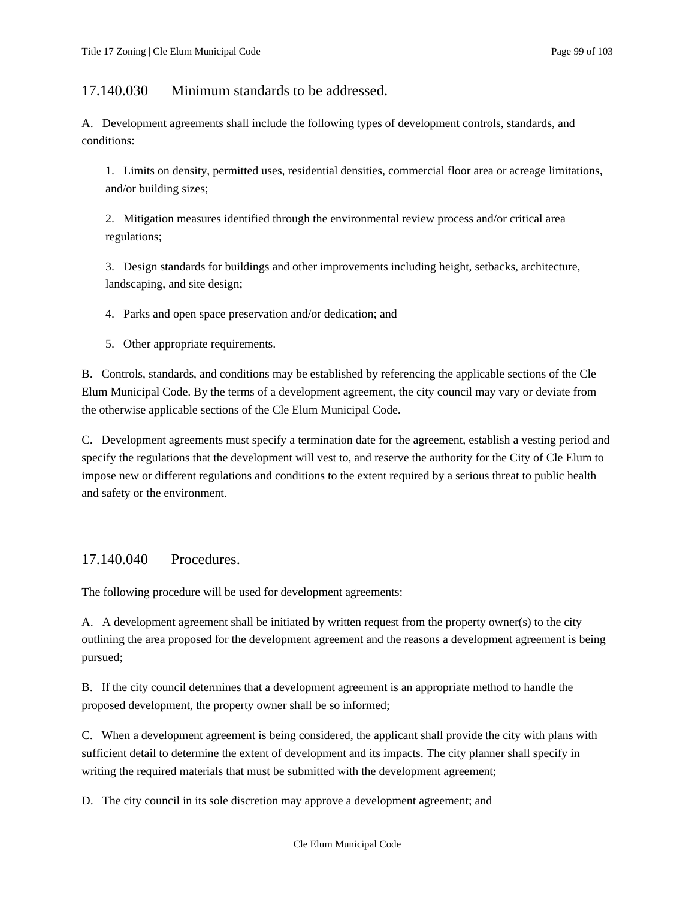## 17.140.030 Minimum standards to be addressed.

A. Development agreements shall include the following types of development controls, standards, and conditions:

1. Limits on density, permitted uses, residential densities, commercial floor area or acreage limitations, and/or building sizes;

2. Mitigation measures identified through the environmental review process and/or critical area regulations;

3. Design standards for buildings and other improvements including height, setbacks, architecture, landscaping, and site design;

4. Parks and open space preservation and/or dedication; and

5. Other appropriate requirements.

B. Controls, standards, and conditions may be established by referencing the applicable sections of the Cle Elum Municipal Code. By the terms of a development agreement, the city council may vary or deviate from the otherwise applicable sections of the Cle Elum Municipal Code.

C. Development agreements must specify a termination date for the agreement, establish a vesting period and specify the regulations that the development will vest to, and reserve the authority for the City of Cle Elum to impose new or different regulations and conditions to the extent required by a serious threat to public health and safety or the environment.

## 17.140.040 Procedures.

The following procedure will be used for development agreements:

A. A development agreement shall be initiated by written request from the property owner(s) to the city outlining the area proposed for the development agreement and the reasons a development agreement is being pursued;

B. If the city council determines that a development agreement is an appropriate method to handle the proposed development, the property owner shall be so informed;

C. When a development agreement is being considered, the applicant shall provide the city with plans with sufficient detail to determine the extent of development and its impacts. The city planner shall specify in writing the required materials that must be submitted with the development agreement;

D. The city council in its sole discretion may approve a development agreement; and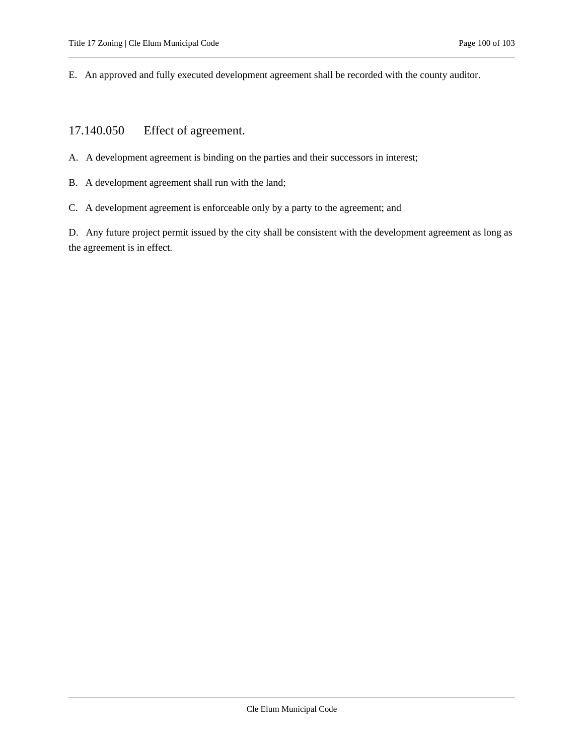E. An approved and fully executed development agreement shall be recorded with the county auditor.

## 17.140.050 Effect of agreement.

A. A development agreement is binding on the parties and their successors in interest;

B. A development agreement shall run with the land;

C. A development agreement is enforceable only by a party to the agreement; and

D. Any future project permit issued by the city shall be consistent with the development agreement as long as the agreement is in effect.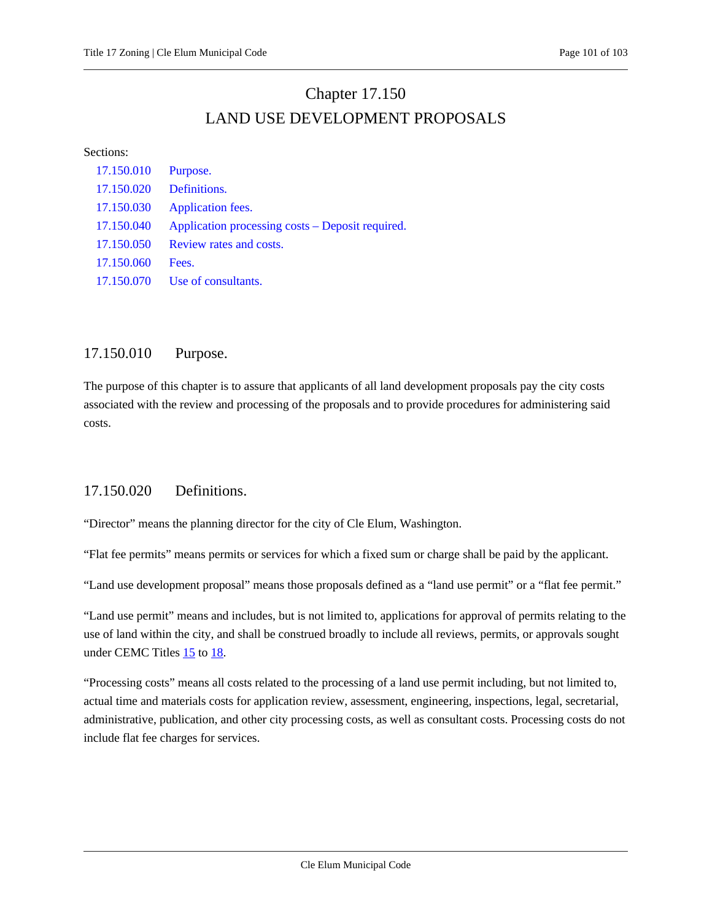# Chapter 17.150

# LAND USE DEVELOPMENT PROPOSALS

Sections:

- 17.150.010 Purpose.
- 17.150.020 Definitions.
- 17.150.030 Application fees.
- 17.150.040 Application processing costs – Deposit required.
- 17.150.050 Review rates and costs.
- 17.150.060 Fees.
- 17.150.070 Use of consultants.

## 17.150.010 Purpose.

The purpose of this chapter is to assure that applicants of all land development proposals pay the city costs associated with the review and processing of the proposals and to provide procedures for administering said costs.

## 17.150.020 Definitions.

"Director" means the planning director for the city of Cle Elum, Washington.

"Flat fee permits" means permits or services for which a fixed sum or charge shall be paid by the applicant.

"Land use development proposal" means those proposals defined as a "land use permit" or a "flat fee permit."

"Land use permit" means and includes, but is not limited to, applications for approval of permits relating to the use of land within the city, and shall be construed broadly to include all reviews, permits, or approvals sought under CEMC Titles 15 to 18.

"Processing costs" means all costs related to the processing of a land use permit including, but not limited to, actual time and materials costs for application review, assessment, engineering, inspections, legal, secretarial, administrative, publication, and other city processing costs, as well as consultant costs. Processing costs do not include flat fee charges for services.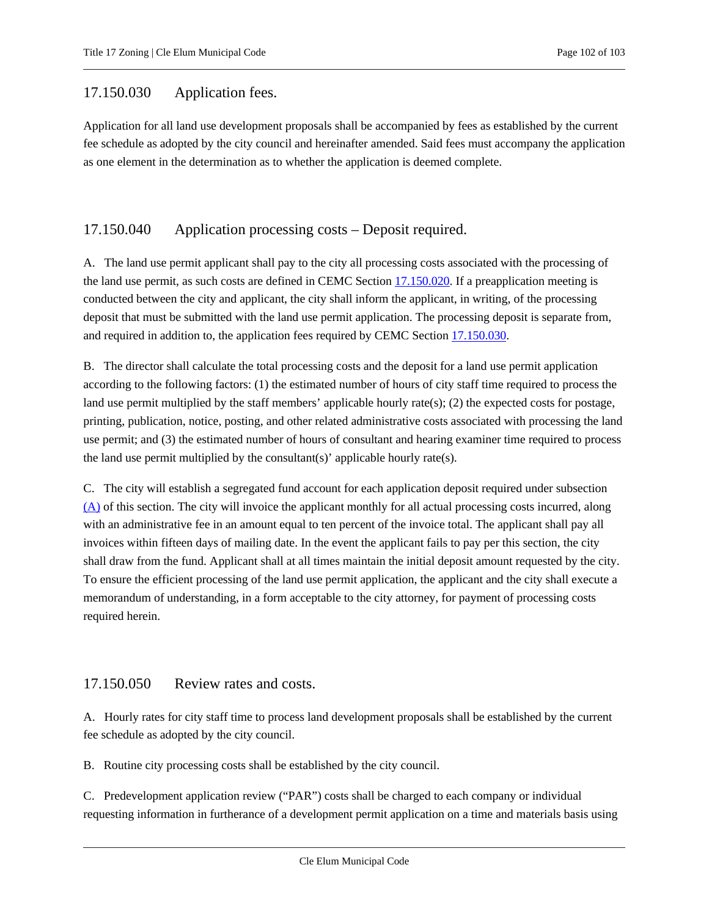## 17.150.030 Application fees.

Application for all land use development proposals shall be accompanied by fees as established by the current fee schedule as adopted by the city council and hereinafter amended. Said fees must accompany the application as one element in the determination as to whether the application is deemed complete.

## 17.150.040 Application processing costs – Deposit required.

A. The land use permit applicant shall pay to the city all processing costs associated with the processing of the land use permit, as such costs are defined in CEMC Section 17.150.020. If a preapplication meeting is conducted between the city and applicant, the city shall inform the applicant, in writing, of the processing deposit that must be submitted with the land use permit application. The processing deposit is separate from, and required in addition to, the application fees required by CEMC Section 17.150.030.

B. The director shall calculate the total processing costs and the deposit for a land use permit application according to the following factors: (1) the estimated number of hours of city staff time required to process the land use permit multiplied by the staff members' applicable hourly rate(s); (2) the expected costs for postage, printing, publication, notice, posting, and other related administrative costs associated with processing the land use permit; and (3) the estimated number of hours of consultant and hearing examiner time required to process the land use permit multiplied by the consultant(s)' applicable hourly rate(s).

C. The city will establish a segregated fund account for each application deposit required under subsection (A) of this section. The city will invoice the applicant monthly for all actual processing costs incurred, along with an administrative fee in an amount equal to ten percent of the invoice total. The applicant shall pay all invoices within fifteen days of mailing date. In the event the applicant fails to pay per this section, the city shall draw from the fund. Applicant shall at all times maintain the initial deposit amount requested by the city. To ensure the efficient processing of the land use permit application, the applicant and the city shall execute a memorandum of understanding, in a form acceptable to the city attorney, for payment of processing costs required herein.

## 17.150.050 Review rates and costs.

A. Hourly rates for city staff time to process land development proposals shall be established by the current fee schedule as adopted by the city council.

B. Routine city processing costs shall be established by the city council.

C. Predevelopment application review ("PAR") costs shall be charged to each company or individual requesting information in furtherance of a development permit application on a time and materials basis using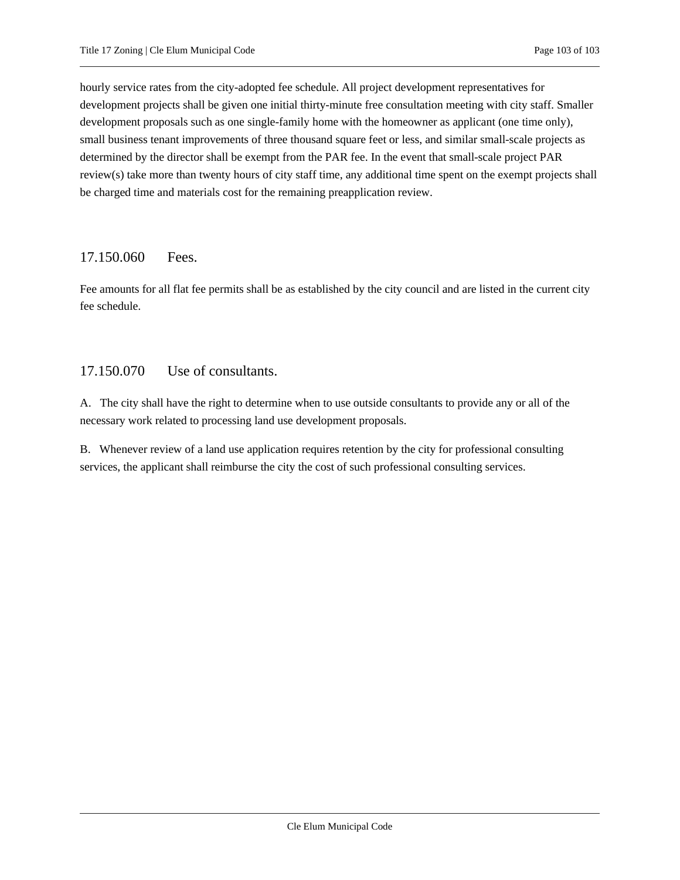hourly service rates from the city-adopted fee schedule. All project development representatives for development projects shall be given one initial thirty-minute free consultation meeting with city staff. Smaller development proposals such as one single-family home with the homeowner as applicant (one time only), small business tenant improvements of three thousand square feet or less, and similar small-scale projects as determined by the director shall be exempt from the PAR fee. In the event that small-scale project PAR review(s) take more than twenty hours of city staff time, any additional time spent on the exempt projects shall be charged time and materials cost for the remaining preapplication review.

## 17.150.060 Fees.

Fee amounts for all flat fee permits shall be as established by the city council and are listed in the current city fee schedule.

## 17.150.070 Use of consultants.

A. The city shall have the right to determine when to use outside consultants to provide any or all of the necessary work related to processing land use development proposals.

B. Whenever review of a land use application requires retention by the city for professional consulting services, the applicant shall reimburse the city the cost of such professional consulting services.